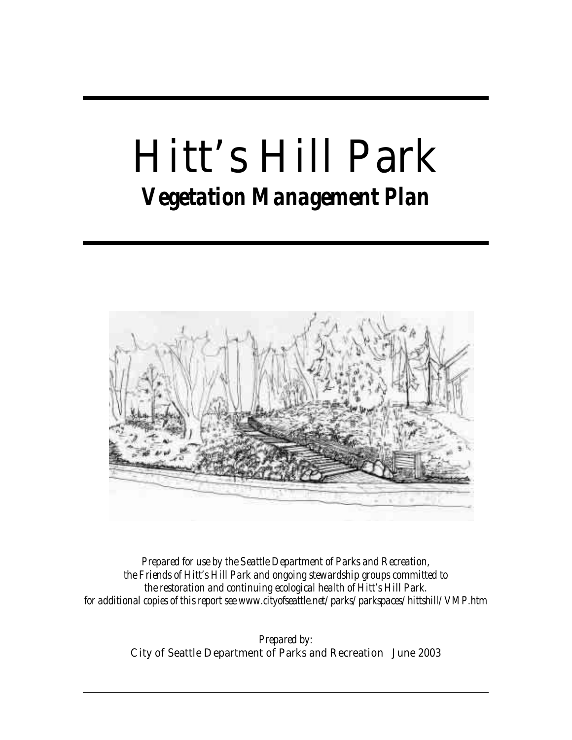# Hitt's Hill Park

## Vegetation Management Plan

*Prepared for use by the Seattle Department of Parks and Recreation, the Friends of Hitt's Hill Park and ongoing stewardship groups committed to the restoration and continuing ecological health of Hitt's Hill Park. for additional copies of this report see www.cityofseattle.net/parks/parkspaces/hittshill/VMP.htm*

*Prepared by:*
City of Seattle Department of Parks and Recreation June 2003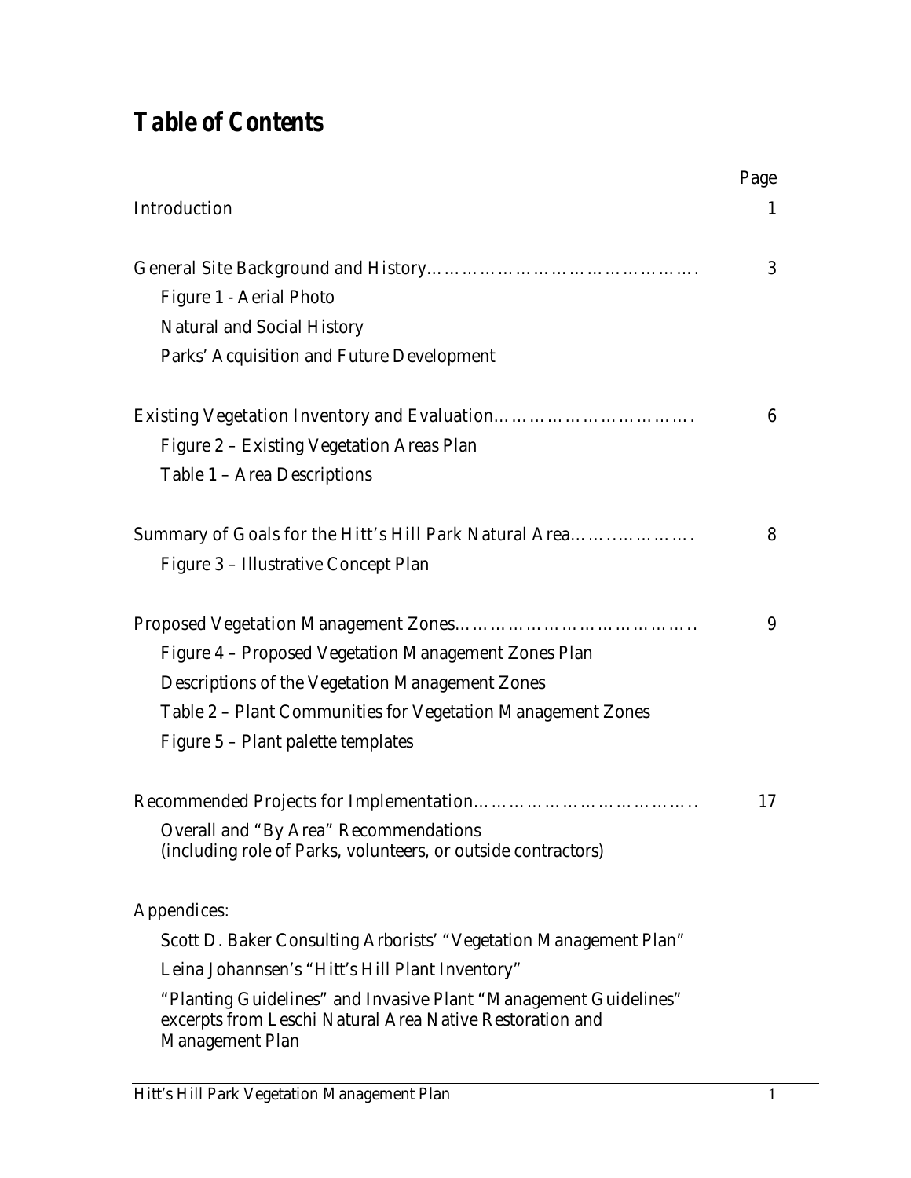# *Table of Contents*

| | Page |
|---|---|
| Introduction | 1 |
| General Site Background and History………………………………………. | 3 |
| Figure 1 - Aerial Photo | |
| Natural and Social History | |
| Parks' Acquisition and Future Development | |
| Existing Vegetation Inventory and Evaluation……………………………. | 6 |
| Figure 2 – Existing Vegetation Areas Plan | |
| Table 1 – Area Descriptions | |
| Summary of Goals for the Hitt's Hill Park Natural Area……..…………. | 8 |
| Figure 3 – Illustrative Concept Plan | |
| Proposed Vegetation Management Zones………………………………….. | 9 |
| Figure 4 – Proposed Vegetation Management Zones Plan | |
| Descriptions of the Vegetation Management Zones | |
| Table 2 – Plant Communities for Vegetation Management Zones | |
| Figure 5 – Plant palette templates | |
| Recommended Projects for Implementation……………………………….. | 17 |
| Overall and "By Area" Recommendations (including role of Parks, volunteers, or outside contractors) | |

Appendices:

- Scott D. Baker Consulting Arborists' "Vegetation Management Plan"
- Leina Johannsen's "Hitt's Hill Plant Inventory"
- "Planting Guidelines" and Invasive Plant "Management Guidelines" excerpts from Leschi Natural Area Native Restoration and Management Plan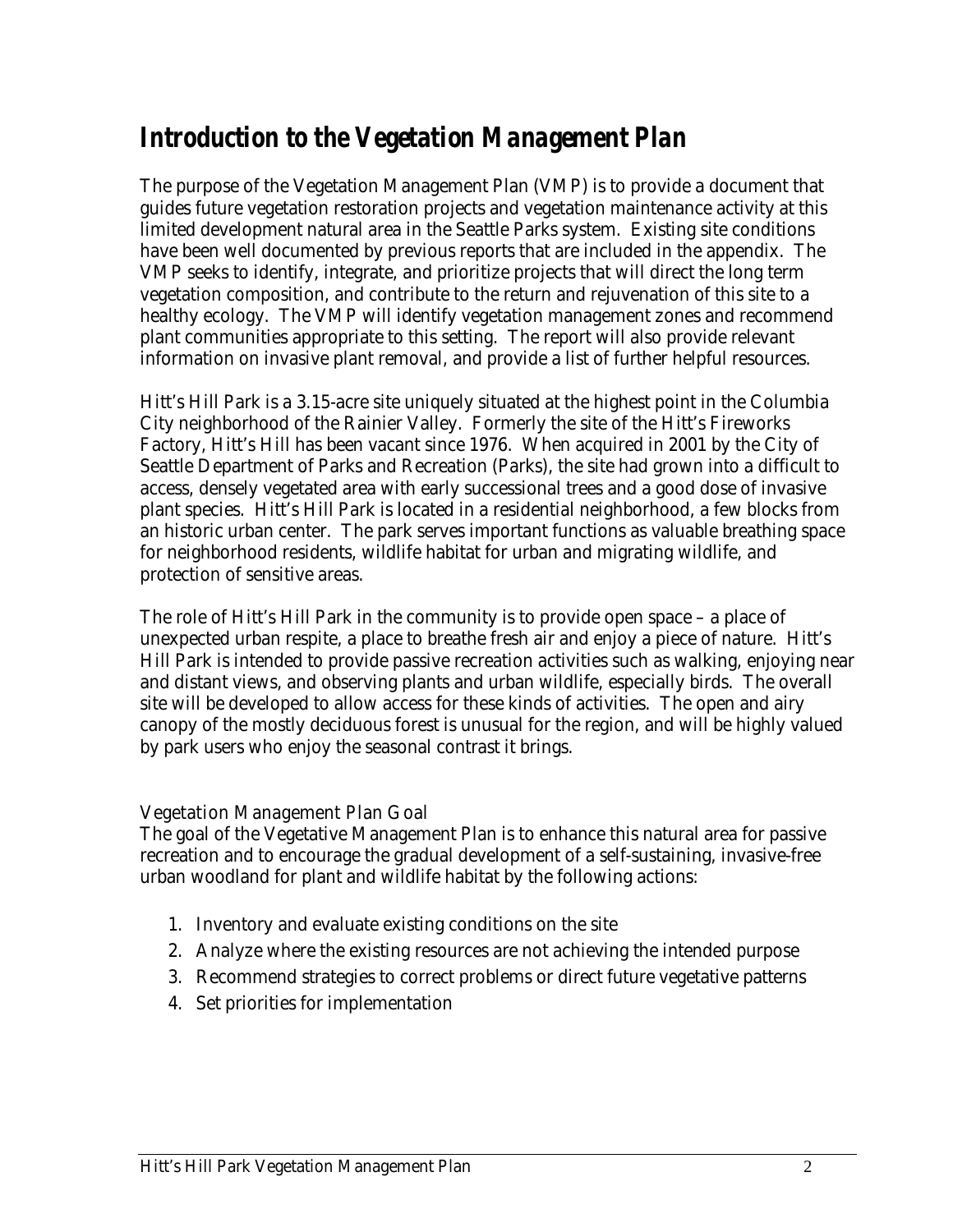# *Introduction to the Vegetation Management Plan*

The purpose of the Vegetation Management Plan (VMP) is to provide a document that guides future vegetation restoration projects and vegetation maintenance activity at this limited development natural area in the Seattle Parks system. Existing site conditions have been well documented by previous reports that are included in the appendix. The VMP seeks to identify, integrate, and prioritize projects that will direct the long term vegetation composition, and contribute to the return and rejuvenation of this site to a healthy ecology. The VMP will identify vegetation management zones and recommend plant communities appropriate to this setting. The report will also provide relevant information on invasive plant removal, and provide a list of further helpful resources.

Hitt's Hill Park is a 3.15-acre site uniquely situated at the highest point in the Columbia City neighborhood of the Rainier Valley. Formerly the site of the Hitt's Fireworks Factory, Hitt's Hill has been vacant since 1976. When acquired in 2001 by the City of Seattle Department of Parks and Recreation (Parks), the site had grown into a difficult to access, densely vegetated area with early successional trees and a good dose of invasive plant species. Hitt's Hill Park is located in a residential neighborhood, a few blocks from an historic urban center. The park serves important functions as valuable breathing space for neighborhood residents, wildlife habitat for urban and migrating wildlife, and protection of sensitive areas.

The role of Hitt's Hill Park in the community is to provide open space – a place of unexpected urban respite, a place to breathe fresh air and enjoy a piece of nature. Hitt's Hill Park is intended to provide passive recreation activities such as walking, enjoying near and distant views, and observing plants and urban wildlife, especially birds. The overall site will be developed to allow access for these kinds of activities. The open and airy canopy of the mostly deciduous forest is unusual for the region, and will be highly valued by park users who enjoy the seasonal contrast it brings.

### Vegetation Management Plan Goal

The goal of the Vegetative Management Plan is to enhance this natural area for passive recreation and to encourage the gradual development of a self-sustaining, invasive-free urban woodland for plant and wildlife habitat by the following actions:

1. Inventory and evaluate existing conditions on the site
2. Analyze where the existing resources are not achieving the intended purpose
3. Recommend strategies to correct problems or direct future vegetative patterns
4. Set priorities for implementation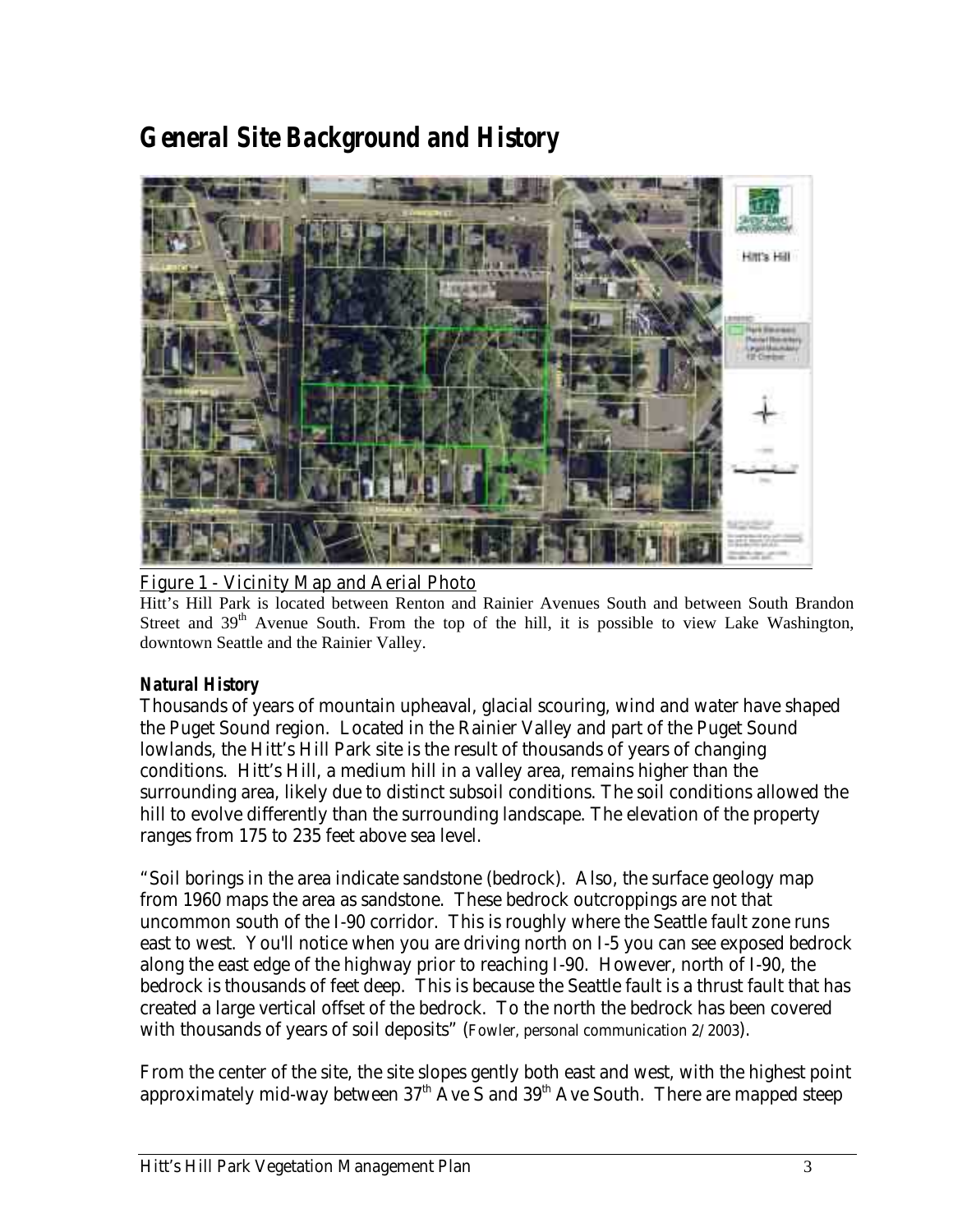# General Site Background and History

Figure 1 - Vicinity Map and Aerial Photo

Hitt's Hill Park is located between Renton and Rainier Avenues South and between South Brandon Street and 39th Avenue South. From the top of the hill, it is possible to view Lake Washington, downtown Seattle and the Rainier Valley.

### *Natural History*

Thousands of years of mountain upheaval, glacial scouring, wind and water have shaped the Puget Sound region. Located in the Rainier Valley and part of the Puget Sound lowlands, the Hitt's Hill Park site is the result of thousands of years of changing conditions. Hitt's Hill, a medium hill in a valley area, remains higher than the surrounding area, likely due to distinct subsoil conditions. The soil conditions allowed the hill to evolve differently than the surrounding landscape. The elevation of the property ranges from 175 to 235 feet above sea level.

"Soil borings in the area indicate sandstone (bedrock). Also, the surface geology map from 1960 maps the area as sandstone. These bedrock outcroppings are not that uncommon south of the I-90 corridor. This is roughly where the Seattle fault zone runs east to west. You'll notice when you are driving north on I-5 you can see exposed bedrock along the east edge of the highway prior to reaching I-90. However, north of I-90, the bedrock is thousands of feet deep. This is because the Seattle fault is a thrust fault that has created a large vertical offset of the bedrock. To the north the bedrock has been covered with thousands of years of soil deposits" (Fowler, personal communication 2/2003).

From the center of the site, the site slopes gently both east and west, with the highest point approximately mid-way between 37th Ave S and 39th Ave South. There are mapped steep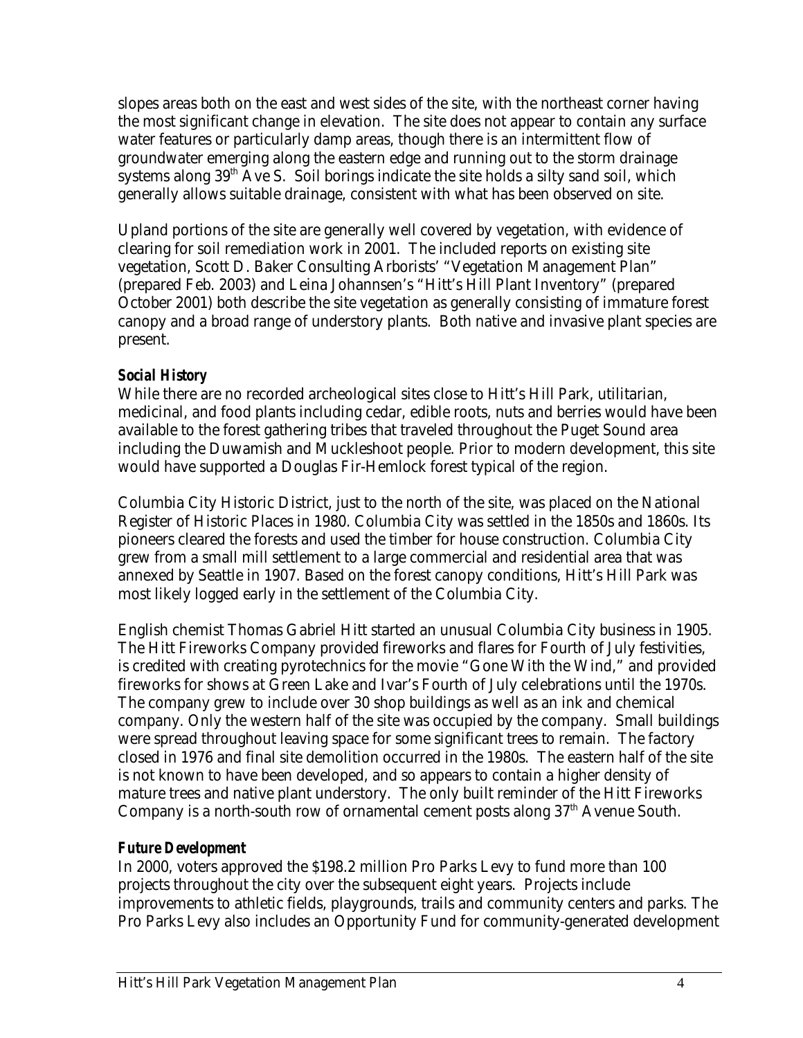slopes areas both on the east and west sides of the site, with the northeast corner having the most significant change in elevation. The site does not appear to contain any surface water features or particularly damp areas, though there is an intermittent flow of groundwater emerging along the eastern edge and running out to the storm drainage systems along 39th Ave S. Soil borings indicate the site holds a silty sand soil, which generally allows suitable drainage, consistent with what has been observed on site.

Upland portions of the site are generally well covered by vegetation, with evidence of clearing for soil remediation work in 2001. The included reports on existing site vegetation, Scott D. Baker Consulting Arborists' "Vegetation Management Plan" (prepared Feb. 2003) and Leina Johannsen's "Hitt's Hill Plant Inventory" (prepared October 2001) both describe the site vegetation as generally consisting of immature forest canopy and a broad range of understory plants. Both native and invasive plant species are present.

***Social History***

While there are no recorded archeological sites close to Hitt's Hill Park, utilitarian, medicinal, and food plants including cedar, edible roots, nuts and berries would have been available to the forest gathering tribes that traveled throughout the Puget Sound area including the Duwamish and Muckleshoot people. Prior to modern development, this site would have supported a Douglas Fir-Hemlock forest typical of the region.

Columbia City Historic District, just to the north of the site, was placed on the National Register of Historic Places in 1980. Columbia City was settled in the 1850s and 1860s. Its pioneers cleared the forests and used the timber for house construction. Columbia City grew from a small mill settlement to a large commercial and residential area that was annexed by Seattle in 1907. Based on the forest canopy conditions, Hitt's Hill Park was most likely logged early in the settlement of the Columbia City.

English chemist Thomas Gabriel Hitt started an unusual Columbia City business in 1905. The Hitt Fireworks Company provided fireworks and flares for Fourth of July festivities, is credited with creating pyrotechnics for the movie "Gone With the Wind," and provided fireworks for shows at Green Lake and Ivar's Fourth of July celebrations until the 1970s. The company grew to include over 30 shop buildings as well as an ink and chemical company. Only the western half of the site was occupied by the company. Small buildings were spread throughout leaving space for some significant trees to remain. The factory closed in 1976 and final site demolition occurred in the 1980s. The eastern half of the site is not known to have been developed, and so appears to contain a higher density of mature trees and native plant understory. The only built reminder of the Hitt Fireworks Company is a north-south row of ornamental cement posts along 37th Avenue South.

***Future Development***

In 2000, voters approved the $198.2 million Pro Parks Levy to fund more than 100 projects throughout the city over the subsequent eight years. Projects include improvements to athletic fields, playgrounds, trails and community centers and parks. The Pro Parks Levy also includes an Opportunity Fund for community-generated development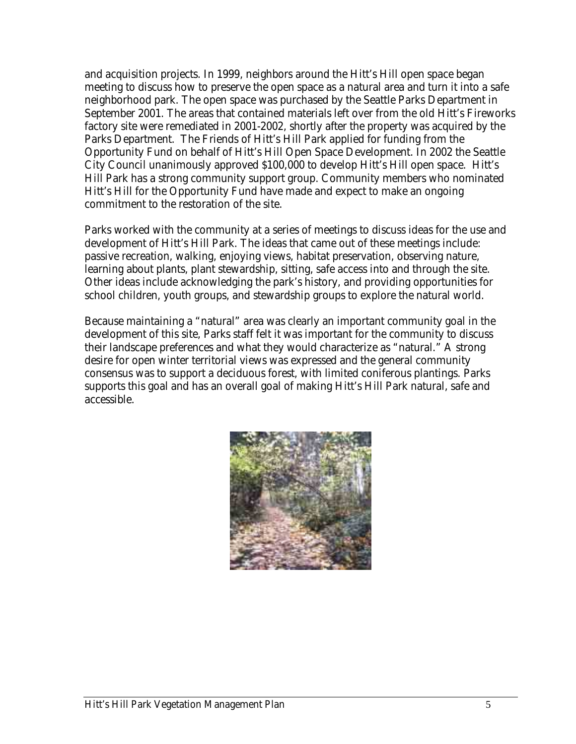and acquisition projects. In 1999, neighbors around the Hitt's Hill open space began meeting to discuss how to preserve the open space as a natural area and turn it into a safe neighborhood park. The open space was purchased by the Seattle Parks Department in September 2001. The areas that contained materials left over from the old Hitt's Fireworks factory site were remediated in 2001-2002, shortly after the property was acquired by the Parks Department. The Friends of Hitt's Hill Park applied for funding from the Opportunity Fund on behalf of Hitt's Hill Open Space Development. In 2002 the Seattle City Council unanimously approved $100,000 to develop Hitt's Hill open space. Hitt's Hill Park has a strong community support group. Community members who nominated Hitt's Hill for the Opportunity Fund have made and expect to make an ongoing commitment to the restoration of the site.

Parks worked with the community at a series of meetings to discuss ideas for the use and development of Hitt's Hill Park. The ideas that came out of these meetings include: passive recreation, walking, enjoying views, habitat preservation, observing nature, learning about plants, plant stewardship, sitting, safe access into and through the site. Other ideas include acknowledging the park's history, and providing opportunities for school children, youth groups, and stewardship groups to explore the natural world.

Because maintaining a "natural" area was clearly an important community goal in the development of this site, Parks staff felt it was important for the community to discuss their landscape preferences and what they would characterize as "natural." A strong desire for open winter territorial views was expressed and the general community consensus was to support a deciduous forest, with limited coniferous plantings. Parks supports this goal and has an overall goal of making Hitt's Hill Park natural, safe and accessible.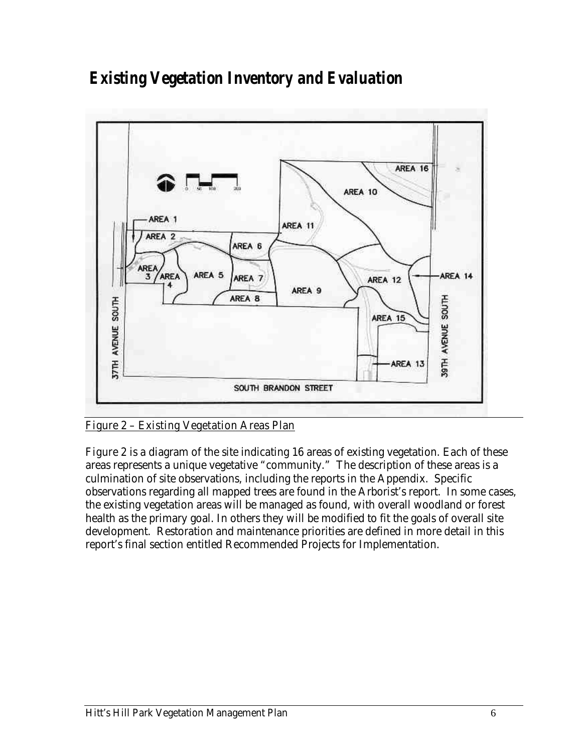# *Existing Vegetation Inventory and Evaluation*

Figure 2 – Existing Vegetation Areas Plan

Figure 2 is a diagram of the site indicating 16 areas of existing vegetation. Each of these areas represents a unique vegetative "community." The description of these areas is a culmination of site observations, including the reports in the Appendix. Specific observations regarding all mapped trees are found in the Arborist's report. In some cases, the existing vegetation areas will be managed as found, with overall woodland or forest health as the primary goal. In others they will be modified to fit the goals of overall site development. Restoration and maintenance priorities are defined in more detail in this report's final section entitled Recommended Projects for Implementation.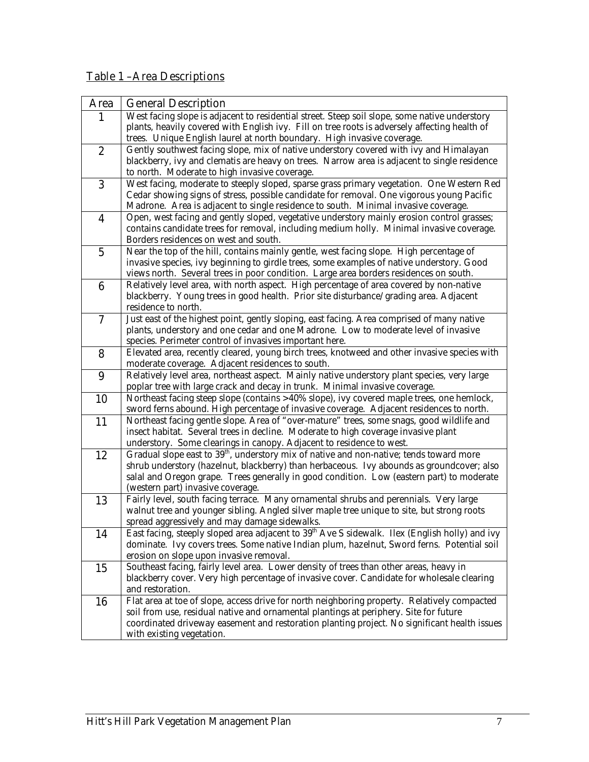Table 1 –Area Descriptions

| Area | General Description |
|---|---|
| 1 | West facing slope is adjacent to residential street. Steep soil slope, some native understory plants, heavily covered with English ivy. Fill on tree roots is adversely affecting health of trees. Unique English laurel at north boundary. High invasive coverage. |
| 2 | Gently southwest facing slope, mix of native understory covered with ivy and Himalayan blackberry, ivy and clematis are heavy on trees. Narrow area is adjacent to single residence to north. Moderate to high invasive coverage. |
| 3 | West facing, moderate to steeply sloped, sparse grass primary vegetation. One Western Red Cedar showing signs of stress, possible candidate for removal. One vigorous young Pacific Madrone. Area is adjacent to single residence to south. Minimal invasive coverage. |
| 4 | Open, west facing and gently sloped, vegetative understory mainly erosion control grasses; contains candidate trees for removal, including medium holly. Minimal invasive coverage. Borders residences on west and south. |
| 5 | Near the top of the hill, contains mainly gentle, west facing slope. High percentage of invasive species, ivy beginning to girdle trees, some examples of native understory. Good views north. Several trees in poor condition. Large area borders residences on south. |
| 6 | Relatively level area, with north aspect. High percentage of area covered by non-native blackberry. Young trees in good health. Prior site disturbance/grading area. Adjacent residence to north. |
| 7 | Just east of the highest point, gently sloping, east facing. Area comprised of many native plants, understory and one cedar and one Madrone. Low to moderate level of invasive species. Perimeter control of invasives important here. |
| 8 | Elevated area, recently cleared, young birch trees, knotweed and other invasive species with moderate coverage. Adjacent residences to south. |
| 9 | Relatively level area, northeast aspect. Mainly native understory plant species, very large poplar tree with large crack and decay in trunk. Minimal invasive coverage. |
| 10 | Northeast facing steep slope (contains >40% slope), ivy covered maple trees, one hemlock, sword ferns abound. High percentage of invasive coverage. Adjacent residences to north. |
| 11 | Northeast facing gentle slope. Area of "over-mature" trees, some snags, good wildlife and insect habitat. Several trees in decline. Moderate to high coverage invasive plant understory. Some clearings in canopy. Adjacent to residence to west. |
| 12 | Gradual slope east to 39th, understory mix of native and non-native; tends toward more shrub understory (hazelnut, blackberry) than herbaceous. Ivy abounds as groundcover; also salal and Oregon grape. Trees generally in good condition. Low (eastern part) to moderate (western part) invasive coverage. |
| 13 | Fairly level, south facing terrace. Many ornamental shrubs and perennials. Very large walnut tree and younger sibling. Angled silver maple tree unique to site, but strong roots spread aggressively and may damage sidewalks. |
| 14 | East facing, steeply sloped area adjacent to 39th Ave S sidewalk. Ilex (English holly) and ivy dominate. Ivy covers trees. Some native Indian plum, hazelnut, Sword ferns. Potential soil erosion on slope upon invasive removal. |
| 15 | Southeast facing, fairly level area. Lower density of trees than other areas, heavy in blackberry cover. Very high percentage of invasive cover. Candidate for wholesale clearing and restoration. |
| 16 | Flat area at toe of slope, access drive for north neighboring property. Relatively compacted soil from use, residual native and ornamental plantings at periphery. Site for future coordinated driveway easement and restoration planting project. No significant health issues with existing vegetation. |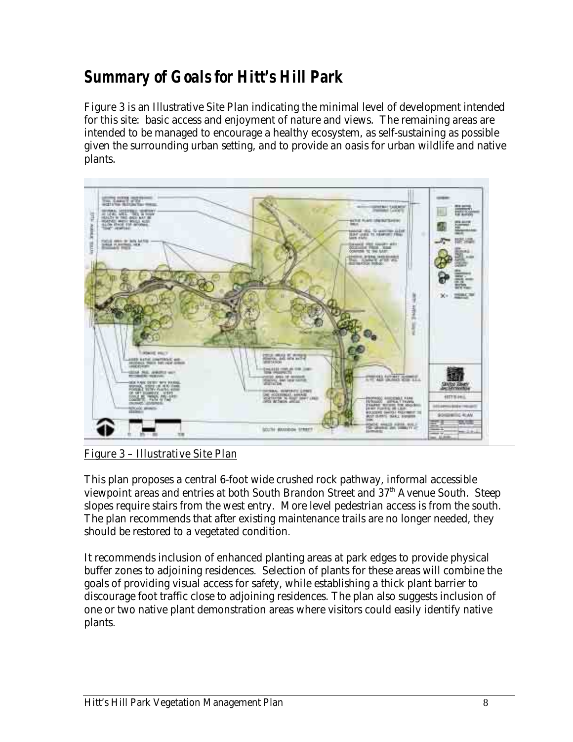# Summary of Goals for Hitt's Hill Park

Figure 3 is an Illustrative Site Plan indicating the minimal level of development intended for this site: basic access and enjoyment of nature and views. The remaining areas are intended to be managed to encourage a healthy ecosystem, as self-sustaining as possible given the surrounding urban setting, and to provide an oasis for urban wildlife and native plants.

Figure 3 – Illustrative Site Plan

This plan proposes a central 6-foot wide crushed rock pathway, informal accessible viewpoint areas and entries at both South Brandon Street and 37th Avenue South. Steep slopes require stairs from the west entry. More level pedestrian access is from the south. The plan recommends that after existing maintenance trails are no longer needed, they should be restored to a vegetated condition.

It recommends inclusion of enhanced planting areas at park edges to provide physical buffer zones to adjoining residences. Selection of plants for these areas will combine the goals of providing visual access for safety, while establishing a thick plant barrier to discourage foot traffic close to adjoining residences. The plan also suggests inclusion of one or two native plant demonstration areas where visitors could easily identify native plants.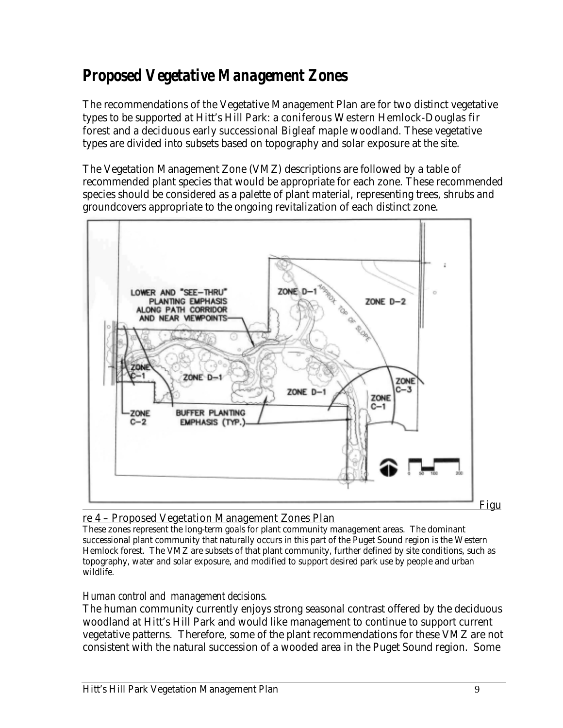## *Proposed Vegetative Management Zones*

The recommendations of the Vegetative Management Plan are for two distinct vegetative types to be supported at Hitt's Hill Park: a coniferous Western Hemlock-Douglas fir forest and a deciduous early successional Bigleaf maple woodland. These vegetative types are divided into subsets based on topography and solar exposure at the site.

The Vegetation Management Zone (VMZ) descriptions are followed by a table of recommended plant species that would be appropriate for each zone. These recommended species should be considered as a palette of plant material, representing trees, shrubs and groundcovers appropriate to the ongoing revitalization of each distinct zone.

Figure 4 – Proposed Vegetation Management Zones Plan

These zones represent the long-term goals for plant community management areas. The dominant successional plant community that naturally occurs in this part of the Puget Sound region is the Western Hemlock forest. The VMZ are subsets of that plant community, further defined by site conditions, such as topography, water and solar exposure, and modified to support desired park use by people and urban wildlife.

*Human control and management decisions.*

The human community currently enjoys strong seasonal contrast offered by the deciduous woodland at Hitt's Hill Park and would like management to continue to support current vegetative patterns. Therefore, some of the plant recommendations for these VMZ are not consistent with the natural succession of a wooded area in the Puget Sound region. Some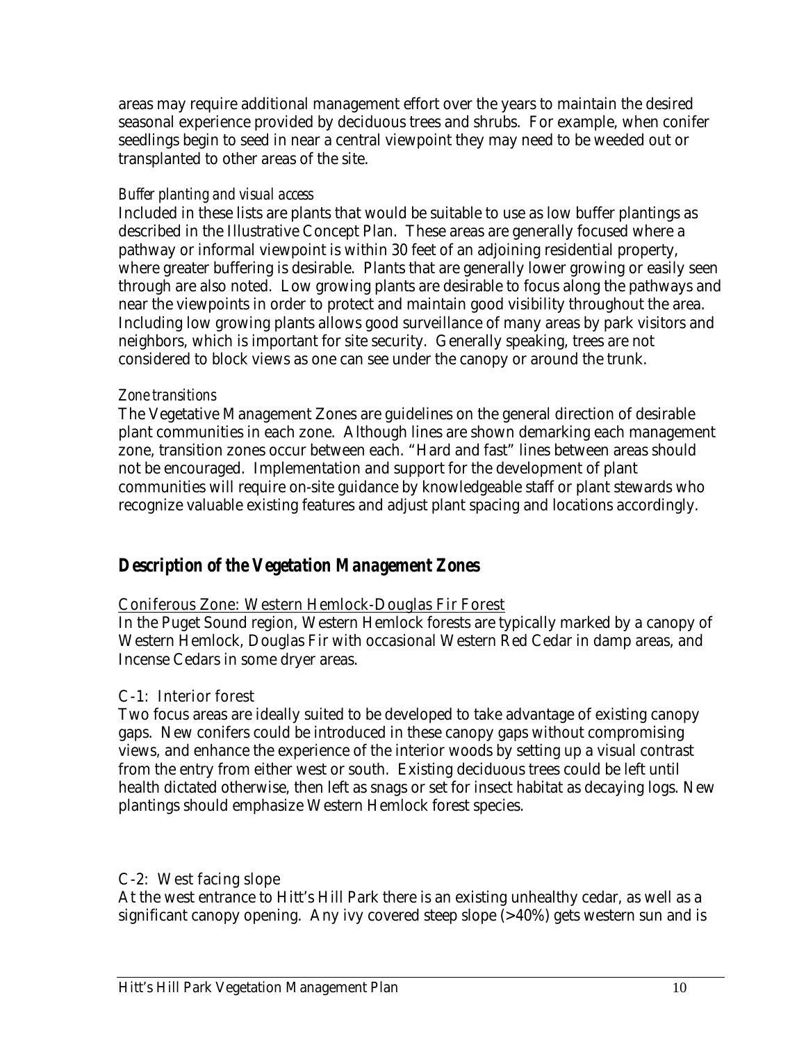areas may require additional management effort over the years to maintain the desired seasonal experience provided by deciduous trees and shrubs. For example, when conifer seedlings begin to seed in near a central viewpoint they may need to be weeded out or transplanted to other areas of the site.

*Buffer planting and visual access*

Included in these lists are plants that would be suitable to use as low buffer plantings as described in the Illustrative Concept Plan. These areas are generally focused where a pathway or informal viewpoint is within 30 feet of an adjoining residential property, where greater buffering is desirable. Plants that are generally lower growing or easily seen through are also noted. Low growing plants are desirable to focus along the pathways and near the viewpoints in order to protect and maintain good visibility throughout the area. Including low growing plants allows good surveillance of many areas by park visitors and neighbors, which is important for site security. Generally speaking, trees are not considered to block views as one can see under the canopy or around the trunk.

*Zone transitions*

The Vegetative Management Zones are guidelines on the general direction of desirable plant communities in each zone. Although lines are shown demarking each management zone, transition zones occur between each. "Hard and fast" lines between areas should not be encouraged. Implementation and support for the development of plant communities will require on-site guidance by knowledgeable staff or plant stewards who recognize valuable existing features and adjust plant spacing and locations accordingly.

## *Description of the Vegetation Management Zones*

Coniferous Zone: Western Hemlock-Douglas Fir Forest

In the Puget Sound region, Western Hemlock forests are typically marked by a canopy of Western Hemlock, Douglas Fir with occasional Western Red Cedar in damp areas, and Incense Cedars in some dryer areas.

C-1: Interior forest

Two focus areas are ideally suited to be developed to take advantage of existing canopy gaps. New conifers could be introduced in these canopy gaps without compromising views, and enhance the experience of the interior woods by setting up a visual contrast from the entry from either west or south. Existing deciduous trees could be left until health dictated otherwise, then left as snags or set for insect habitat as decaying logs. New plantings should emphasize Western Hemlock forest species.

C-2: West facing slope

At the west entrance to Hitt's Hill Park there is an existing unhealthy cedar, as well as a significant canopy opening. Any ivy covered steep slope (>40%) gets western sun and is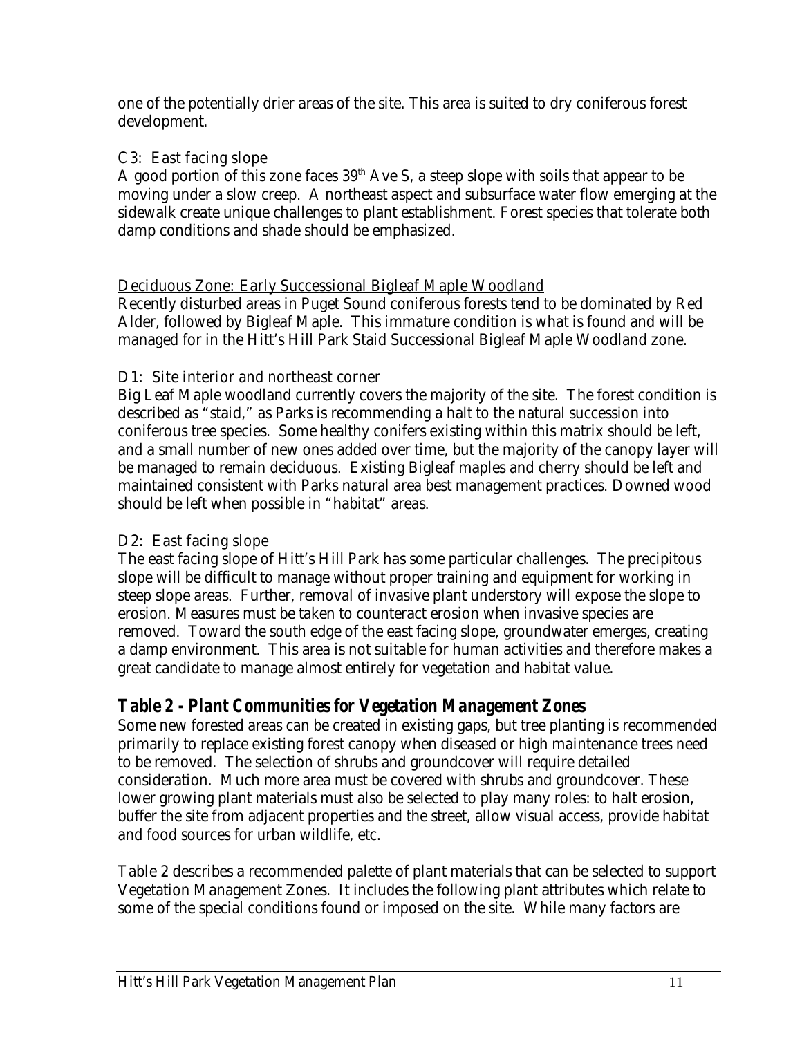one of the potentially drier areas of the site. This area is suited to dry coniferous forest development.

C3: East facing slope

A good portion of this zone faces 39th Ave S, a steep slope with soils that appear to be moving under a slow creep. A northeast aspect and subsurface water flow emerging at the sidewalk create unique challenges to plant establishment. Forest species that tolerate both damp conditions and shade should be emphasized.

Deciduous Zone: Early Successional Bigleaf Maple Woodland

Recently disturbed areas in Puget Sound coniferous forests tend to be dominated by Red Alder, followed by Bigleaf Maple. This immature condition is what is found and will be managed for in the Hitt's Hill Park Staid Successional Bigleaf Maple Woodland zone.

D1: Site interior and northeast corner

Big Leaf Maple woodland currently covers the majority of the site. The forest condition is described as "staid," as Parks is recommending a halt to the natural succession into coniferous tree species. Some healthy conifers existing within this matrix should be left, and a small number of new ones added over time, but the majority of the canopy layer will be managed to remain deciduous. Existing Bigleaf maples and cherry should be left and maintained consistent with Parks natural area best management practices. Downed wood should be left when possible in "habitat" areas.

D2: East facing slope

The east facing slope of Hitt's Hill Park has some particular challenges. The precipitous slope will be difficult to manage without proper training and equipment for working in steep slope areas. Further, removal of invasive plant understory will expose the slope to erosion. Measures must be taken to counteract erosion when invasive species are removed. Toward the south edge of the east facing slope, groundwater emerges, creating a damp environment. This area is not suitable for human activities and therefore makes a great candidate to manage almost entirely for vegetation and habitat value.

## *Table 2 - Plant Communities for Vegetation Management Zones*

Some new forested areas can be created in existing gaps, but tree planting is recommended primarily to replace existing forest canopy when diseased or high maintenance trees need to be removed. The selection of shrubs and groundcover will require detailed consideration. Much more area must be covered with shrubs and groundcover. These lower growing plant materials must also be selected to play many roles: to halt erosion, buffer the site from adjacent properties and the street, allow visual access, provide habitat and food sources for urban wildlife, etc.

Table 2 describes a recommended palette of plant materials that can be selected to support Vegetation Management Zones. It includes the following plant attributes which relate to some of the special conditions found or imposed on the site. While many factors are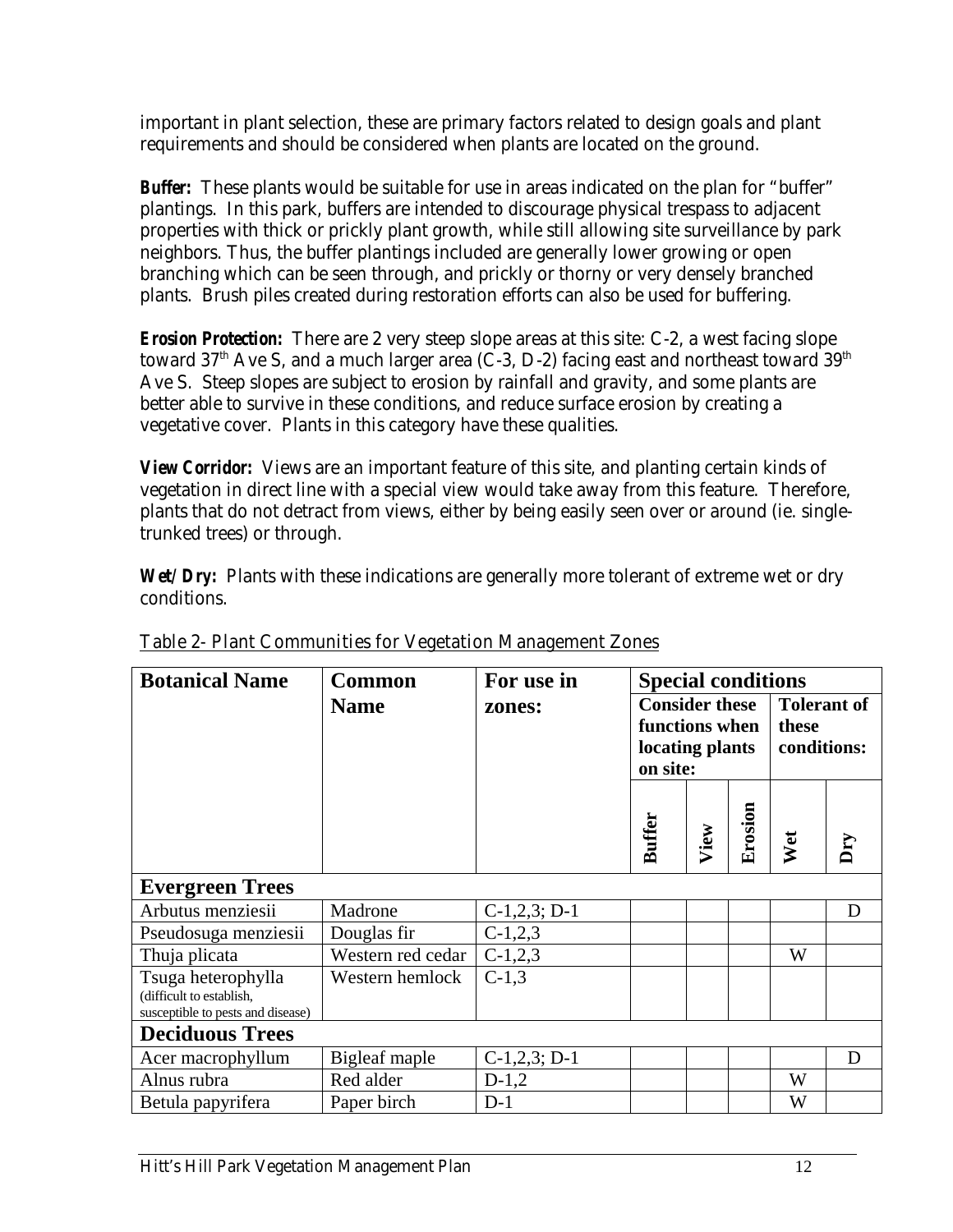important in plant selection, these are primary factors related to design goals and plant requirements and should be considered when plants are located on the ground.

***Buffer:*** These plants would be suitable for use in areas indicated on the plan for "buffer" plantings. In this park, buffers are intended to discourage physical trespass to adjacent properties with thick or prickly plant growth, while still allowing site surveillance by park neighbors. Thus, the buffer plantings included are generally lower growing or open branching which can be seen through, and prickly or thorny or very densely branched plants. Brush piles created during restoration efforts can also be used for buffering.

***Erosion Protection:*** There are 2 very steep slope areas at this site: C-2, a west facing slope toward 37th Ave S, and a much larger area (C-3, D-2) facing east and northeast toward 39th Ave S. Steep slopes are subject to erosion by rainfall and gravity, and some plants are better able to survive in these conditions, and reduce surface erosion by creating a vegetative cover. Plants in this category have these qualities.

***View Corridor:*** Views are an important feature of this site, and planting certain kinds of vegetation in direct line with a special view would take away from this feature. Therefore, plants that do not detract from views, either by being easily seen over or around (ie. single-trunked trees) or through.

***Wet/Dry:*** Plants with these indications are generally more tolerant of extreme wet or dry conditions.

Table 2- Plant Communities for Vegetation Management Zones

| Botanical Name | Common Name | For use in zones: | Special conditions | | | | |
|---|---|---|---|---|---|---|---|
| | | | Consider these functions when locating plants on site: | | | Tolerant of these conditions: | |
| | | | Buffer | View | Erosion | Wet | Dry |
| **Evergreen Trees** | | | | | | | |
| Arbutus menziesii | Madrone | C-1,2,3; D-1 | | | | | D |
| Pseudosuga menziesii | Douglas fir | C-1,2,3 | | | | | |
| Thuja plicata | Western red cedar | C-1,2,3 | | | | W | |
| Tsuga heterophylla (difficult to establish, susceptible to pests and disease) | Western hemlock | C-1,3 | | | | | |
| **Deciduous Trees** | | | | | | | |
| Acer macrophyllum | Bigleaf maple | C-1,2,3; D-1 | | | | | D |
| Alnus rubra | Red alder | D-1,2 | | | | W | |
| Betula papyrifera | Paper birch | D-1 | | | | W | |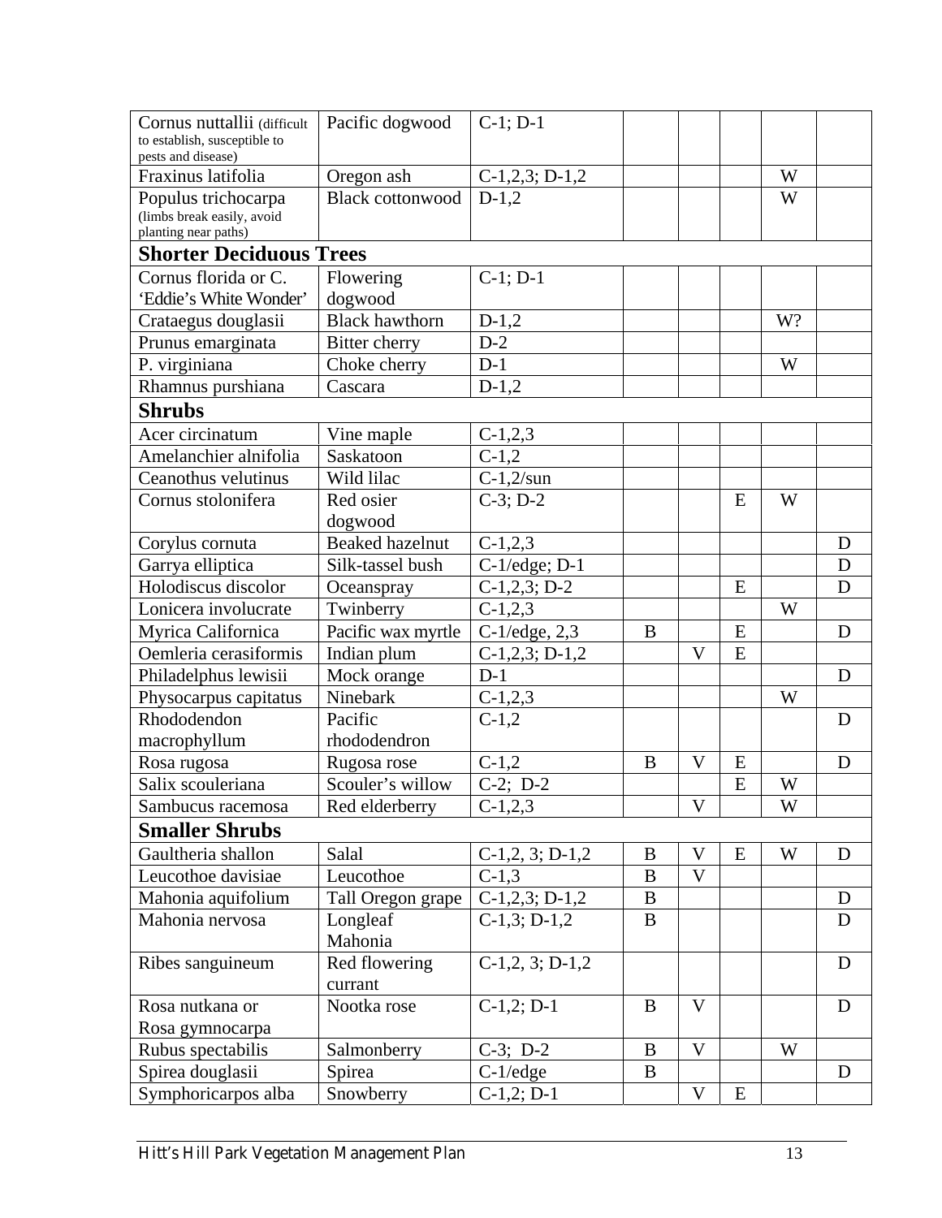| Cornus nuttallii (difficult to establish, susceptible to pests and disease) | Pacific dogwood | C-1; D-1 | | | | | |
|---|---|---|---|---|---|---|---|
| Fraxinus latifolia | Oregon ash | C-1,2,3; D-1,2 | | | | W | |
| Populus trichocarpa (limbs break easily, avoid planting near paths) | Black cottonwood | D-1,2 | | | | W | |
| **Shorter Deciduous Trees** | | | | | | | |
| Cornus florida or C. 'Eddie's White Wonder' | Flowering dogwood | C-1; D-1 | | | | | |
| Crataegus douglasii | Black hawthorn | D-1,2 | | | | W? | |
| Prunus emarginata | Bitter cherry | D-2 | | | | | |
| P. virginiana | Choke cherry | D-1 | | | | W | |
| Rhamnus purshiana | Cascara | D-1,2 | | | | | |
| **Shrubs** | | | | | | | |
| Acer circinatum | Vine maple | C-1,2,3 | | | | | |
| Amelanchier alnifolia | Saskatoon | C-1,2 | | | | | |
| Ceanothus velutinus | Wild lilac | C-1,2/sun | | | | | |
| Cornus stolonifera | Red osier dogwood | C-3; D-2 | | | E | W | |
| Corylus cornuta | Beaked hazelnut | C-1,2,3 | | | | | D |
| Garrya elliptica | Silk-tassel bush | C-1/edge; D-1 | | | | | D |
| Holodiscus discolor | Oceanspray | C-1,2,3; D-2 | | | E | | D |
| Lonicera involucrate | Twinberry | C-1,2,3 | | | | W | |
| Myrica Californica | Pacific wax myrtle | C-1/edge, 2,3 | B | | E | | D |
| Oemleria cerasiformis | Indian plum | C-1,2,3; D-1,2 | | V | E | | |
| Philadelphus lewisii | Mock orange | D-1 | | | | | D |
| Physocarpus capitatus | Ninebark | C-1,2,3 | | | | W | |
| Rhododendon macrophyllum | Pacific rhododendron | C-1,2 | | | | | D |
| Rosa rugosa | Rugosa rose | C-1,2 | B | V | E | | D |
| Salix scouleriana | Scouler's willow | C-2; D-2 | | | E | W | |
| Sambucus racemosa | Red elderberry | C-1,2,3 | | V | | W | |
| **Smaller Shrubs** | | | | | | | |
| Gaultheria shallon | Salal | C-1,2, 3; D-1,2 | B | V | E | W | D |
| Leucothoe davisiae | Leucothoe | C-1,3 | B | V | | | |
| Mahonia aquifolium | Tall Oregon grape | C-1,2,3; D-1,2 | B | | | | D |
| Mahonia nervosa | Longleaf Mahonia | C-1,3; D-1,2 | B | | | | D |
| Ribes sanguineum | Red flowering currant | C-1,2, 3; D-1,2 | | | | | D |
| Rosa nutkana or Rosa gymnocarpa | Nootka rose | C-1,2; D-1 | B | V | | | D |
| Rubus spectabilis | Salmonberry | C-3; D-2 | B | V | | W | |
| Spirea douglasii | Spirea | C-1/edge | B | | | | D |
| Symphoricarpos alba | Snowberry | C-1,2; D-1 | | V | E | | |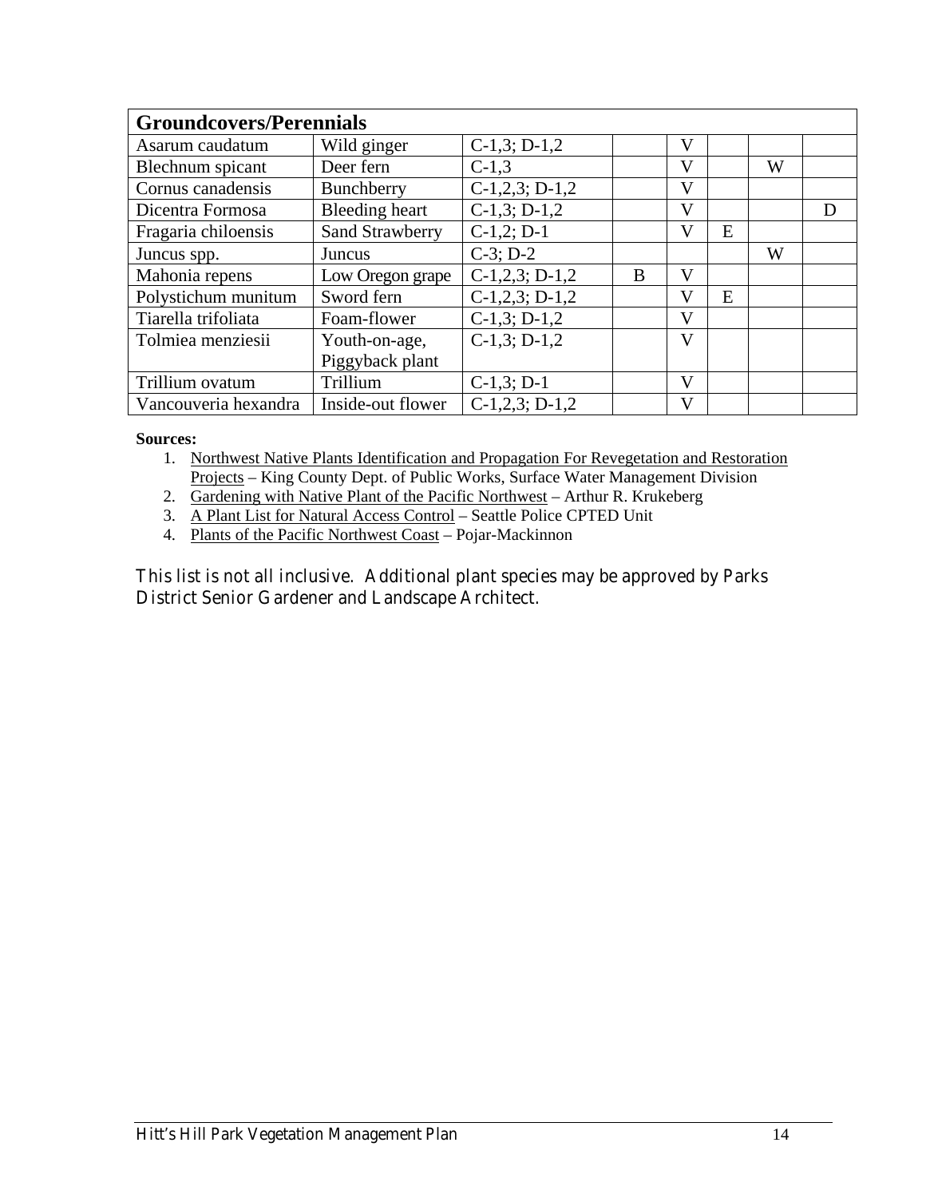| Groundcovers/Perennials | | | | | | | |
|---|---|---|---|---|---|---|---|
| Asarum caudatum | Wild ginger | C-1,3; D-1,2 | | V | | | |
| Blechnum spicant | Deer fern | C-1,3 | | V | | W | |
| Cornus canadensis | Bunchberry | C-1,2,3; D-1,2 | | V | | | |
| Dicentra Formosa | Bleeding heart | C-1,3; D-1,2 | | V | | | D |
| Fragaria chiloensis | Sand Strawberry | C-1,2; D-1 | | V | E | | |
| Juncus spp. | Juncus | C-3; D-2 | | | | W | |
| Mahonia repens | Low Oregon grape | C-1,2,3; D-1,2 | B | V | | | |
| Polystichum munitum | Sword fern | C-1,2,3; D-1,2 | | V | E | | |
| Tiarella trifoliata | Foam-flower | C-1,3; D-1,2 | | V | | | |
| Tolmiea menziesii | Youth-on-age, Piggyback plant | C-1,3; D-1,2 | | V | | | |
| Trillium ovatum | Trillium | C-1,3; D-1 | | V | | | |
| Vancouveria hexandra | Inside-out flower | C-1,2,3; D-1,2 | | V | | | |

**Sources:**

1. Northwest Native Plants Identification and Propagation For Revegetation and Restoration Projects – King County Dept. of Public Works, Surface Water Management Division
2. Gardening with Native Plant of the Pacific Northwest – Arthur R. Krukeberg
3. A Plant List for Natural Access Control – Seattle Police CPTED Unit
4. Plants of the Pacific Northwest Coast – Pojar-Mackinnon

This list is not all inclusive. Additional plant species may be approved by Parks District Senior Gardener and Landscape Architect.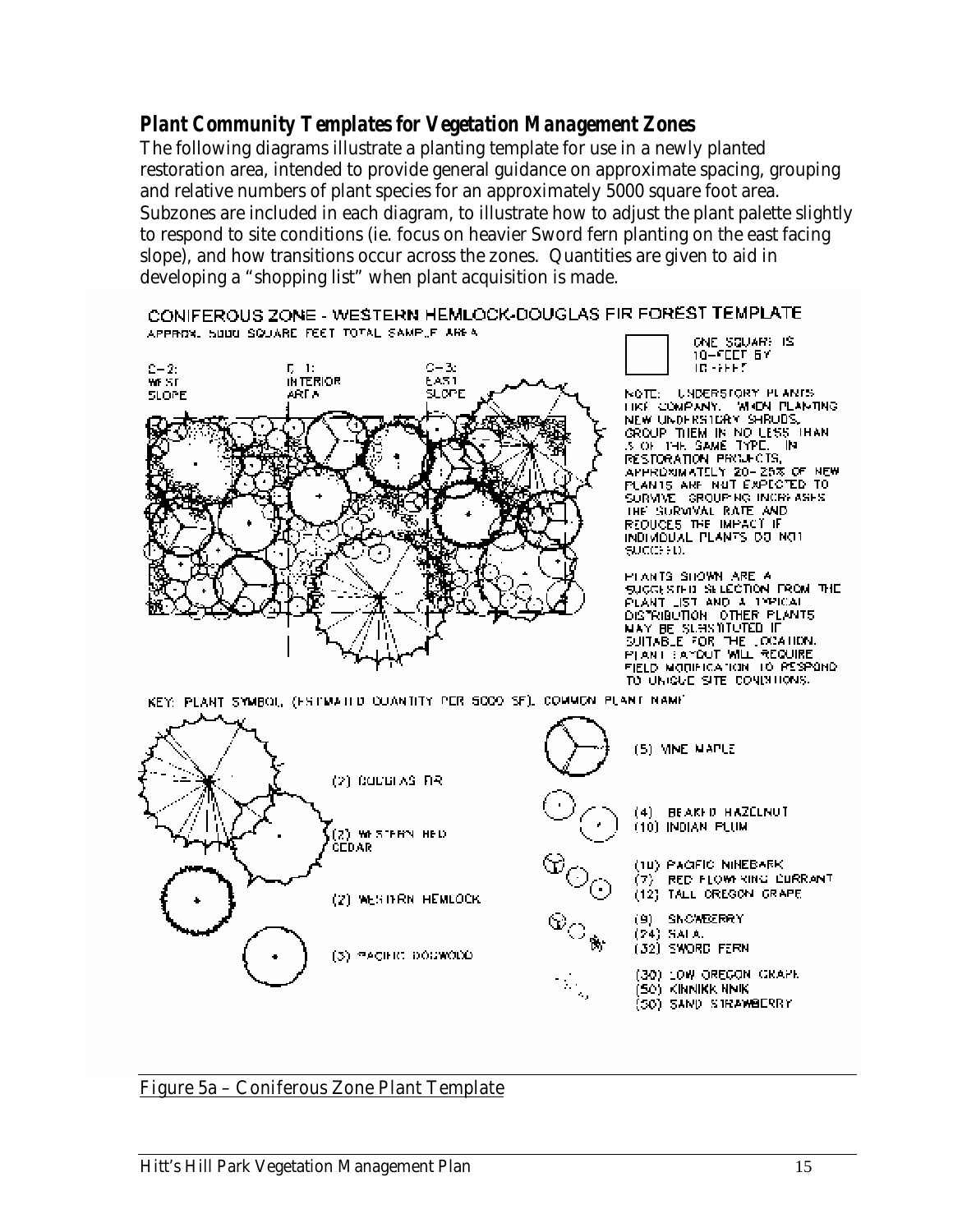## *Plant Community Templates for Vegetation Management Zones*

The following diagrams illustrate a planting template for use in a newly planted restoration area, intended to provide general guidance on approximate spacing, grouping and relative numbers of plant species for an approximately 5000 square foot area. Subzones are included in each diagram, to illustrate how to adjust the plant palette slightly to respond to site conditions (ie. focus on heavier Sword fern planting on the east facing slope), and how transitions occur across the zones. Quantities are given to aid in developing a "shopping list" when plant acquisition is made.

CONIFEROUS ZONE - WESTERN HEMLOCK-DOUGLAS FIR FOREST TEMPLATE

APPROX. 5000 SQUARE FEET TOTAL SAMPLE AREA

C-2: WEST SLOPE

C-1: INTERIOR AREA

C-3: EAST SLOPE

ONE SQUARE IS 10-FEET BY 10-FEET

NOTE: UNDERSTORY PLANTS LIKE COMPANY. WHEN PLANTING NEW UNDERSTORY SHRUBS, GROUP THEM IN NO LESS THAN 3 OF THE SAME TYPE. IN RESTORATION PROJECTS, APPROXIMATELY 20-25% OF NEW PLANTS ARE NOT EXPECTED TO SURVIVE. GROUPING INCREASES THE SURVIVAL RATE AND REDUCES THE IMPACT IF INDIVIDUAL PLANTS DO NOT SUCCEED.

PLANTS SHOWN ARE A SUGGESTED SELECTION FROM THE PLANT LIST AND A TYPICAL DISTRIBUTION. OTHER PLANTS MAY BE SUBSTITUTED IF SUITABLE FOR THE LOCATION. PLANT LAYOUT WILL REQUIRE FIELD MODIFICATION TO RESPOND TO UNIQUE SITE CONDITIONS.

KEY: PLANT SYMBOL, (ESTIMATED QUANTITY PER 5000 SF), COMMON PLANT NAME

- (2) DOUGLAS FIR
- (2) WESTERN RED CEDAR
- (2) WESTERN HEMLOCK
- (3) PACIFIC DOGWOOD
- (5) VINE MAPLE
- (4) BEAKED HAZELNUT
- (10) INDIAN PLUM
- (10) PACIFIC NINEBARK
- (7) RED FLOWERING CURRANT
- (12) TALL OREGON GRAPE
- (9) SNOWBERRY
- (24) SALAL
- (32) SWORD FERN
- (30) LOW OREGON GRAPE
- (50) KINNIKINNIK
- (50) SAND STRAWBERRY

Figure 5a – Coniferous Zone Plant Template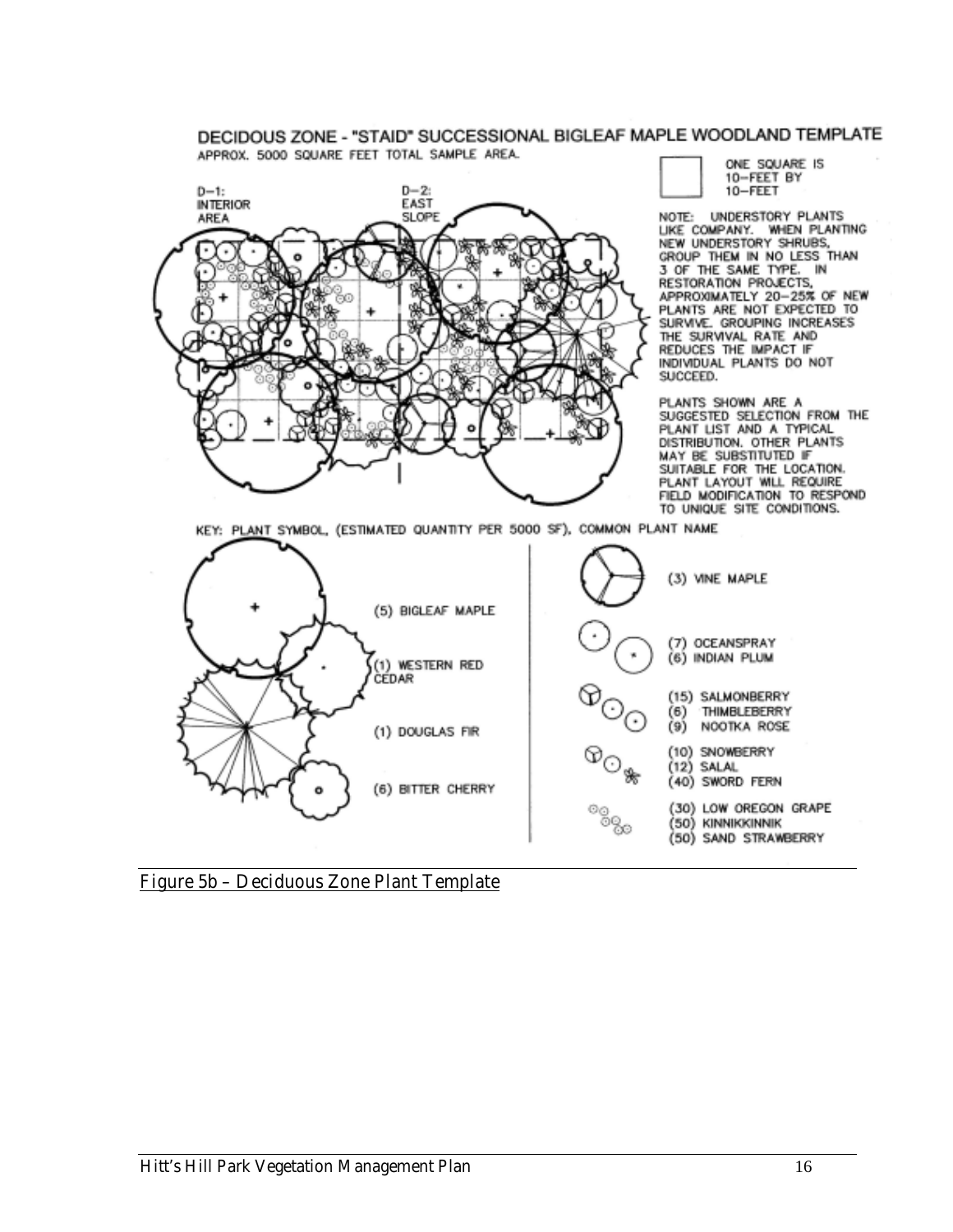DECIDOUS ZONE - "STAID" SUCCESSIONAL BIGLEAF MAPLE WOODLAND TEMPLATE

APPROX. 5000 SQUARE FEET TOTAL SAMPLE AREA.

D-1: INTERIOR AREA

D-2: EAST SLOPE

ONE SQUARE IS 10-FEET BY 10-FEET

NOTE: UNDERSTORY PLANTS LIKE COMPANY. WHEN PLANTING NEW UNDERSTORY SHRUBS, GROUP THEM IN NO LESS THAN 3 OF THE SAME TYPE. IN RESTORATION PROJECTS, APPROXIMATELY 20-25% OF NEW PLANTS ARE NOT EXPECTED TO SURVIVE. GROUPING INCREASES THE SURVIVAL RATE AND REDUCES THE IMPACT IF INDIVIDUAL PLANTS DO NOT SUCCEED.

PLANTS SHOWN ARE A SUGGESTED SELECTION FROM THE PLANT LIST AND A TYPICAL DISTRIBUTION. OTHER PLANTS MAY BE SUBSTITUTED IF SUITABLE FOR THE LOCATION. PLANT LAYOUT WILL REQUIRE FIELD MODIFICATION TO RESPOND TO UNIQUE SITE CONDITIONS.

KEY: PLANT SYMBOL, (ESTIMATED QUANTITY PER 5000 SF), COMMON PLANT NAME

(5) BIGLEAF MAPLE
(1) WESTERN RED CEDAR
(1) DOUGLAS FIR
(6) BITTER CHERRY

(3) VINE MAPLE
(7) OCEANSPRAY
(6) INDIAN PLUM
(15) SALMONBERRY
(6) THIMBLEBERRY
(9) NOOTKA ROSE
(10) SNOWBERRY
(12) SALAL
(40) SWORD FERN
(30) LOW OREGON GRAPE
(50) KINNIKKINNIK
(50) SAND STRAWBERRY

Figure 5b – Deciduous Zone Plant Template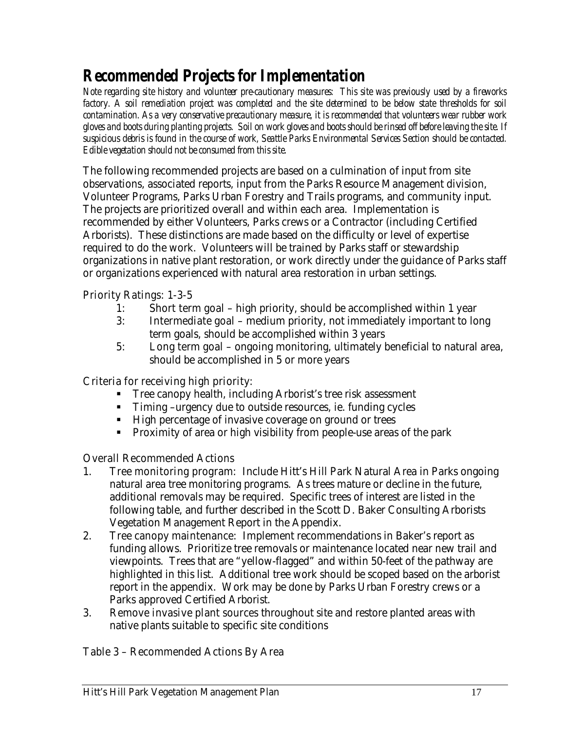# Recommended Projects for Implementation

*Note regarding site history and volunteer pre-cautionary measures: This site was previously used by a fireworks factory. A soil remediation project was completed and the site determined to be below state thresholds for soil contamination. As a very conservative precautionary measure, it is recommended that volunteers wear rubber work gloves and boots during planting projects. Soil on work gloves and boots should be rinsed off before leaving the site. If suspicious debris is found in the course of work, Seattle Parks Environmental Services Section should be contacted. Edible vegetation should not be consumed from this site.*

The following recommended projects are based on a culmination of input from site observations, associated reports, input from the Parks Resource Management division, Volunteer Programs, Parks Urban Forestry and Trails programs, and community input. The projects are prioritized overall and within each area. Implementation is recommended by either Volunteers, Parks crews or a Contractor (including Certified Arborists). These distinctions are made based on the difficulty or level of expertise required to do the work. Volunteers will be trained by Parks staff or stewardship organizations in native plant restoration, or work directly under the guidance of Parks staff or organizations experienced with natural area restoration in urban settings.

Priority Ratings: 1-3-5

- 1: Short term goal – high priority, should be accomplished within 1 year
- 3: Intermediate goal – medium priority, not immediately important to long term goals, should be accomplished within 3 years
- 5: Long term goal – ongoing monitoring, ultimately beneficial to natural area, should be accomplished in 5 or more years

Criteria for receiving high priority:

- Tree canopy health, including Arborist's tree risk assessment
- Timing –urgency due to outside resources, ie. funding cycles
- High percentage of invasive coverage on ground or trees
- Proximity of area or high visibility from people-use areas of the park

Overall Recommended Actions

1. Tree monitoring program: Include Hitt's Hill Park Natural Area in Parks ongoing natural area tree monitoring programs. As trees mature or decline in the future, additional removals may be required. Specific trees of interest are listed in the following table, and further described in the Scott D. Baker Consulting Arborists Vegetation Management Report in the Appendix.
2. Tree canopy maintenance: Implement recommendations in Baker's report as funding allows. Prioritize tree removals or maintenance located near new trail and viewpoints. Trees that are "yellow-flagged" and within 50-feet of the pathway are highlighted in this list. Additional tree work should be scoped based on the arborist report in the appendix. Work may be done by Parks Urban Forestry crews or a Parks approved Certified Arborist.
3. Remove invasive plant sources throughout site and restore planted areas with native plants suitable to specific site conditions

Table 3 – Recommended Actions By Area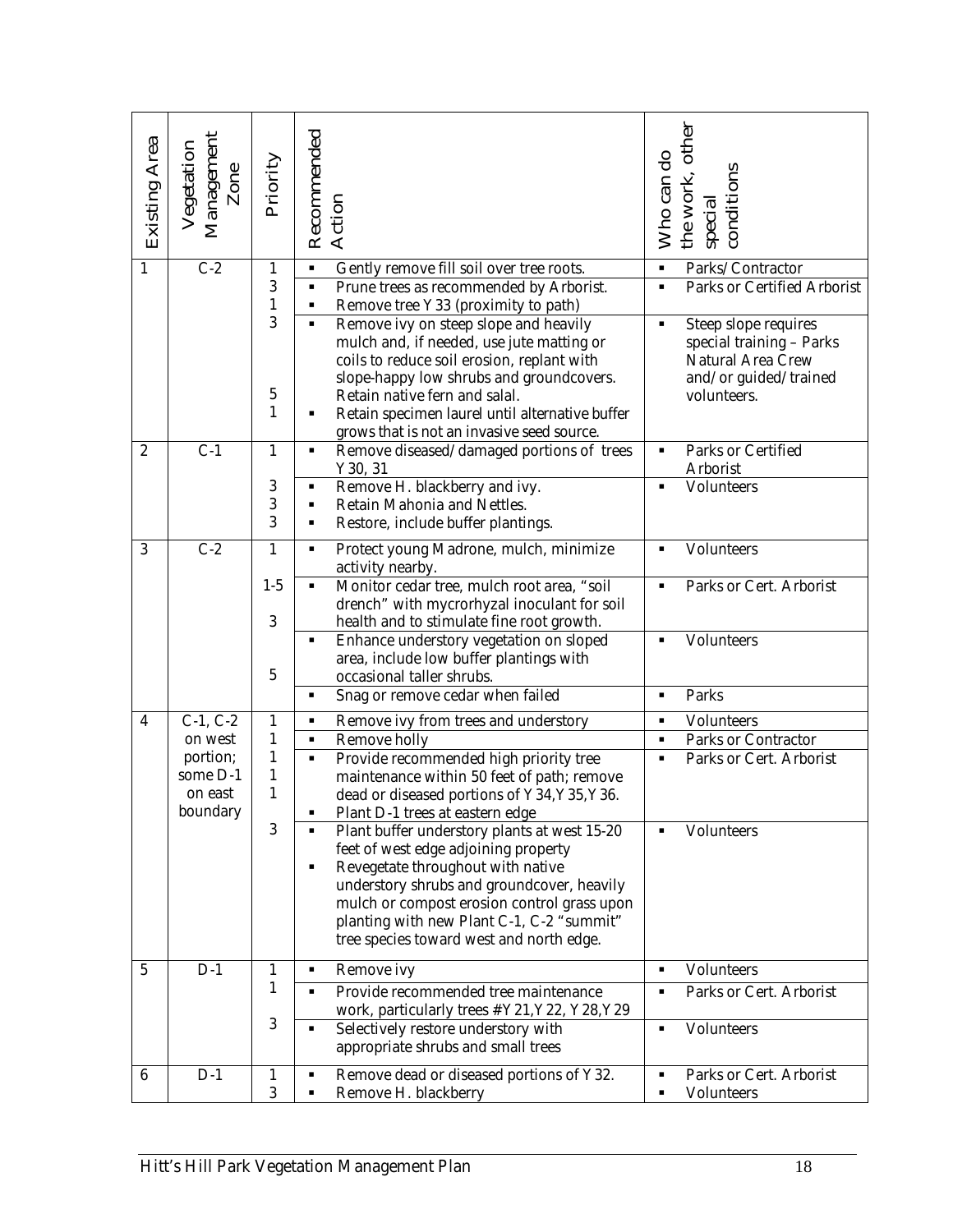| Existing Area | Vegetation Management Zone | Priority | Recommended Action | Who can do the work, other special conditions |
|---|---|---|---|---|
| 1 | C-2 | 1<br>3<br>1<br>3<br><br><br><br>5<br>1 | ▪ Gently remove fill soil over tree roots.<br>▪ Prune trees as recommended by Arborist.<br>▪ Remove tree Y33 (proximity to path)<br>▪ Remove ivy on steep slope and heavily mulch and, if needed, use jute matting or coils to reduce soil erosion, replant with slope-happy low shrubs and groundcovers. Retain native fern and salal.<br>▪ Retain specimen laurel until alternative buffer grows that is not an invasive seed source. | ▪ Parks/Contractor<br>▪ Parks or Certified Arborist<br><br>▪ Steep slope requires special training – Parks Natural Area Crew and/or guided/trained volunteers. |
| 2 | C-1 | 1<br><br>3<br>3<br>3 | ▪ Remove diseased/damaged portions of trees Y30, 31<br>▪ Remove H. blackberry and ivy.<br>▪ Retain Mahonia and Nettles.<br>▪ Restore, include buffer plantings. | ▪ Parks or Certified Arborist<br>▪ Volunteers |
| 3 | C-2 | 1<br><br>1-5<br><br>3<br><br><br>5 | ▪ Protect young Madrone, mulch, minimize activity nearby.<br>▪ Monitor cedar tree, mulch root area, "soil drench" with mycrorhyzal inoculant for soil health and to stimulate fine root growth.<br>▪ Enhance understory vegetation on sloped area, include low buffer plantings with occasional taller shrubs.<br>▪ Snag or remove cedar when failed | ▪ Volunteers<br><br>▪ Parks or Cert. Arborist<br><br><br>▪ Volunteers<br><br><br>▪ Parks |
| 4 | C-1, C-2 on west portion; some D-1 on east boundary | 1<br>1<br>1<br>1<br>1<br><br>3 | ▪ Remove ivy from trees and understory<br>▪ Remove holly<br>▪ Provide recommended high priority tree maintenance within 50 feet of path; remove dead or diseased portions of Y34,Y35,Y36.<br>▪ Plant D-1 trees at eastern edge<br>▪ Plant buffer understory plants at west 15-20 feet of west edge adjoining property<br>▪ Revegetate throughout with native understory shrubs and groundcover, heavily mulch or compost erosion control grass upon planting with new Plant C-1, C-2 "summit" tree species toward west and north edge. | ▪ Volunteers<br>▪ Parks or Contractor<br>▪ Parks or Cert. Arborist<br><br><br><br>▪ Volunteers |
| 5 | D-1 | 1<br>1<br><br>3 | ▪ Remove ivy<br>▪ Provide recommended tree maintenance work, particularly trees #Y21,Y22, Y28,Y29<br>▪ Selectively restore understory with appropriate shrubs and small trees | ▪ Volunteers<br>▪ Parks or Cert. Arborist<br><br>▪ Volunteers |
| 6 | D-1 | 1<br>3 | ▪ Remove dead or diseased portions of Y32.<br>▪ Remove H. blackberry | ▪ Parks or Cert. Arborist<br>▪ Volunteers |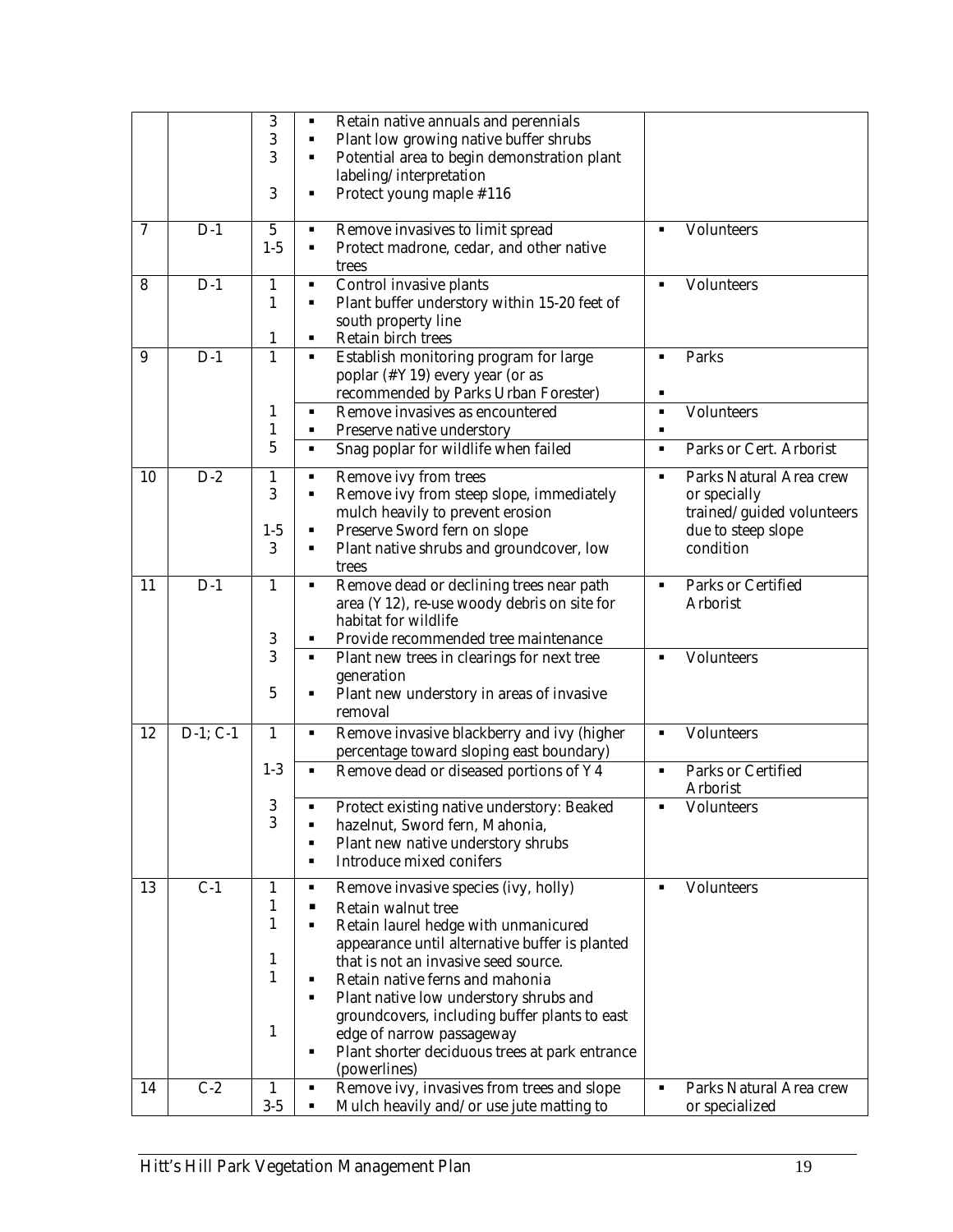| | | | | |
|---|---|---|---|---|
| | | 3<br>3<br>3<br><br>3 | ▪ Retain native annuals and perennials<br>▪ Plant low growing native buffer shrubs<br>▪ Potential area to begin demonstration plant labeling/interpretation<br>▪ Protect young maple #116 | |
| 7 | D-1 | 5<br>1-5 | ▪ Remove invasives to limit spread<br>▪ Protect madrone, cedar, and other native trees | ▪ Volunteers |
| 8 | D-1 | 1<br>1<br><br>1 | ▪ Control invasive plants<br>▪ Plant buffer understory within 15-20 feet of south property line<br>▪ Retain birch trees | ▪ Volunteers |
| 9 | D-1 | 1 | ▪ Establish monitoring program for large poplar (#Y19) every year (or as recommended by Parks Urban Forester) | ▪ Parks<br>▪ |
| | | 1<br>1 | ▪ Remove invasives as encountered<br>▪ Preserve native understory | ▪ Volunteers<br>▪ |
| | | 5 | ▪ Snag poplar for wildlife when failed | ▪ Parks or Cert. Arborist |
| 10 | D-2 | 1<br>3<br><br>1-5<br>3 | ▪ Remove ivy from trees<br>▪ Remove ivy from steep slope, immediately mulch heavily to prevent erosion<br>▪ Preserve Sword fern on slope<br>▪ Plant native shrubs and groundcover, low trees | ▪ Parks Natural Area crew or specially trained/guided volunteers due to steep slope condition |
| 11 | D-1 | 1<br><br><br>3 | ▪ Remove dead or declining trees near path area (Y12), re-use woody debris on site for habitat for wildlife<br>▪ Provide recommended tree maintenance | ▪ Parks or Certified Arborist |
| | | 3<br><br>5 | ▪ Plant new trees in clearings for next tree generation<br>▪ Plant new understory in areas of invasive removal | ▪ Volunteers |
| 12 | D-1; C-1 | 1 | ▪ Remove invasive blackberry and ivy (higher percentage toward sloping east boundary) | ▪ Volunteers |
| | | 1-3 | ▪ Remove dead or diseased portions of Y4 | ▪ Parks or Certified Arborist |
| | | 3<br>3 | ▪ Protect existing native understory: Beaked<br>▪ hazelnut, Sword fern, Mahonia,<br>▪ Plant new native understory shrubs<br>▪ Introduce mixed conifers | ▪ Volunteers |
| 13 | C-1 | 1<br>1<br>1<br><br>1<br>1<br><br><br>1 | ▪ Remove invasive species (ivy, holly)<br>▪ Retain walnut tree<br>▪ Retain laurel hedge with unmanicured appearance until alternative buffer is planted that is not an invasive seed source.<br>▪ Retain native ferns and mahonia<br>▪ Plant native low understory shrubs and groundcovers, including buffer plants to east edge of narrow passageway<br>▪ Plant shorter deciduous trees at park entrance (powerlines) | ▪ Volunteers |
| 14 | C-2 | 1<br>3-5 | ▪ Remove ivy, invasives from trees and slope<br>▪ Mulch heavily and/or use jute matting to | ▪ Parks Natural Area crew or specialized |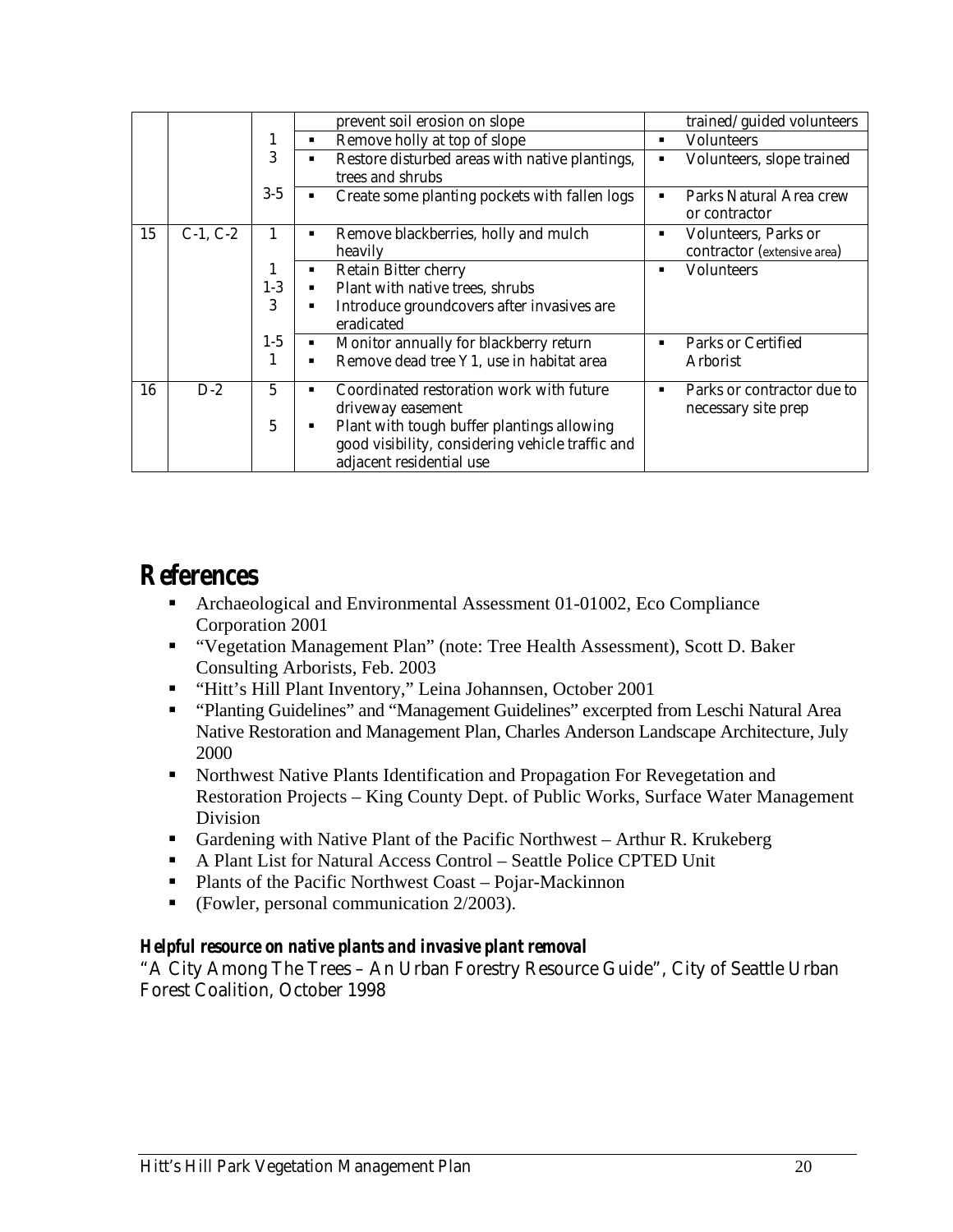|  |  |  | prevent soil erosion on slope | trained/guided volunteers |
|---|---|---|---|---|
|  |  | 1 | ▪ Remove holly at top of slope | ▪ Volunteers |
|  |  | 3 | ▪ Restore disturbed areas with native plantings, trees and shrubs | ▪ Volunteers, slope trained |
|  |  | 3-5 | ▪ Create some planting pockets with fallen logs | ▪ Parks Natural Area crew or contractor |
| 15 | C-1, C-2 | 1 | ▪ Remove blackberries, holly and mulch heavily | ▪ Volunteers, Parks or contractor (extensive area) |
|  |  | 1<br>1-3<br>3 | ▪ Retain Bitter cherry<br>▪ Plant with native trees, shrubs<br>▪ Introduce groundcovers after invasives are eradicated | ▪ Volunteers |
|  |  | 1-5<br>1 | ▪ Monitor annually for blackberry return<br>▪ Remove dead tree Y1, use in habitat area | ▪ Parks or Certified Arborist |
| 16 | D-2 | 5<br>5 | ▪ Coordinated restoration work with future driveway easement<br>▪ Plant with tough buffer plantings allowing good visibility, considering vehicle traffic and adjacent residential use | ▪ Parks or contractor due to necessary site prep |

# References

- Archaeological and Environmental Assessment 01-01002, Eco Compliance Corporation 2001
- "Vegetation Management Plan" (note: Tree Health Assessment), Scott D. Baker Consulting Arborists, Feb. 2003
- "Hitt's Hill Plant Inventory," Leina Johannsen, October 2001
- "Planting Guidelines" and "Management Guidelines" excerpted from Leschi Natural Area Native Restoration and Management Plan, Charles Anderson Landscape Architecture, July 2000
- Northwest Native Plants Identification and Propagation For Revegetation and Restoration Projects – King County Dept. of Public Works, Surface Water Management Division
- Gardening with Native Plant of the Pacific Northwest – Arthur R. Krukeberg
- A Plant List for Natural Access Control – Seattle Police CPTED Unit
- Plants of the Pacific Northwest Coast – Pojar-Mackinnon
- (Fowler, personal communication 2/2003).

***Helpful resource on native plants and invasive plant removal***

"A City Among The Trees – An Urban Forestry Resource Guide", City of Seattle Urban Forest Coalition, October 1998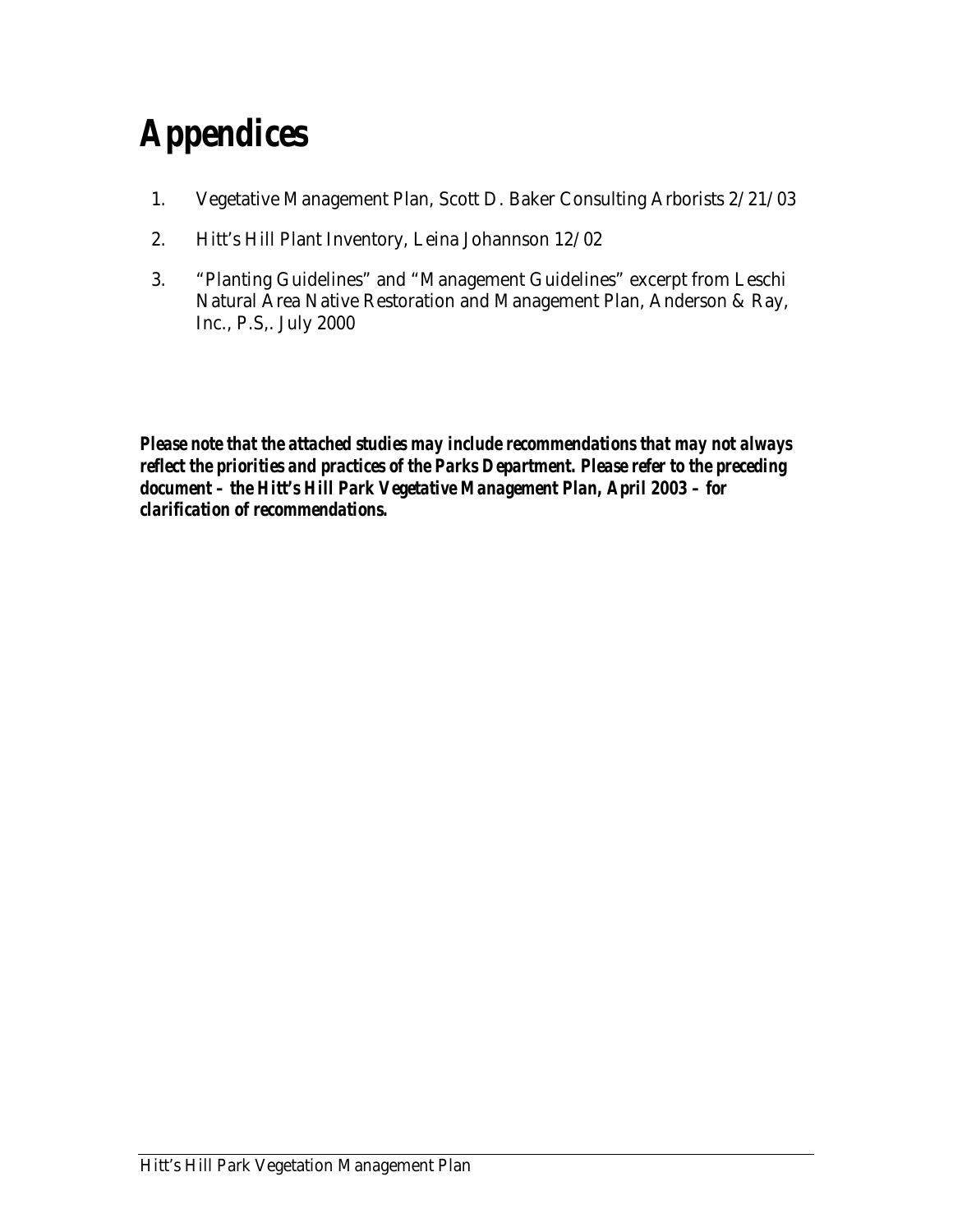# Appendices

1. Vegetative Management Plan, Scott D. Baker Consulting Arborists 2/21/03
2. Hitt's Hill Plant Inventory, Leina Johannson 12/02
3. "Planting Guidelines" and "Management Guidelines" excerpt from Leschi Natural Area Native Restoration and Management Plan, Anderson & Ray, Inc., P.S,. July 2000

***Please note that the attached studies may include recommendations that may not always reflect the priorities and practices of the Parks Department. Please refer to the preceding document – the Hitt's Hill Park Vegetative Management Plan, April 2003 – for clarification of recommendations.***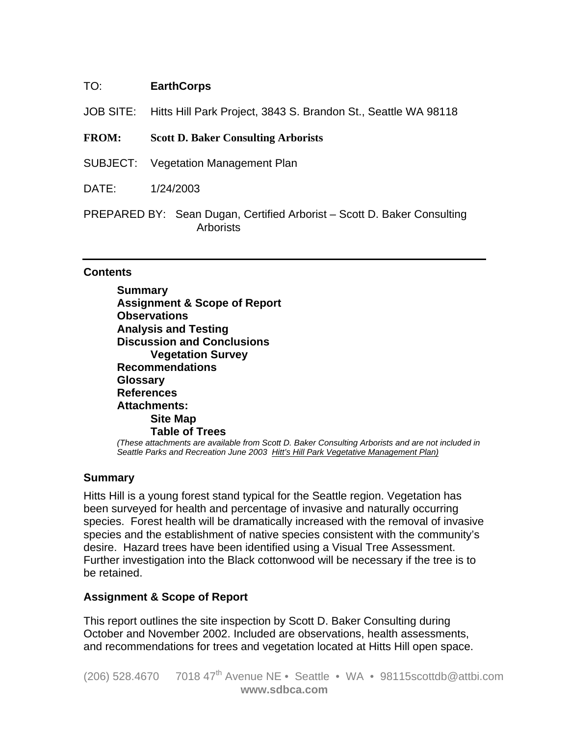TO: **EarthCorps**

JOB SITE: Hitts Hill Park Project, 3843 S. Brandon St., Seattle WA 98118

**FROM: Scott D. Baker Consulting Arborists**

SUBJECT: Vegetation Management Plan

DATE: 1/24/2003

PREPARED BY: Sean Dugan, Certified Arborist – Scott D. Baker Consulting Arborists

---

**Contents**

- **Summary**
- **Assignment & Scope of Report**
- **Observations**
- **Analysis and Testing**
- **Discussion and Conclusions**
  - **Vegetation Survey**
- **Recommendations**
- **Glossary**
- **References**
- **Attachments:**
  - **Site Map**
  - **Table of Trees**

*(These attachments are available from Scott D. Baker Consulting Arborists and are not included in Seattle Parks and Recreation June 2003 Hitt's Hill Park Vegetative Management Plan)*

## Summary

Hitts Hill is a young forest stand typical for the Seattle region. Vegetation has been surveyed for health and percentage of invasive and naturally occurring species. Forest health will be dramatically increased with the removal of invasive species and the establishment of native species consistent with the community's desire. Hazard trees have been identified using a Visual Tree Assessment. Further investigation into the Black cottonwood will be necessary if the tree is to be retained.

## Assignment & Scope of Report

This report outlines the site inspection by Scott D. Baker Consulting during October and November 2002. Included are observations, health assessments, and recommendations for trees and vegetation located at Hitts Hill open space.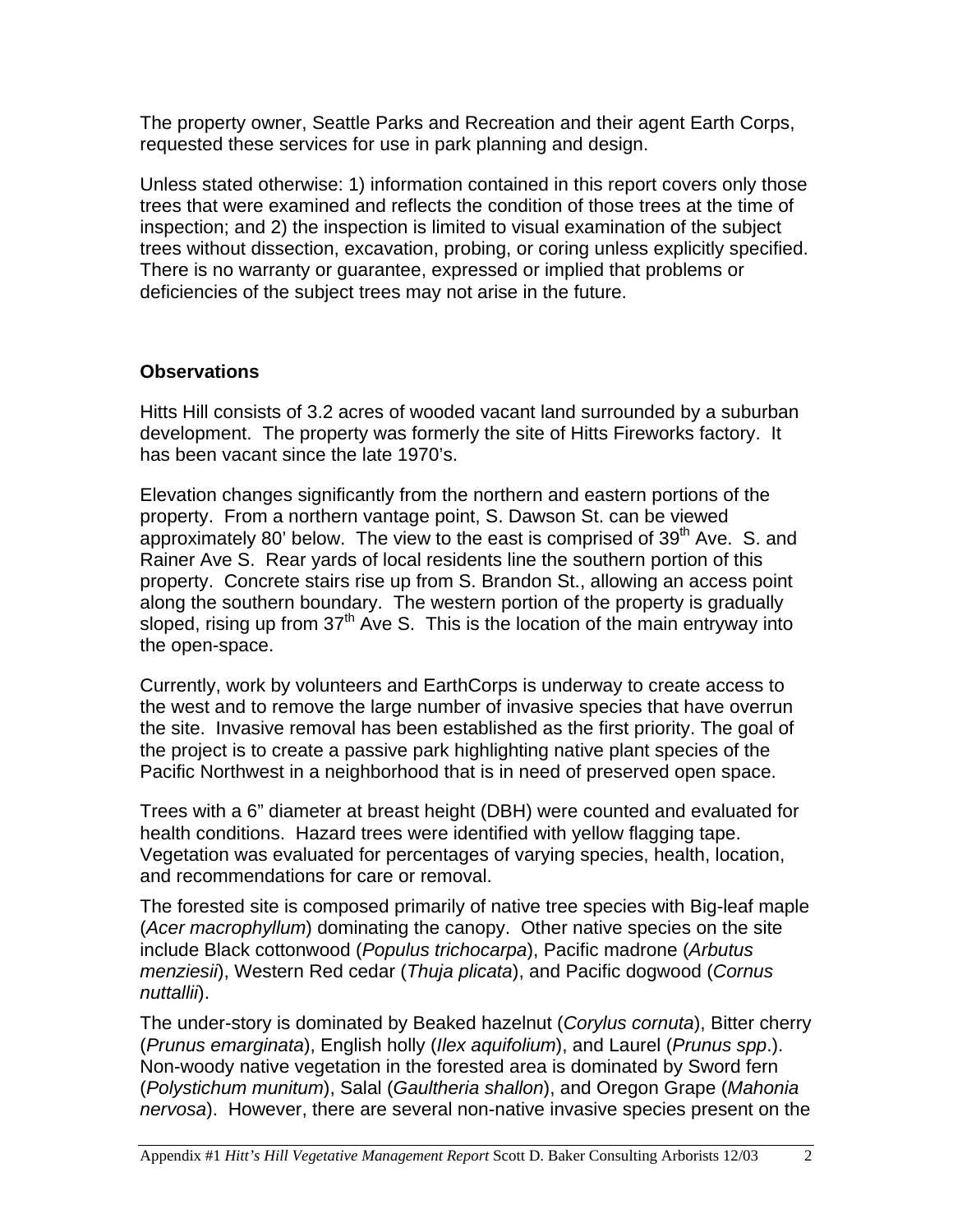The property owner, Seattle Parks and Recreation and their agent Earth Corps, requested these services for use in park planning and design.

Unless stated otherwise: 1) information contained in this report covers only those trees that were examined and reflects the condition of those trees at the time of inspection; and 2) the inspection is limited to visual examination of the subject trees without dissection, excavation, probing, or coring unless explicitly specified. There is no warranty or guarantee, expressed or implied that problems or deficiencies of the subject trees may not arise in the future.

**Observations**

Hitts Hill consists of 3.2 acres of wooded vacant land surrounded by a suburban development. The property was formerly the site of Hitts Fireworks factory. It has been vacant since the late 1970's.

Elevation changes significantly from the northern and eastern portions of the property. From a northern vantage point, S. Dawson St. can be viewed approximately 80' below. The view to the east is comprised of 39th Ave. S. and Rainer Ave S. Rear yards of local residents line the southern portion of this property. Concrete stairs rise up from S. Brandon St., allowing an access point along the southern boundary. The western portion of the property is gradually sloped, rising up from 37th Ave S. This is the location of the main entryway into the open-space.

Currently, work by volunteers and EarthCorps is underway to create access to the west and to remove the large number of invasive species that have overrun the site. Invasive removal has been established as the first priority. The goal of the project is to create a passive park highlighting native plant species of the Pacific Northwest in a neighborhood that is in need of preserved open space.

Trees with a 6" diameter at breast height (DBH) were counted and evaluated for health conditions. Hazard trees were identified with yellow flagging tape. Vegetation was evaluated for percentages of varying species, health, location, and recommendations for care or removal.

The forested site is composed primarily of native tree species with Big-leaf maple (*Acer macrophyllum*) dominating the canopy. Other native species on the site include Black cottonwood (*Populus trichocarpa*), Pacific madrone (*Arbutus menziesii*), Western Red cedar (*Thuja plicata*), and Pacific dogwood (*Cornus nuttallii*).

The under-story is dominated by Beaked hazelnut (*Corylus cornuta*), Bitter cherry (*Prunus emarginata*), English holly (*Ilex aquifolium*), and Laurel (*Prunus spp*.). Non-woody native vegetation in the forested area is dominated by Sword fern (*Polystichum munitum*), Salal (*Gaultheria shallon*), and Oregon Grape (*Mahonia nervosa*). However, there are several non-native invasive species present on the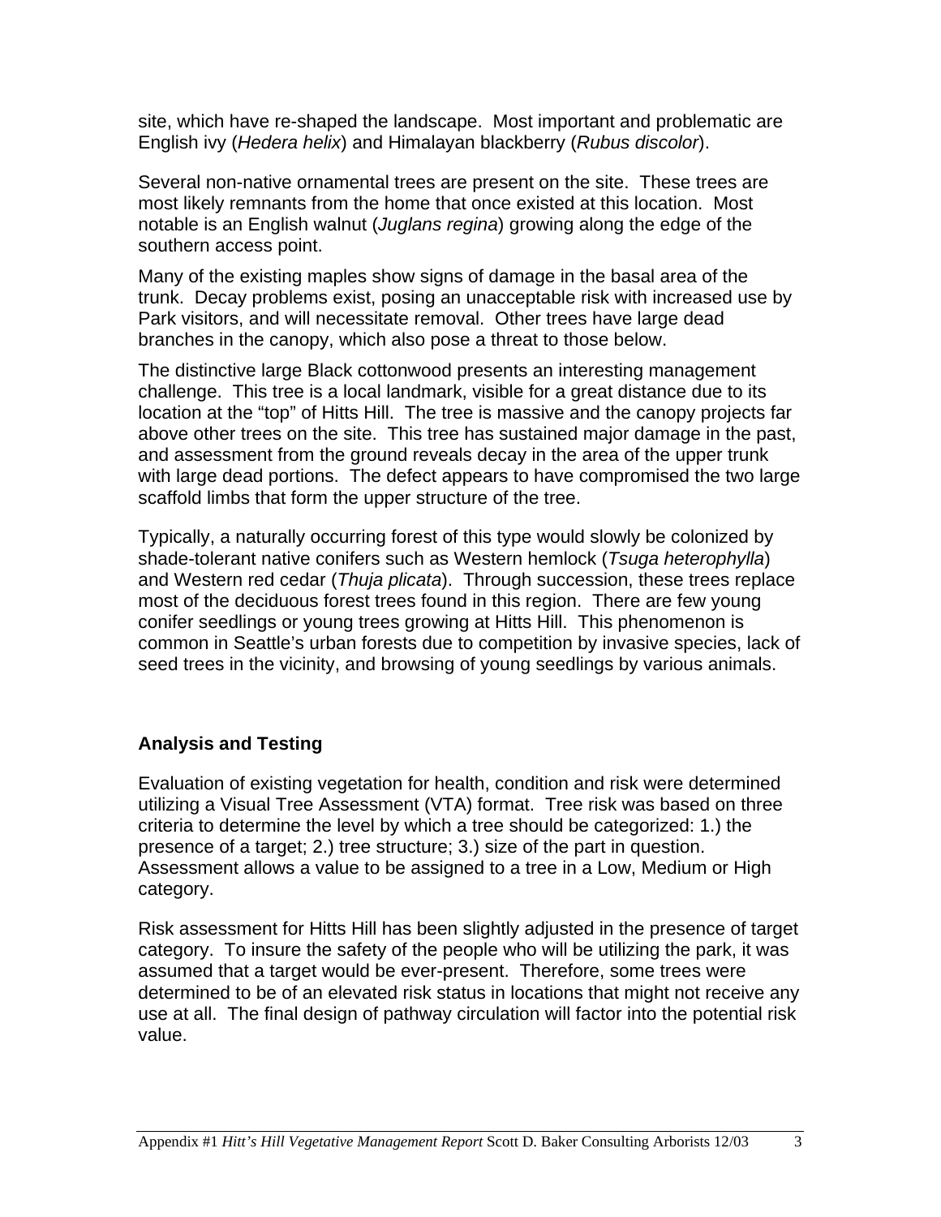site, which have re-shaped the landscape. Most important and problematic are English ivy (*Hedera helix*) and Himalayan blackberry (*Rubus discolor*).

Several non-native ornamental trees are present on the site. These trees are most likely remnants from the home that once existed at this location. Most notable is an English walnut (*Juglans regina*) growing along the edge of the southern access point.

Many of the existing maples show signs of damage in the basal area of the trunk. Decay problems exist, posing an unacceptable risk with increased use by Park visitors, and will necessitate removal. Other trees have large dead branches in the canopy, which also pose a threat to those below.

The distinctive large Black cottonwood presents an interesting management challenge. This tree is a local landmark, visible for a great distance due to its location at the "top" of Hitts Hill. The tree is massive and the canopy projects far above other trees on the site. This tree has sustained major damage in the past, and assessment from the ground reveals decay in the area of the upper trunk with large dead portions. The defect appears to have compromised the two large scaffold limbs that form the upper structure of the tree.

Typically, a naturally occurring forest of this type would slowly be colonized by shade-tolerant native conifers such as Western hemlock (*Tsuga heterophylla*) and Western red cedar (*Thuja plicata*). Through succession, these trees replace most of the deciduous forest trees found in this region. There are few young conifer seedlings or young trees growing at Hitts Hill. This phenomenon is common in Seattle's urban forests due to competition by invasive species, lack of seed trees in the vicinity, and browsing of young seedlings by various animals.

### Analysis and Testing

Evaluation of existing vegetation for health, condition and risk were determined utilizing a Visual Tree Assessment (VTA) format. Tree risk was based on three criteria to determine the level by which a tree should be categorized: 1.) the presence of a target; 2.) tree structure; 3.) size of the part in question. Assessment allows a value to be assigned to a tree in a Low, Medium or High category.

Risk assessment for Hitts Hill has been slightly adjusted in the presence of target category. To insure the safety of the people who will be utilizing the park, it was assumed that a target would be ever-present. Therefore, some trees were determined to be of an elevated risk status in locations that might not receive any use at all. The final design of pathway circulation will factor into the potential risk value.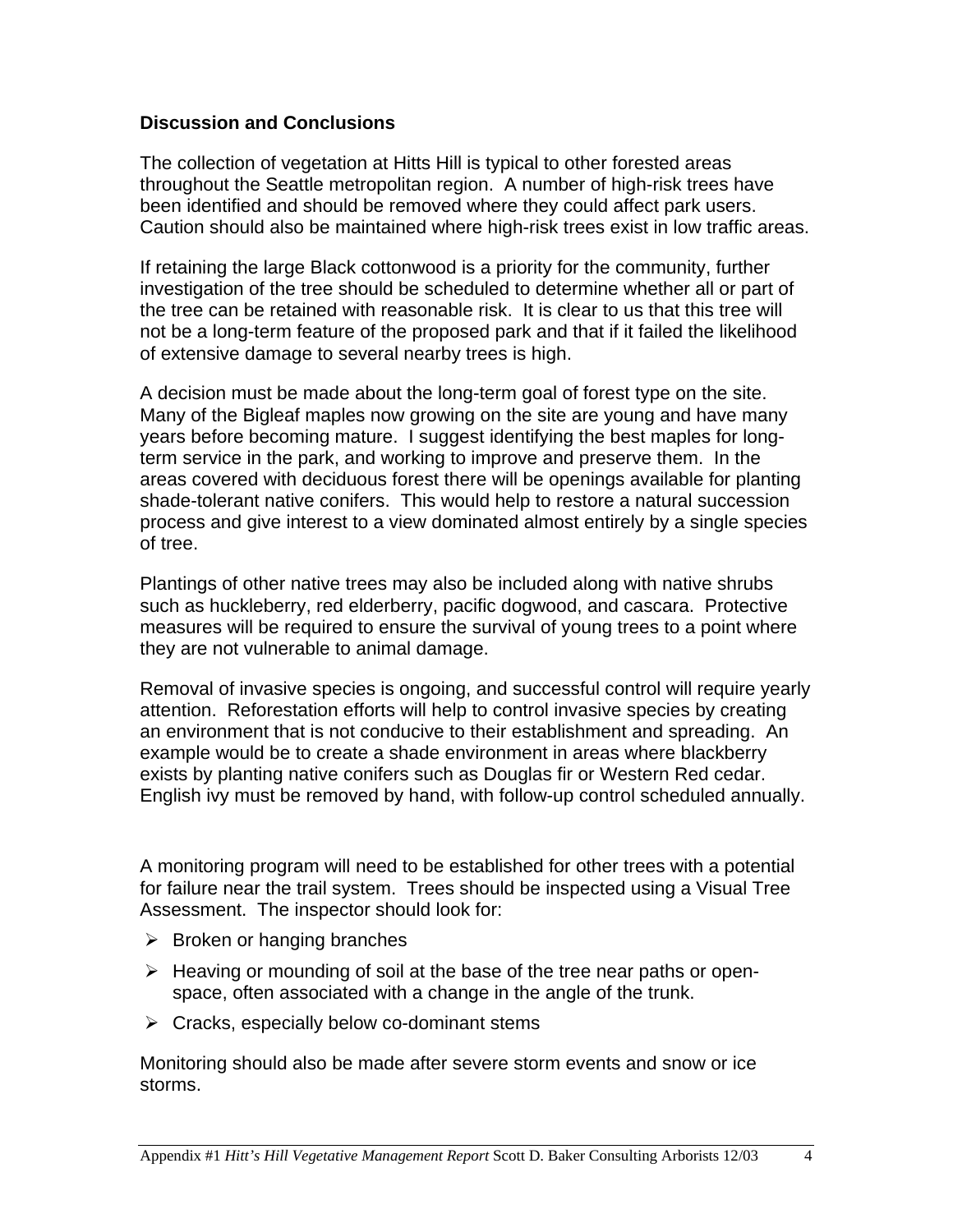**Discussion and Conclusions**

The collection of vegetation at Hitts Hill is typical to other forested areas throughout the Seattle metropolitan region. A number of high-risk trees have been identified and should be removed where they could affect park users. Caution should also be maintained where high-risk trees exist in low traffic areas.

If retaining the large Black cottonwood is a priority for the community, further investigation of the tree should be scheduled to determine whether all or part of the tree can be retained with reasonable risk. It is clear to us that this tree will not be a long-term feature of the proposed park and that if it failed the likelihood of extensive damage to several nearby trees is high.

A decision must be made about the long-term goal of forest type on the site. Many of the Bigleaf maples now growing on the site are young and have many years before becoming mature. I suggest identifying the best maples for long-term service in the park, and working to improve and preserve them. In the areas covered with deciduous forest there will be openings available for planting shade-tolerant native conifers. This would help to restore a natural succession process and give interest to a view dominated almost entirely by a single species of tree.

Plantings of other native trees may also be included along with native shrubs such as huckleberry, red elderberry, pacific dogwood, and cascara. Protective measures will be required to ensure the survival of young trees to a point where they are not vulnerable to animal damage.

Removal of invasive species is ongoing, and successful control will require yearly attention. Reforestation efforts will help to control invasive species by creating an environment that is not conducive to their establishment and spreading. An example would be to create a shade environment in areas where blackberry exists by planting native conifers such as Douglas fir or Western Red cedar. English ivy must be removed by hand, with follow-up control scheduled annually.

A monitoring program will need to be established for other trees with a potential for failure near the trail system. Trees should be inspected using a Visual Tree Assessment. The inspector should look for:

- Broken or hanging branches
- Heaving or mounding of soil at the base of the tree near paths or open-space, often associated with a change in the angle of the trunk.
- Cracks, especially below co-dominant stems

Monitoring should also be made after severe storm events and snow or ice storms.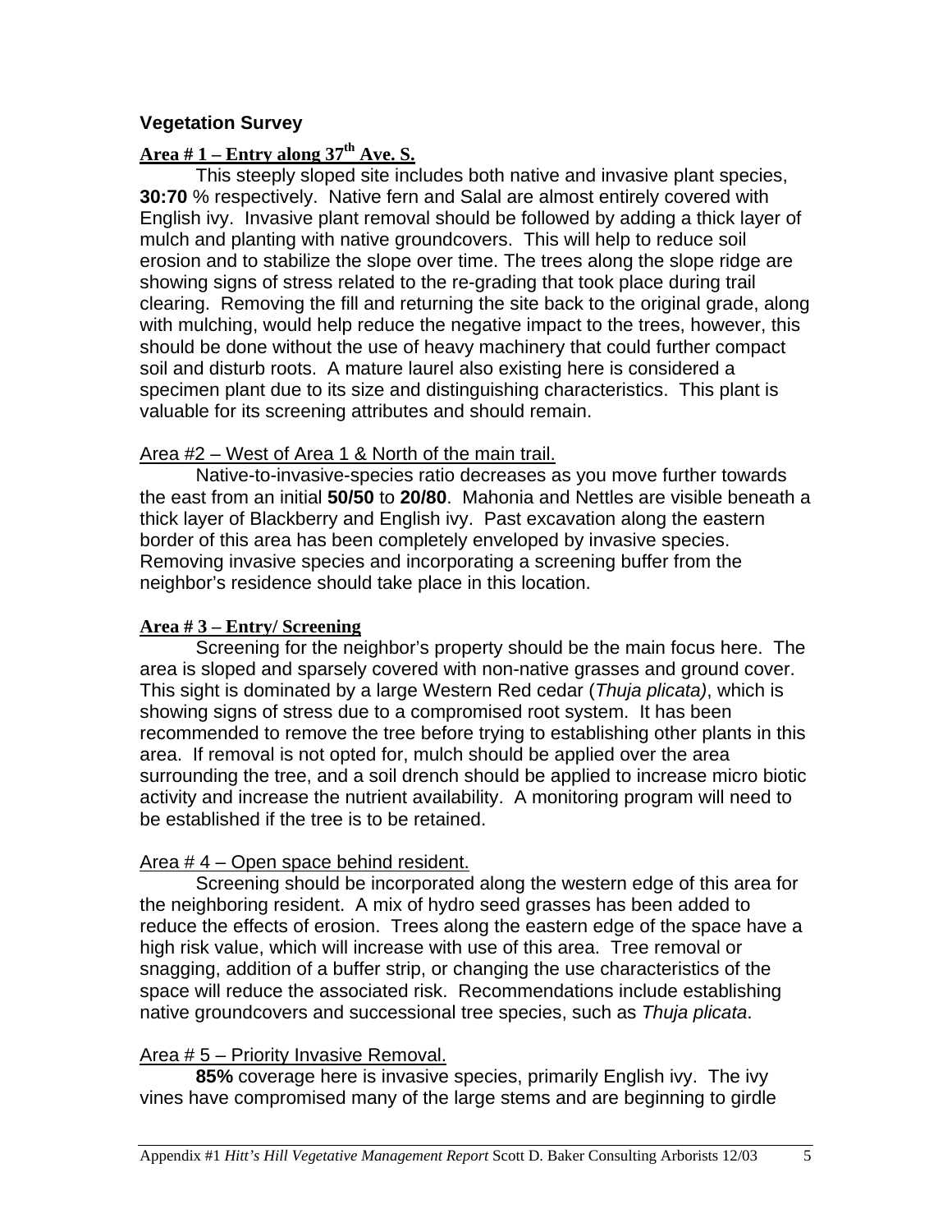## Vegetation Survey

### Area # 1 – Entry along 37th Ave. S.

This steeply sloped site includes both native and invasive plant species, **30:70** % respectively. Native fern and Salal are almost entirely covered with English ivy. Invasive plant removal should be followed by adding a thick layer of mulch and planting with native groundcovers. This will help to reduce soil erosion and to stabilize the slope over time. The trees along the slope ridge are showing signs of stress related to the re-grading that took place during trail clearing. Removing the fill and returning the site back to the original grade, along with mulching, would help reduce the negative impact to the trees, however, this should be done without the use of heavy machinery that could further compact soil and disturb roots. A mature laurel also existing here is considered a specimen plant due to its size and distinguishing characteristics. This plant is valuable for its screening attributes and should remain.

### Area #2 – West of Area 1 & North of the main trail.

Native-to-invasive-species ratio decreases as you move further towards the east from an initial **50/50** to **20/80**. Mahonia and Nettles are visible beneath a thick layer of Blackberry and English ivy. Past excavation along the eastern border of this area has been completely enveloped by invasive species. Removing invasive species and incorporating a screening buffer from the neighbor's residence should take place in this location.

### Area # 3 – Entry/ Screening

Screening for the neighbor's property should be the main focus here. The area is sloped and sparsely covered with non-native grasses and ground cover. This sight is dominated by a large Western Red cedar (*Thuja plicata)*, which is showing signs of stress due to a compromised root system. It has been recommended to remove the tree before trying to establishing other plants in this area. If removal is not opted for, mulch should be applied over the area surrounding the tree, and a soil drench should be applied to increase micro biotic activity and increase the nutrient availability. A monitoring program will need to be established if the tree is to be retained.

### Area # 4 – Open space behind resident.

Screening should be incorporated along the western edge of this area for the neighboring resident. A mix of hydro seed grasses has been added to reduce the effects of erosion. Trees along the eastern edge of the space have a high risk value, which will increase with use of this area. Tree removal or snagging, addition of a buffer strip, or changing the use characteristics of the space will reduce the associated risk. Recommendations include establishing native groundcovers and successional tree species, such as *Thuja plicata*.

### Area # 5 – Priority Invasive Removal.

**85%** coverage here is invasive species, primarily English ivy. The ivy vines have compromised many of the large stems and are beginning to girdle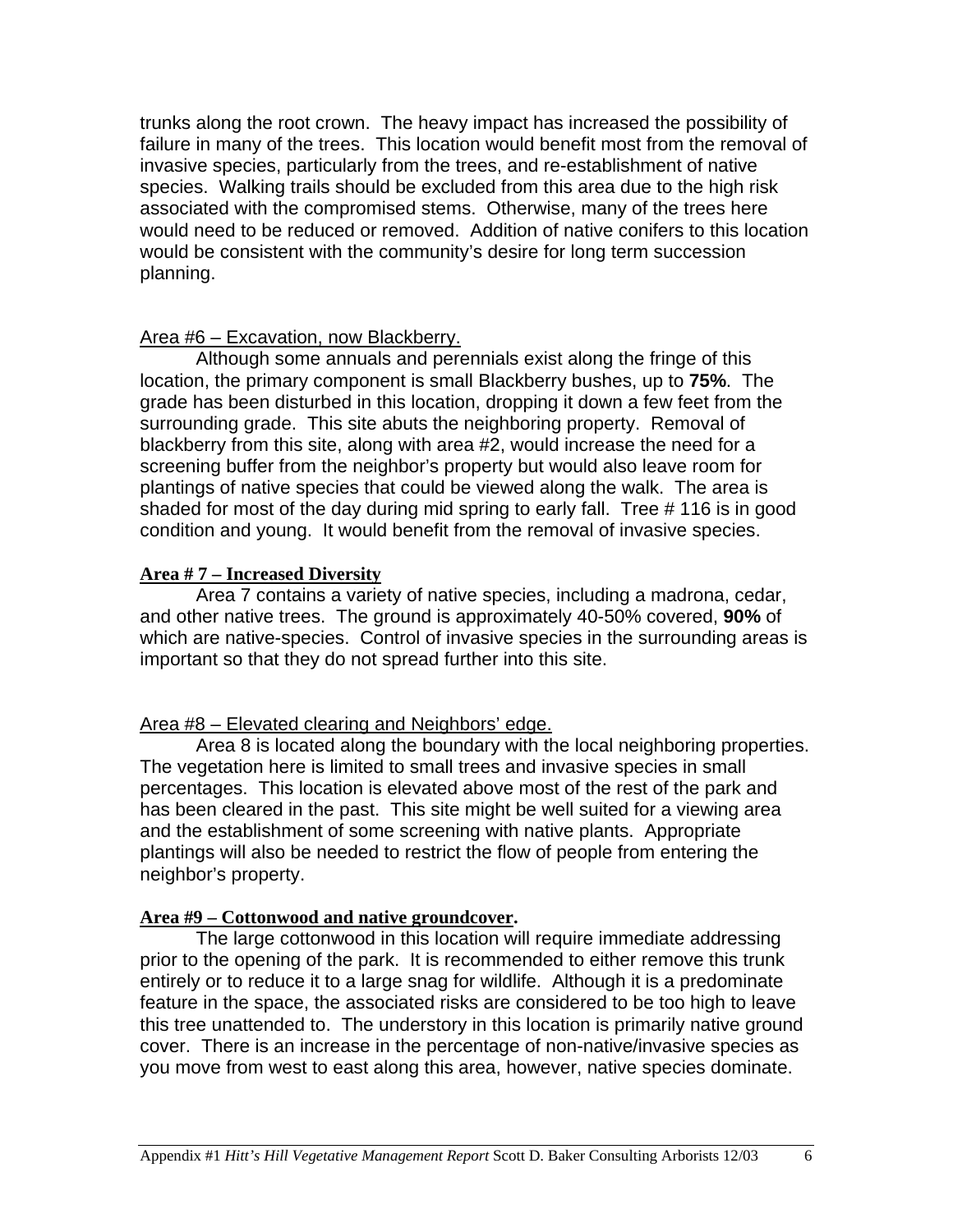trunks along the root crown. The heavy impact has increased the possibility of failure in many of the trees. This location would benefit most from the removal of invasive species, particularly from the trees, and re-establishment of native species. Walking trails should be excluded from this area due to the high risk associated with the compromised stems. Otherwise, many of the trees here would need to be reduced or removed. Addition of native conifers to this location would be consistent with the community's desire for long term succession planning.

Area #6 – Excavation, now Blackberry.

Although some annuals and perennials exist along the fringe of this location, the primary component is small Blackberry bushes, up to **75%**. The grade has been disturbed in this location, dropping it down a few feet from the surrounding grade. This site abuts the neighboring property. Removal of blackberry from this site, along with area #2, would increase the need for a screening buffer from the neighbor's property but would also leave room for plantings of native species that could be viewed along the walk. The area is shaded for most of the day during mid spring to early fall. Tree # 116 is in good condition and young. It would benefit from the removal of invasive species.

**Area # 7 – Increased Diversity**

Area 7 contains a variety of native species, including a madrona, cedar, and other native trees. The ground is approximately 40-50% covered, **90%** of which are native-species. Control of invasive species in the surrounding areas is important so that they do not spread further into this site.

Area #8 – Elevated clearing and Neighbors' edge.

Area 8 is located along the boundary with the local neighboring properties. The vegetation here is limited to small trees and invasive species in small percentages. This location is elevated above most of the rest of the park and has been cleared in the past. This site might be well suited for a viewing area and the establishment of some screening with native plants. Appropriate plantings will also be needed to restrict the flow of people from entering the neighbor's property.

**Area #9 – Cottonwood and native groundcover.**

The large cottonwood in this location will require immediate addressing prior to the opening of the park. It is recommended to either remove this trunk entirely or to reduce it to a large snag for wildlife. Although it is a predominate feature in the space, the associated risks are considered to be too high to leave this tree unattended to. The understory in this location is primarily native ground cover. There is an increase in the percentage of non-native/invasive species as you move from west to east along this area, however, native species dominate.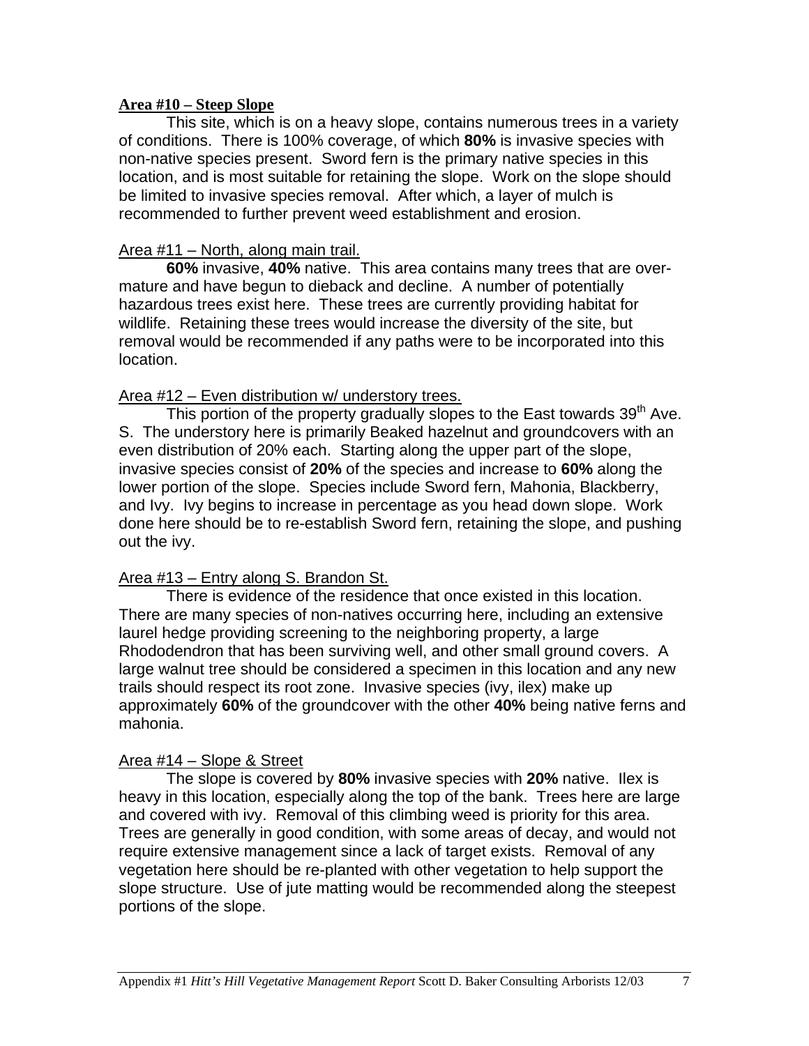**Area #10 – Steep Slope**

This site, which is on a heavy slope, contains numerous trees in a variety of conditions. There is 100% coverage, of which **80%** is invasive species with non-native species present. Sword fern is the primary native species in this location, and is most suitable for retaining the slope. Work on the slope should be limited to invasive species removal. After which, a layer of mulch is recommended to further prevent weed establishment and erosion.

Area #11 – North, along main trail.

**60%** invasive, **40%** native. This area contains many trees that are over-mature and have begun to dieback and decline. A number of potentially hazardous trees exist here. These trees are currently providing habitat for wildlife. Retaining these trees would increase the diversity of the site, but removal would be recommended if any paths were to be incorporated into this location.

Area #12 – Even distribution w/ understory trees.

This portion of the property gradually slopes to the East towards 39th Ave. S. The understory here is primarily Beaked hazelnut and groundcovers with an even distribution of 20% each. Starting along the upper part of the slope, invasive species consist of **20%** of the species and increase to **60%** along the lower portion of the slope. Species include Sword fern, Mahonia, Blackberry, and Ivy. Ivy begins to increase in percentage as you head down slope. Work done here should be to re-establish Sword fern, retaining the slope, and pushing out the ivy.

Area #13 – Entry along S. Brandon St.

There is evidence of the residence that once existed in this location. There are many species of non-natives occurring here, including an extensive laurel hedge providing screening to the neighboring property, a large Rhododendron that has been surviving well, and other small ground covers. A large walnut tree should be considered a specimen in this location and any new trails should respect its root zone. Invasive species (ivy, ilex) make up approximately **60%** of the groundcover with the other **40%** being native ferns and mahonia.

Area #14 – Slope & Street

The slope is covered by **80%** invasive species with **20%** native. Ilex is heavy in this location, especially along the top of the bank. Trees here are large and covered with ivy. Removal of this climbing weed is priority for this area. Trees are generally in good condition, with some areas of decay, and would not require extensive management since a lack of target exists. Removal of any vegetation here should be re-planted with other vegetation to help support the slope structure. Use of jute matting would be recommended along the steepest portions of the slope.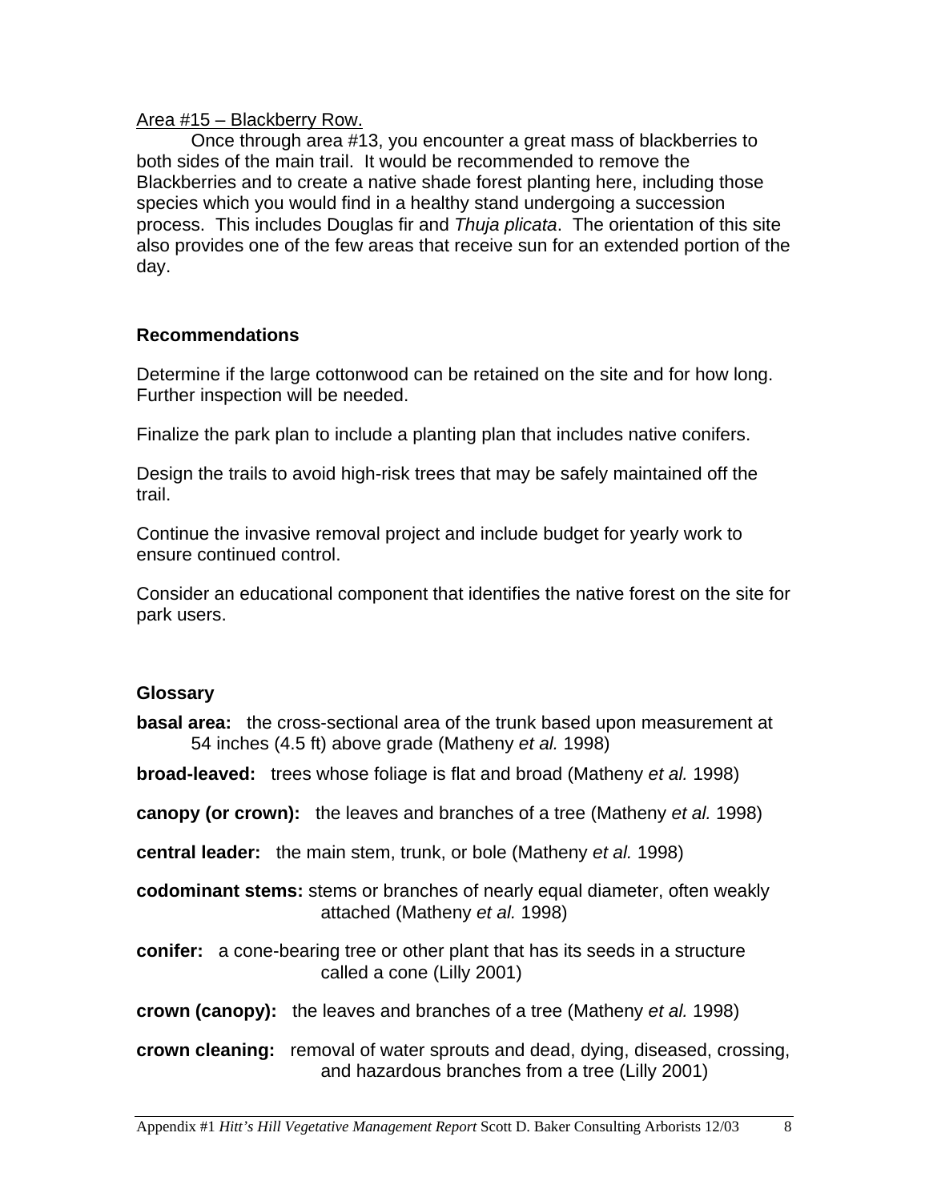Area #15 – Blackberry Row.

Once through area #13, you encounter a great mass of blackberries to both sides of the main trail. It would be recommended to remove the Blackberries and to create a native shade forest planting here, including those species which you would find in a healthy stand undergoing a succession process. This includes Douglas fir and *Thuja plicata*. The orientation of this site also provides one of the few areas that receive sun for an extended portion of the day.

### Recommendations

Determine if the large cottonwood can be retained on the site and for how long. Further inspection will be needed.

Finalize the park plan to include a planting plan that includes native conifers.

Design the trails to avoid high-risk trees that may be safely maintained off the trail.

Continue the invasive removal project and include budget for yearly work to ensure continued control.

Consider an educational component that identifies the native forest on the site for park users.

### Glossary

**basal area:** the cross-sectional area of the trunk based upon measurement at 54 inches (4.5 ft) above grade (Matheny *et al.* 1998)

**broad-leaved:** trees whose foliage is flat and broad (Matheny *et al.* 1998)

**canopy (or crown):** the leaves and branches of a tree (Matheny *et al.* 1998)

**central leader:** the main stem, trunk, or bole (Matheny *et al.* 1998)

**codominant stems:** stems or branches of nearly equal diameter, often weakly attached (Matheny *et al.* 1998)

**conifer:** a cone-bearing tree or other plant that has its seeds in a structure called a cone (Lilly 2001)

**crown (canopy):** the leaves and branches of a tree (Matheny *et al.* 1998)

**crown cleaning:** removal of water sprouts and dead, dying, diseased, crossing, and hazardous branches from a tree (Lilly 2001)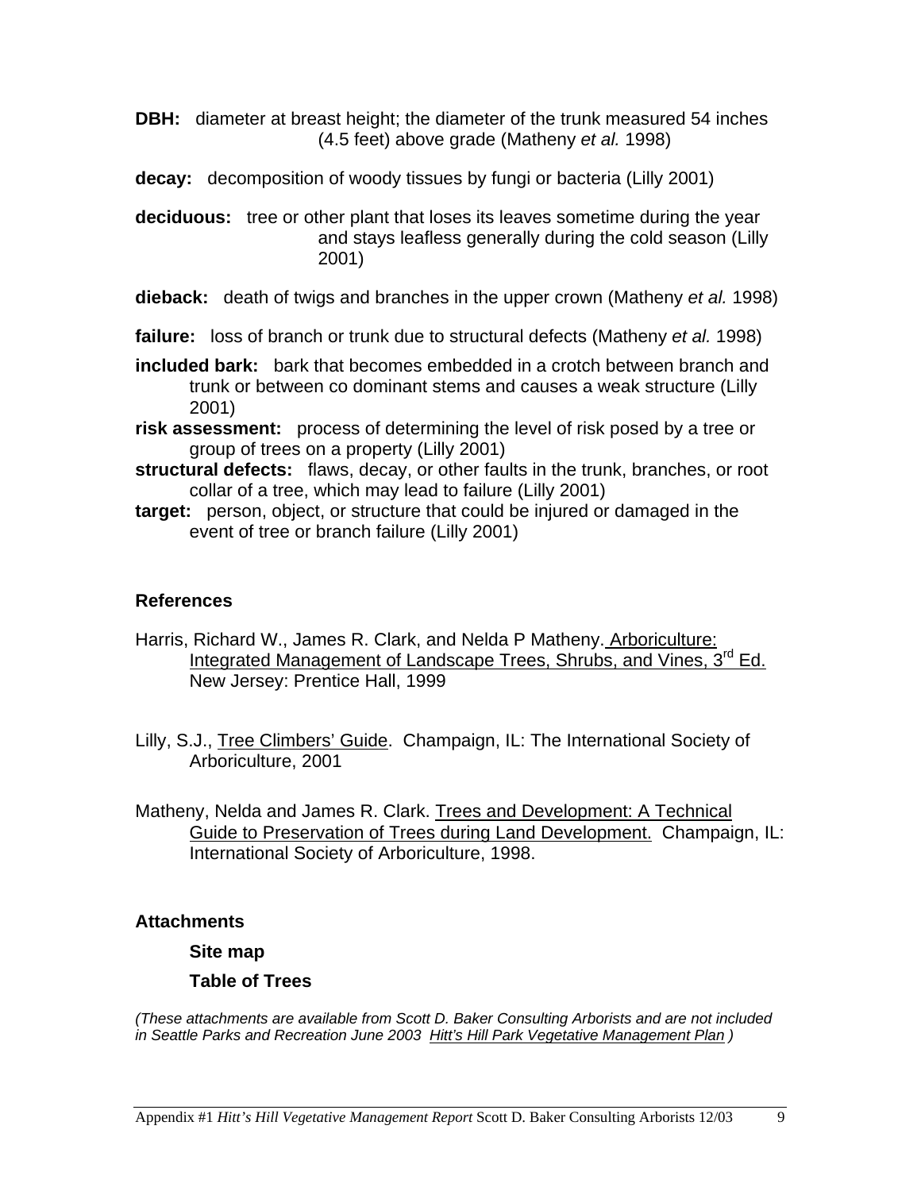**DBH:** diameter at breast height; the diameter of the trunk measured 54 inches (4.5 feet) above grade (Matheny *et al.* 1998)

**decay:** decomposition of woody tissues by fungi or bacteria (Lilly 2001)

**deciduous:** tree or other plant that loses its leaves sometime during the year and stays leafless generally during the cold season (Lilly 2001)

**dieback:** death of twigs and branches in the upper crown (Matheny *et al.* 1998)

**failure:** loss of branch or trunk due to structural defects (Matheny *et al.* 1998)

**included bark:** bark that becomes embedded in a crotch between branch and trunk or between co dominant stems and causes a weak structure (Lilly 2001)

**risk assessment:** process of determining the level of risk posed by a tree or group of trees on a property (Lilly 2001)

**structural defects:** flaws, decay, or other faults in the trunk, branches, or root collar of a tree, which may lead to failure (Lilly 2001)

**target:** person, object, or structure that could be injured or damaged in the event of tree or branch failure (Lilly 2001)

### References

Harris, Richard W., James R. Clark, and Nelda P Matheny. Arboriculture: Integrated Management of Landscape Trees, Shrubs, and Vines, 3rd Ed. New Jersey: Prentice Hall, 1999

Lilly, S.J., Tree Climbers' Guide. Champaign, IL: The International Society of Arboriculture, 2001

Matheny, Nelda and James R. Clark. Trees and Development: A Technical Guide to Preservation of Trees during Land Development. Champaign, IL: International Society of Arboriculture, 1998.

### Attachments

**Site map**

**Table of Trees**

*(These attachments are available from Scott D. Baker Consulting Arborists and are not included in Seattle Parks and Recreation June 2003 Hitt's Hill Park Vegetative Management Plan )*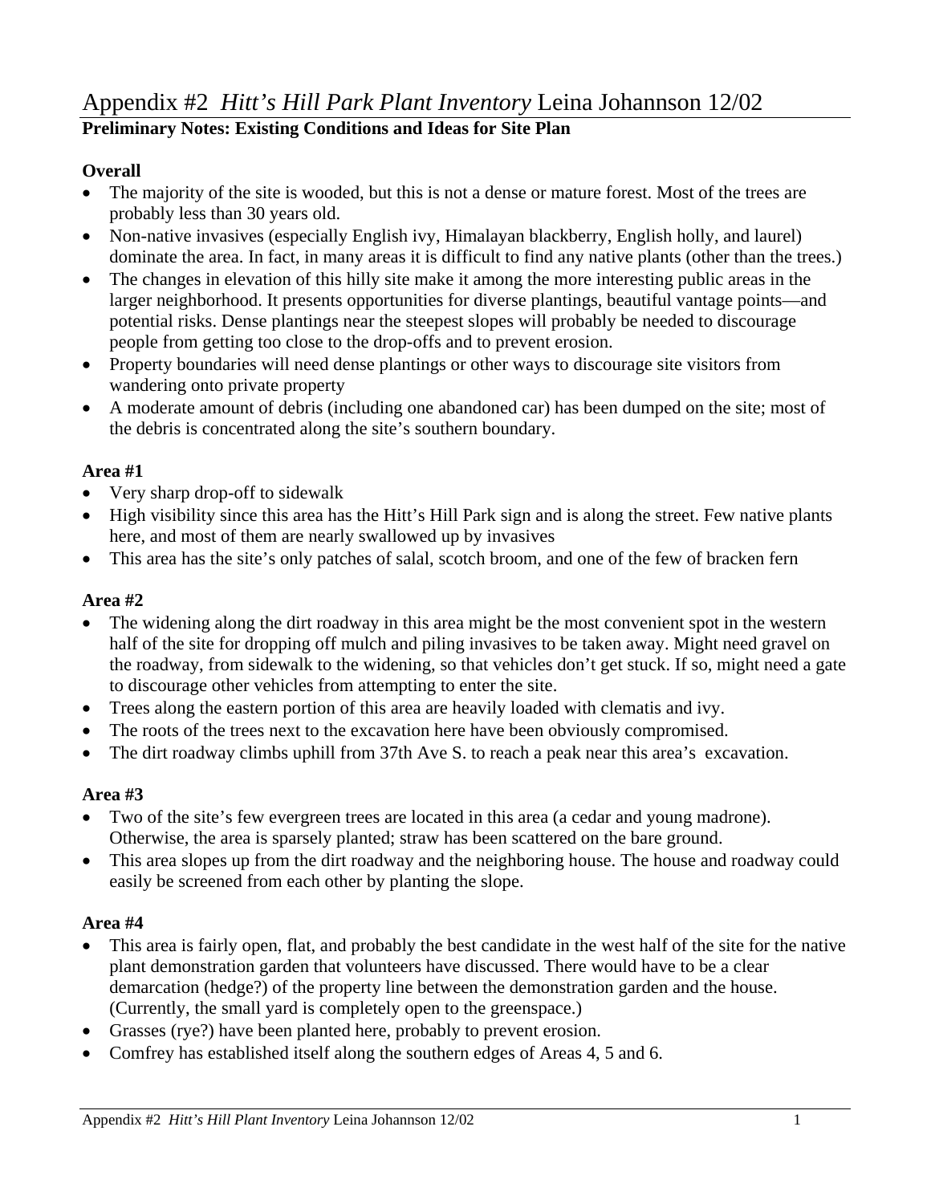# Appendix #2 *Hitt's Hill Park Plant Inventory* Leina Johannson 12/02

**Preliminary Notes: Existing Conditions and Ideas for Site Plan**

**Overall**

- The majority of the site is wooded, but this is not a dense or mature forest. Most of the trees are probably less than 30 years old.
- Non-native invasives (especially English ivy, Himalayan blackberry, English holly, and laurel) dominate the area. In fact, in many areas it is difficult to find any native plants (other than the trees.)
- The changes in elevation of this hilly site make it among the more interesting public areas in the larger neighborhood. It presents opportunities for diverse plantings, beautiful vantage points—and potential risks. Dense plantings near the steepest slopes will probably be needed to discourage people from getting too close to the drop-offs and to prevent erosion.
- Property boundaries will need dense plantings or other ways to discourage site visitors from wandering onto private property
- A moderate amount of debris (including one abandoned car) has been dumped on the site; most of the debris is concentrated along the site's southern boundary.

**Area #1**

- Very sharp drop-off to sidewalk
- High visibility since this area has the Hitt's Hill Park sign and is along the street. Few native plants here, and most of them are nearly swallowed up by invasives
- This area has the site's only patches of salal, scotch broom, and one of the few of bracken fern

**Area #2**

- The widening along the dirt roadway in this area might be the most convenient spot in the western half of the site for dropping off mulch and piling invasives to be taken away. Might need gravel on the roadway, from sidewalk to the widening, so that vehicles don't get stuck. If so, might need a gate to discourage other vehicles from attempting to enter the site.
- Trees along the eastern portion of this area are heavily loaded with clematis and ivy.
- The roots of the trees next to the excavation here have been obviously compromised.
- The dirt roadway climbs uphill from 37th Ave S. to reach a peak near this area's excavation.

**Area #3**

- Two of the site's few evergreen trees are located in this area (a cedar and young madrone). Otherwise, the area is sparsely planted; straw has been scattered on the bare ground.
- This area slopes up from the dirt roadway and the neighboring house. The house and roadway could easily be screened from each other by planting the slope.

**Area #4**

- This area is fairly open, flat, and probably the best candidate in the west half of the site for the native plant demonstration garden that volunteers have discussed. There would have to be a clear demarcation (hedge?) of the property line between the demonstration garden and the house. (Currently, the small yard is completely open to the greenspace.)
- Grasses (rye?) have been planted here, probably to prevent erosion.
- Comfrey has established itself along the southern edges of Areas 4, 5 and 6.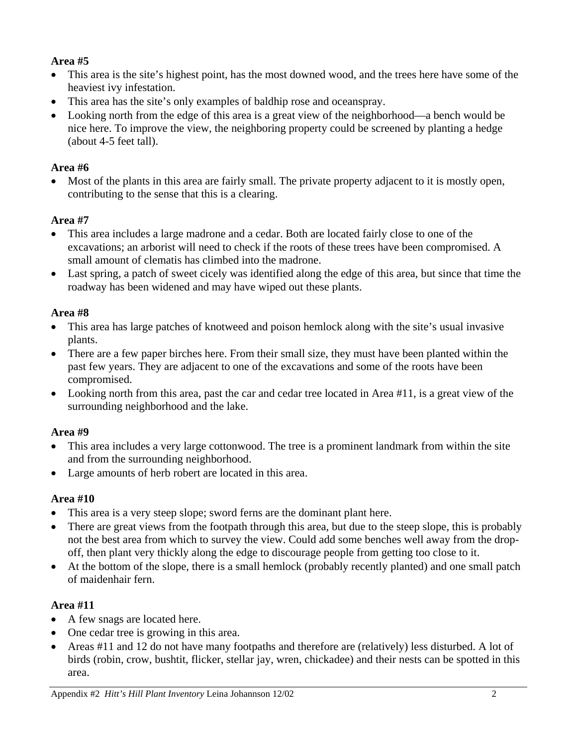**Area #5**

- This area is the site's highest point, has the most downed wood, and the trees here have some of the heaviest ivy infestation.
- This area has the site's only examples of baldhip rose and oceanspray.
- Looking north from the edge of this area is a great view of the neighborhood—a bench would be nice here. To improve the view, the neighboring property could be screened by planting a hedge (about 4-5 feet tall).

**Area #6**

- Most of the plants in this area are fairly small. The private property adjacent to it is mostly open, contributing to the sense that this is a clearing.

**Area #7**

- This area includes a large madrone and a cedar. Both are located fairly close to one of the excavations; an arborist will need to check if the roots of these trees have been compromised. A small amount of clematis has climbed into the madrone.
- Last spring, a patch of sweet cicely was identified along the edge of this area, but since that time the roadway has been widened and may have wiped out these plants.

**Area #8**

- This area has large patches of knotweed and poison hemlock along with the site's usual invasive plants.
- There are a few paper birches here. From their small size, they must have been planted within the past few years. They are adjacent to one of the excavations and some of the roots have been compromised.
- Looking north from this area, past the car and cedar tree located in Area #11, is a great view of the surrounding neighborhood and the lake.

**Area #9**

- This area includes a very large cottonwood. The tree is a prominent landmark from within the site and from the surrounding neighborhood.
- Large amounts of herb robert are located in this area.

**Area #10**

- This area is a very steep slope; sword ferns are the dominant plant here.
- There are great views from the footpath through this area, but due to the steep slope, this is probably not the best area from which to survey the view. Could add some benches well away from the drop-off, then plant very thickly along the edge to discourage people from getting too close to it.
- At the bottom of the slope, there is a small hemlock (probably recently planted) and one small patch of maidenhair fern.

**Area #11**

- A few snags are located here.
- One cedar tree is growing in this area.
- Areas #11 and 12 do not have many footpaths and therefore are (relatively) less disturbed. A lot of birds (robin, crow, bushtit, flicker, stellar jay, wren, chickadee) and their nests can be spotted in this area.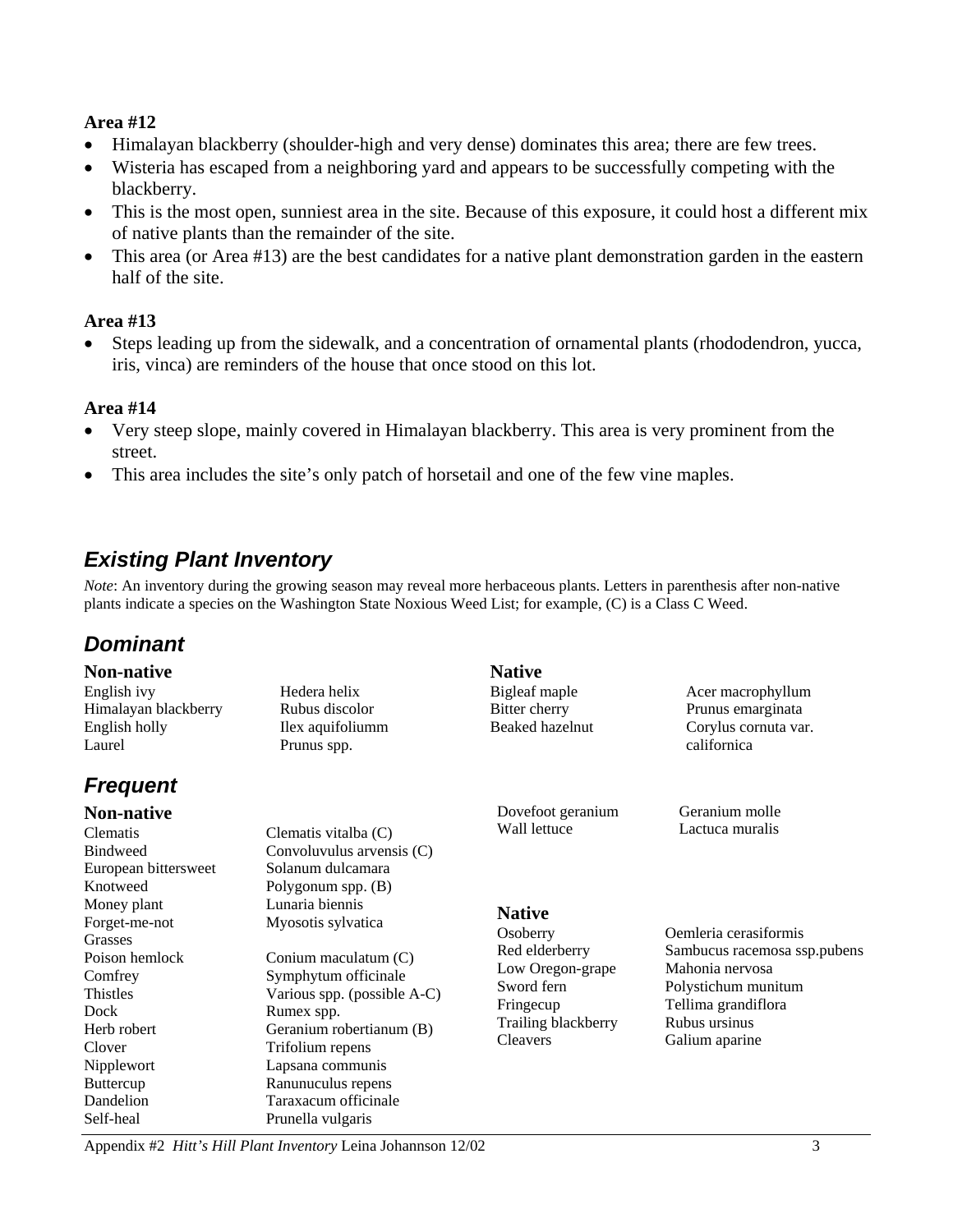**Area #12**

- Himalayan blackberry (shoulder-high and very dense) dominates this area; there are few trees.
- Wisteria has escaped from a neighboring yard and appears to be successfully competing with the blackberry.
- This is the most open, sunniest area in the site. Because of this exposure, it could host a different mix of native plants than the remainder of the site.
- This area (or Area #13) are the best candidates for a native plant demonstration garden in the eastern half of the site.

**Area #13**

- Steps leading up from the sidewalk, and a concentration of ornamental plants (rhododendron, yucca, iris, vinca) are reminders of the house that once stood on this lot.

**Area #14**

- Very steep slope, mainly covered in Himalayan blackberry. This area is very prominent from the street.
- This area includes the site's only patch of horsetail and one of the few vine maples.

## *Existing Plant Inventory*

*Note*: An inventory during the growing season may reveal more herbaceous plants. Letters in parenthesis after non-native plants indicate a species on the Washington State Noxious Weed List; for example, (C) is a Class C Weed.

## *Dominant*

### Non-native

| Common name | Scientific name |
|---|---|
| English ivy | Hedera helix |
| Himalayan blackberry | Rubus discolor |
| English holly | Ilex aquifoliumm |
| Laurel | Prunus spp. |

### Native

| Common name | Scientific name |
|---|---|
| Bigleaf maple | Acer macrophyllum |
| Bitter cherry | Prunus emarginata |
| Beaked hazelnut | Corylus cornuta var. californica |

## *Frequent*

### Non-native

| Common name | Scientific name |
|---|---|
| Clematis | Clematis vitalba (C) |
| Bindweed | Convoluvulus arvensis (C) |
| European bittersweet | Solanum dulcamara |
| Knotweed | Polygonum spp. (B) |
| Money plant | Lunaria biennis |
| Forget-me-not | Myosotis sylvatica |
| Grasses | |
| Poison hemlock | Conium maculatum (C) |
| Comfrey | Symphytum officinale |
| Thistles | Various spp. (possible A-C) |
| Dock | Rumex spp. |
| Herb robert | Geranium robertianum (B) |
| Clover | Trifolium repens |
| Nipplewort | Lapsana communis |
| Buttercup | Ranunuculus repens |
| Dandelion | Taraxacum officinale |
| Self-heal | Prunella vulgaris |
| Dovefoot geranium | Geranium molle |
| Wall lettuce | Lactuca muralis |

### Native

| Common name | Scientific name |
|---|---|
| Osoberry | Oemleria cerasiformis |
| Red elderberry | Sambucus racemosa ssp.pubens |
| Low Oregon-grape | Mahonia nervosa |
| Sword fern | Polystichum munitum |
| Fringecup | Tellima grandiflora |
| Trailing blackberry | Rubus ursinus |
| Cleavers | Galium aparine |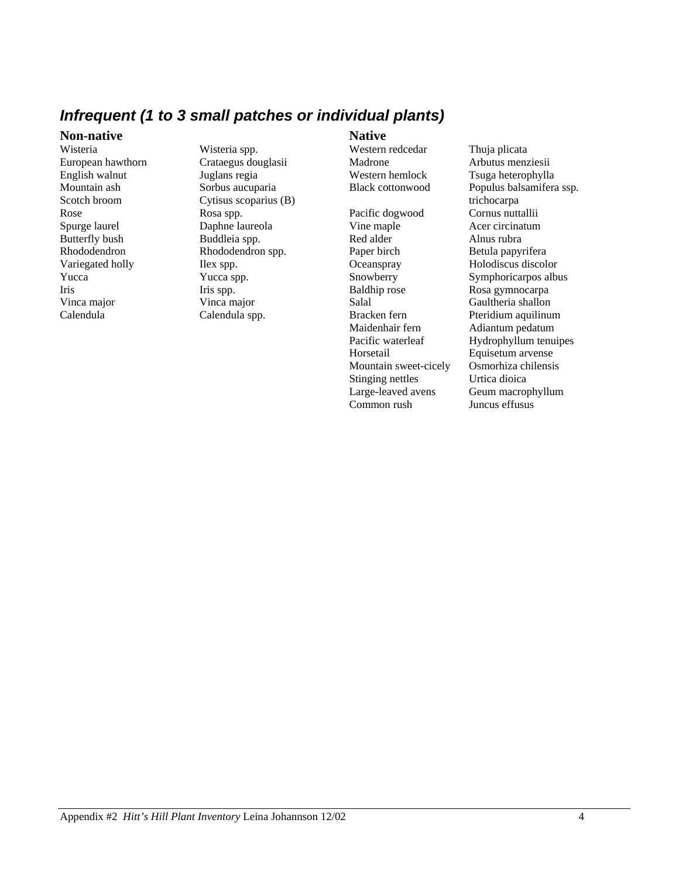## *Infrequent (1 to 3 small patches or individual plants)*

### Non-native

| Common name | Scientific name |
|---|---|
| Wisteria | Wisteria spp. |
| European hawthorn | Crataegus douglasii |
| English walnut | Juglans regia |
| Mountain ash | Sorbus aucuparia |
| Scotch broom | Cytisus scoparius (B) |
| Rose | Rosa spp. |
| Spurge laurel | Daphne laureola |
| Butterfly bush | Buddleia spp. |
| Rhododendron | Rhododendron spp. |
| Variegated holly | Ilex spp. |
| Yucca | Yucca spp. |
| Iris | Iris spp. |
| Vinca major | Vinca major |
| Calendula | Calendula spp. |

### Native

| Common name | Scientific name |
|---|---|
| Western redcedar | Thuja plicata |
| Madrone | Arbutus menziesii |
| Western hemlock | Tsuga heterophylla |
| Black cottonwood | Populus balsamifera ssp. trichocarpa |
| Pacific dogwood | Cornus nuttallii |
| Vine maple | Acer circinatum |
| Red alder | Alnus rubra |
| Paper birch | Betula papyrifera |
| Oceanspray | Holodiscus discolor |
| Snowberry | Symphoricarpos albus |
| Baldhip rose | Rosa gymnocarpa |
| Salal | Gaultheria shallon |
| Bracken fern | Pteridium aquilinum |
| Maidenhair fern | Adiantum pedatum |
| Pacific waterleaf | Hydrophyllum tenuipes |
| Horsetail | Equisetum arvense |
| Mountain sweet-cicely | Osmorhiza chilensis |
| Stinging nettles | Urtica dioica |
| Large-leaved avens | Geum macrophyllum |
| Common rush | Juncus effusus |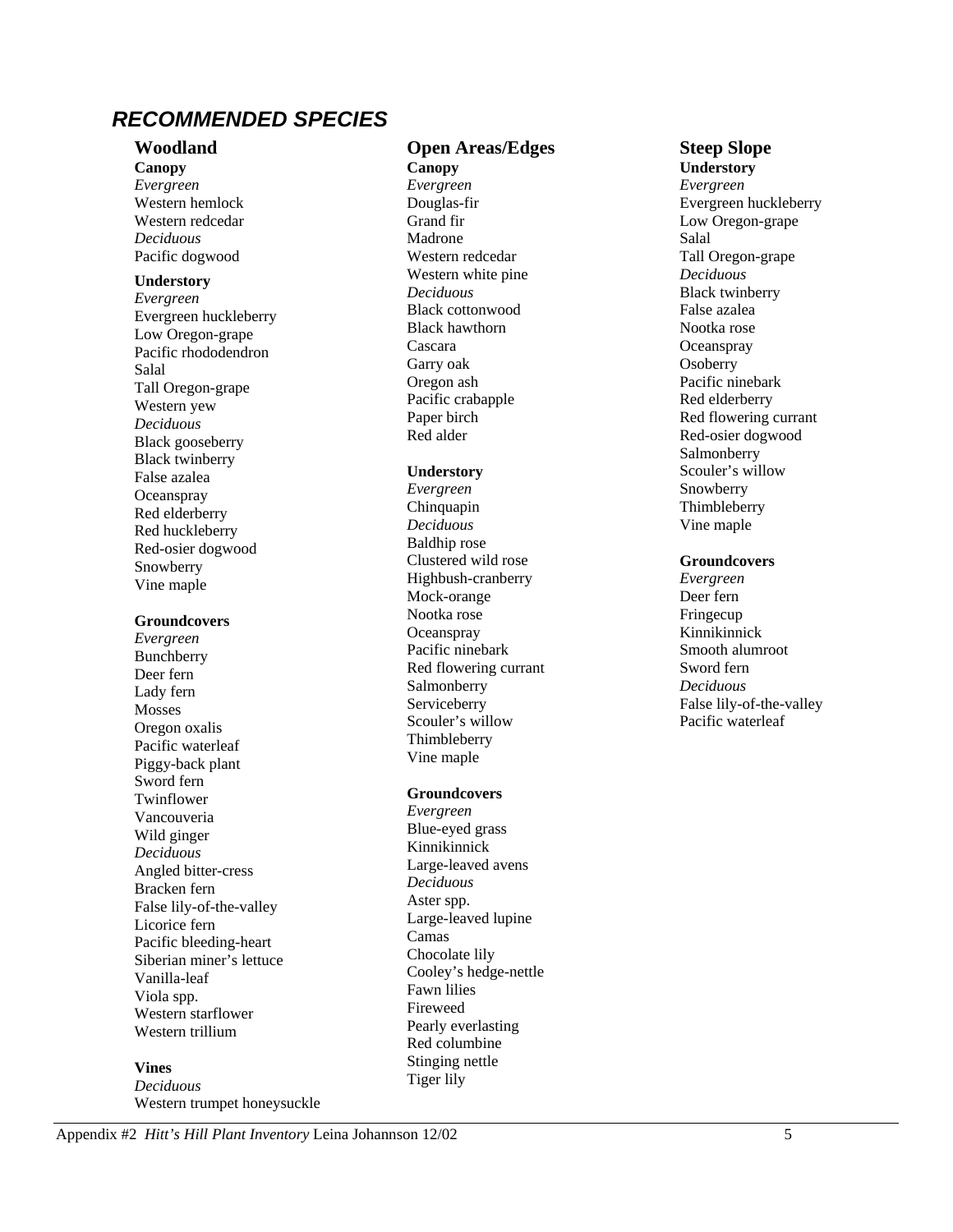## *RECOMMENDED SPECIES*

### Woodland

**Canopy**

*Evergreen*

Western hemlock
Western redcedar

*Deciduous*

Pacific dogwood

**Understory**

*Evergreen*

Evergreen huckleberry
Low Oregon-grape
Pacific rhododendron
Salal
Tall Oregon-grape
Western yew

*Deciduous*

Black gooseberry
Black twinberry
False azalea
Oceanspray
Red elderberry
Red huckleberry
Red-osier dogwood
Snowberry
Vine maple

**Groundcovers**

*Evergreen*

Bunchberry
Deer fern
Lady fern
Mosses
Oregon oxalis
Pacific waterleaf
Piggy-back plant
Sword fern
Twinflower
Vancouveria
Wild ginger

*Deciduous*

Angled bitter-cress
Bracken fern
False lily-of-the-valley
Licorice fern
Pacific bleeding-heart
Siberian miner's lettuce
Vanilla-leaf
Viola spp.
Western starflower
Western trillium

**Vines**

*Deciduous*

Western trumpet honeysuckle

### Open Areas/Edges

**Canopy**

*Evergreen*

Douglas-fir
Grand fir
Madrone
Western redcedar
Western white pine

*Deciduous*

Black cottonwood
Black hawthorn
Cascara
Garry oak
Oregon ash
Pacific crabapple
Paper birch
Red alder

**Understory**

*Evergreen*

Chinquapin

*Deciduous*

Baldhip rose
Clustered wild rose
Highbush-cranberry
Mock-orange
Nootka rose
Oceanspray
Pacific ninebark
Red flowering currant
Salmonberry
Serviceberry
Scouler's willow
Thimbleberry
Vine maple

**Groundcovers**

*Evergreen*

Blue-eyed grass
Kinnikinnick
Large-leaved avens

*Deciduous*

Aster spp.
Large-leaved lupine
Camas
Chocolate lily
Cooley's hedge-nettle
Fawn lilies
Fireweed
Pearly everlasting
Red columbine
Stinging nettle
Tiger lily

### Steep Slope

**Understory**

*Evergreen*

Evergreen huckleberry
Low Oregon-grape
Salal
Tall Oregon-grape

*Deciduous*

Black twinberry
False azalea
Nootka rose
Oceanspray
Osoberry
Pacific ninebark
Red elderberry
Red flowering currant
Red-osier dogwood
Salmonberry
Scouler's willow
Snowberry
Thimbleberry
Vine maple

**Groundcovers**

*Evergreen*

Deer fern
Fringecup
Kinnikinnick
Smooth alumroot
Sword fern

*Deciduous*

False lily-of-the-valley
Pacific waterleaf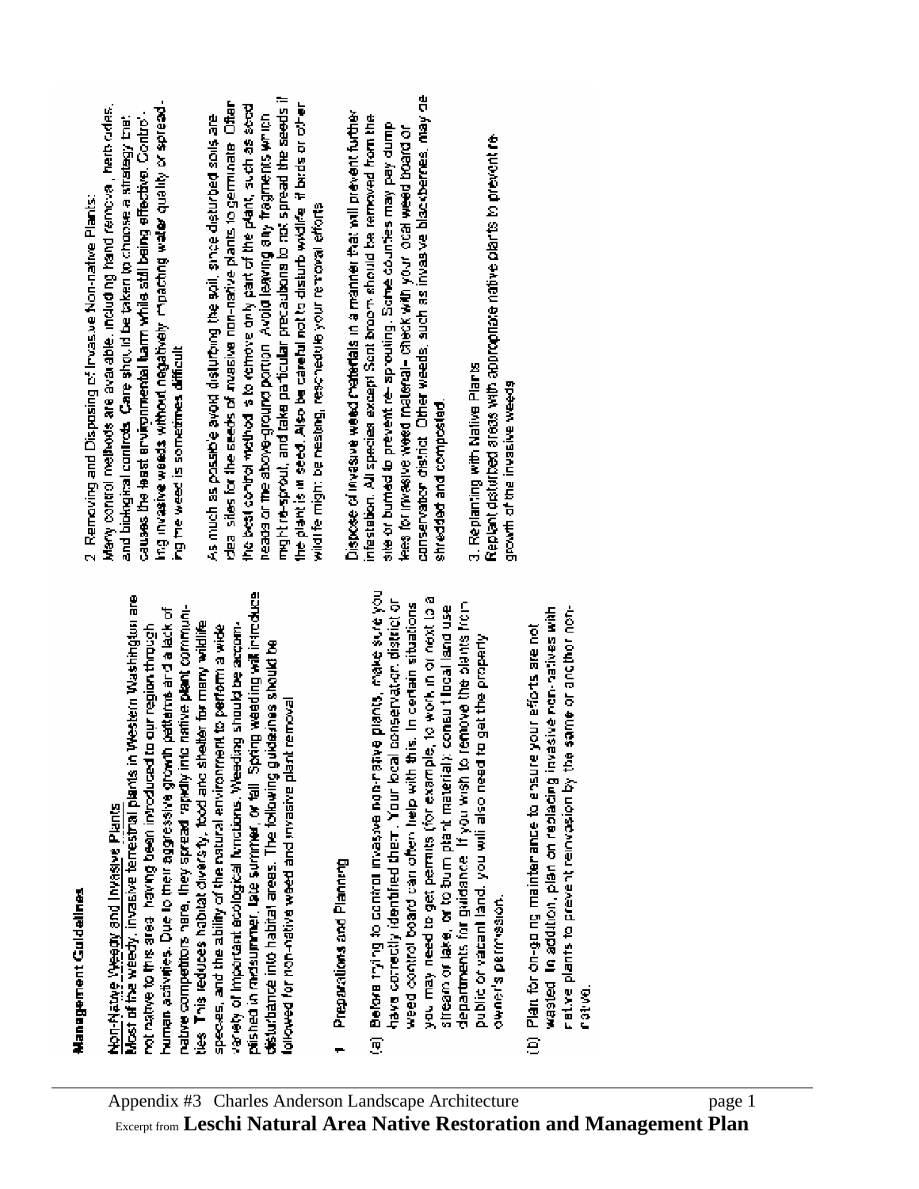**Management Guidelines**

Non-Native Weedy and Invasive Plants

Most of the weedy, invasive terrestrial plants in Western Washington are not native to this area, having been introduced to our region through human activities. Due to their aggressive growth patterns and a lack of native competitors here, they spread rapidly into native plant communities. This reduces habitat diversity, food and shelter for many wildlife species, and the ability of the natural environment to perform a wide variety of important ecological functions. Weeding should be accomplished in midsummer, late summer, or fall. Spring weeding will introduce disturbance into habitat areas. The following guidelines should be followed for non-native weed and invasive plant removal.

1 Preparations and Planning

(a) Before trying to control invasive non-native plants, make sure you have correctly identified them. Your local conservation district or weed control board can often help with this. In certain situations you may need to get permits (for example, to work in or next to a stream or lake, or to burn plant material); consult local land use departments for guidance. If you wish to remove the plants from public or vacant land, you will also need to get the property owner's permission.

(b) Plan for on-going maintenance to ensure your efforts are not wasted. In addition, plan on replacing invasive non-natives with native plants to prevent reinvasion by the same or another non-native.

2. Removing and Disposing of Invasive Non-native Plants:

Many control methods are available, including hand removal, herbicides, and biological controls. Care should be taken to choose a strategy that causes the least environmental harm while still being effective. Controlling invasive weeds without negatively impacting water quality or spreading the weed is sometimes difficult.

As much as possible avoid disturbing the soil, since disturbed soils are ideal sites for the seeds of invasive non-native plants to germinate. Often the best control method is to remove only part of the plant, such as seed heads or the above-ground portion. Avoid leaving any fragments which might re-sprout, and take particular precautions to not spread the seeds if the plant is in seed. Also be careful not to disturb wildlife: if birds or other wildlife might be nesting, reschedule your removal efforts.

Dispose of invasive weed materials in a manner that will prevent further infestation. All species except Scot broom should be removed from the site or burned to prevent re-sprouting. Some counties may pay dump fees for invasive weed material - check with your local weed board or conservation district. Other weeds, such as invasive blackberries, may be shredded and composted.

3. Replanting with Native Plants

Replant disturbed areas with appropriate native plants to prevent re-growth of the invasive weeds.

Appendix #3 Charles Anderson Landscape Architecture

Excerpt from **Leschi Natural Area Native Restoration and Management Plan**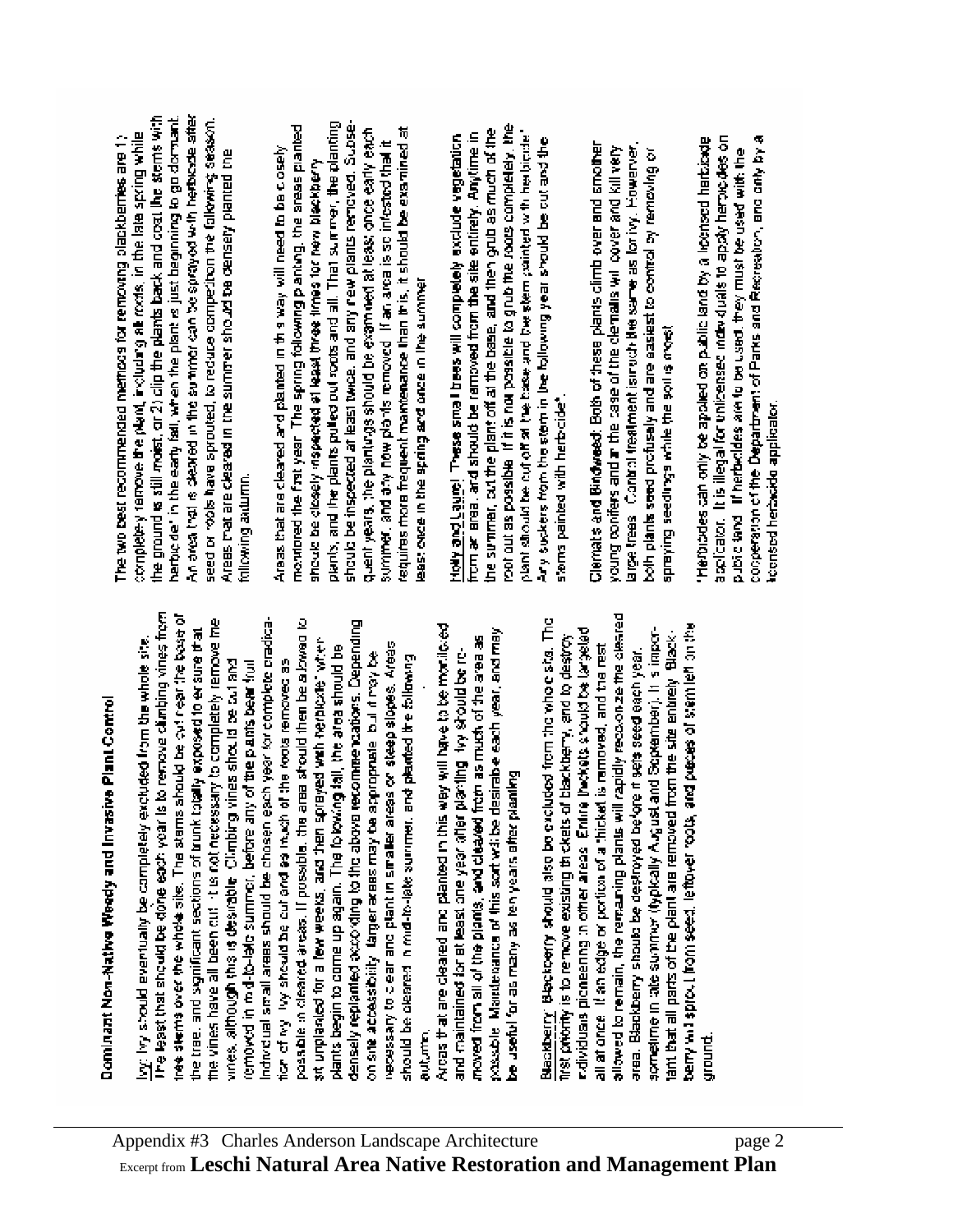## Dominant Non-Native Weedy and Invasive Plant Control

Ivy: Ivy should eventually be completely excluded from the whole site. The least that should be done each year is to remove climbing vines from tree stems over the whole site. The stems should be cut near the base of the tree, and significant sections of trunk totally exposed to ensure that the vines have all been cut. It is not necessary to completely remove the vines, although this is desirable. Climbing vines should be cut and removed in mid-to-late summer, before any of the plants bear fruit.

Individual small areas should be chosen each year for complete eradication of ivy. Ivy should be cut and as much of the roots removed as possible in cleared areas. If possible, the area should then be allowed to sit unplanted for a few weeks, and then sprayed with herbicide* when plants begin to come up again. The following fall, the area should be densely replanted according to the above recommendations. Depending on site accessibility, larger areas may be appropriate, but it may be necessary to clear and plant in smaller areas or steep slopes. Areas should be cleared in mid-to-late summer, and planted the following autumn.

Areas that are cleared and planted in this way will have to be monitored and maintained for at least one year after planting. Ivy should be removed from all of the plants, and cleared from as much of the area as possible. Maintenance of this sort will be desirable each year, and may be useful for as many as ten years after planting.

Blackberry: Blackberry should also be excluded from the whole site. The first priority is to remove existing thickets of blackberry, and to destroy individuals pioneering in other areas. Entire thickets should be targeted all at once. If an edge or portion of a thicket is removed, and the rest allowed to remain, the remaining plants will rapidly recolonize the cleared area. Blackberry should be destroyed before it sets seed each year, sometime in late summer (typically August and September). It is important that all parts of the plant are removed from the site entirely. Blackberry will sprout from seed, leftover roots, and pieces of stem left on the ground.

The two best recommended methods for removing blackberries are 1) completely remove the plant, including all roots, in the late spring while the ground is still moist, or 2) clip the plants back and coat the stems with herbicide* in the early fall, when the plant is just beginning to go dormant. An area that is cleared in the summer can be sprayed with herbicide after seed or roots have sprouted, to reduce competition the following season. Areas that are cleared in the summer should be densely planted the following autumn.

Areas that are cleared and planted in this way will need to be closely monitored the first year. The spring following planting, the areas planted should be closely inspected at least three times for new blackberry plants, and the plants pulled out roots and all. That summer, the planting should be inspected at least twice, and any new plants removed. Subsequent years, the plantings should be examined at least once early each summer, and any new plants removed. If an area is so infested that it requires more frequent maintenance than this, it should be examined at least once in the spring and once in the summer.

Holly and Laurel: These small trees will completely exclude vegetation from an area, and should be removed from the site entirely. Anytime in the summer, cut the plant off at the base, and then grub as much of the root out as possible. If it is not possible to grub the roots completely, the plant should be cut off at the base and the stem painted with herbicide*. Any suckers from the stem in the following year should be cut and the stems painted with herbicide*.

Clematis and Bindweed: Both of these plants climb over and smother young conifers and in the case of the clematis will cover and kill very large trees. Control treatment is much the same as for ivy. However, both plants seed profusely and are easiest to control by removing or spraying seedlings while the soil is moist.

*Herbicides can only be applied on public land by a licensed herbicide applicator. It is illegal for unlicensed individuals to apply herbicides on public land. If herbicides are to be used, they must be used with the cooperation of the Department of Parks and Recreation, and only by a licensed herbicide applicator.

Appendix #3 Charles Anderson Landscape Architecture

Excerpt from **Leschi Natural Area Native Restoration and Management Plan**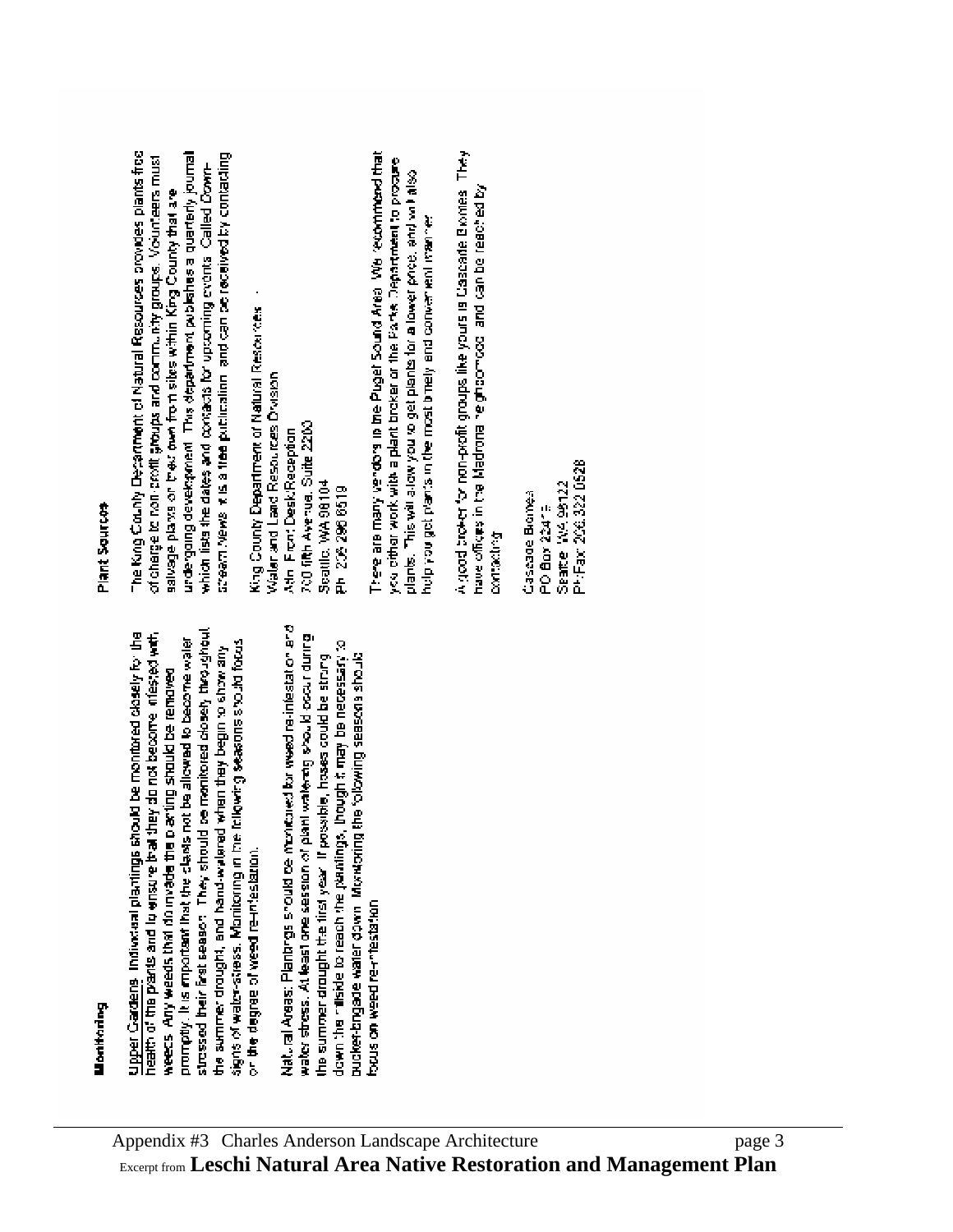## Monitoring

Upper Gardens. Individual plantings should be monitored closely for the health of the plants and to ensure that they do not become infested with weeds. Any weeds that do invade the planting should be removed promptly. It is important that the plants not be allowed to become water stressed their first season. They should be monitored closely throughout the summer drought, and hand-watered when they begin to show any signs of water-stress. Monitoring in the following seasons should focus on the degree of weed re-infestation.

Natural Areas: Plantings should be monitored for weed re-infestation and water stress. At least one session of plant watering should occur during the summer drought the first year. If possible, hoses could be strung down the hillside to reach the plantings, though it may be necessary to bucket-brigade water down. Monitoring the following seasons should focus on weed re-infestation.

## Plant Sources

The King County Department of Natural Resources provides plants free of charge to non-profit groups and community groups. Volunteers must salvage plants on their own from sites within King County that are undergoing development. This department publishes a quarterly journal which lists the dates and contacts for upcoming events. Called Down-stream News, it is a free publication, and can be received by contacting:

King County Department of Natural Resources
Water and Land Resources Division
Attn: Front Desk/Reception
700 fifth Avenue, Suite 2200
Seattle, WA 98104
Ph: 206 296 6519

There are many vendors in the Puget Sound Area. We recommend that you either work with a plant broker or the Parks Department to procure plants. This will allow you to get plants for a lower price, and will also help you get plants in the most timely and convenient manner.

A good broker for non-profit groups like yours is Cascade Biomes. They have offices in the Madrona neighborhood, and can be reached by contacting:

Cascade Biomes
PO Box 22415
Seattle, WA 98122
Ph/Fax: 206 322 0528

Appendix #3 Charles Anderson Landscape Architecture

Excerpt from **Leschi Natural Area Native Restoration and Management Plan**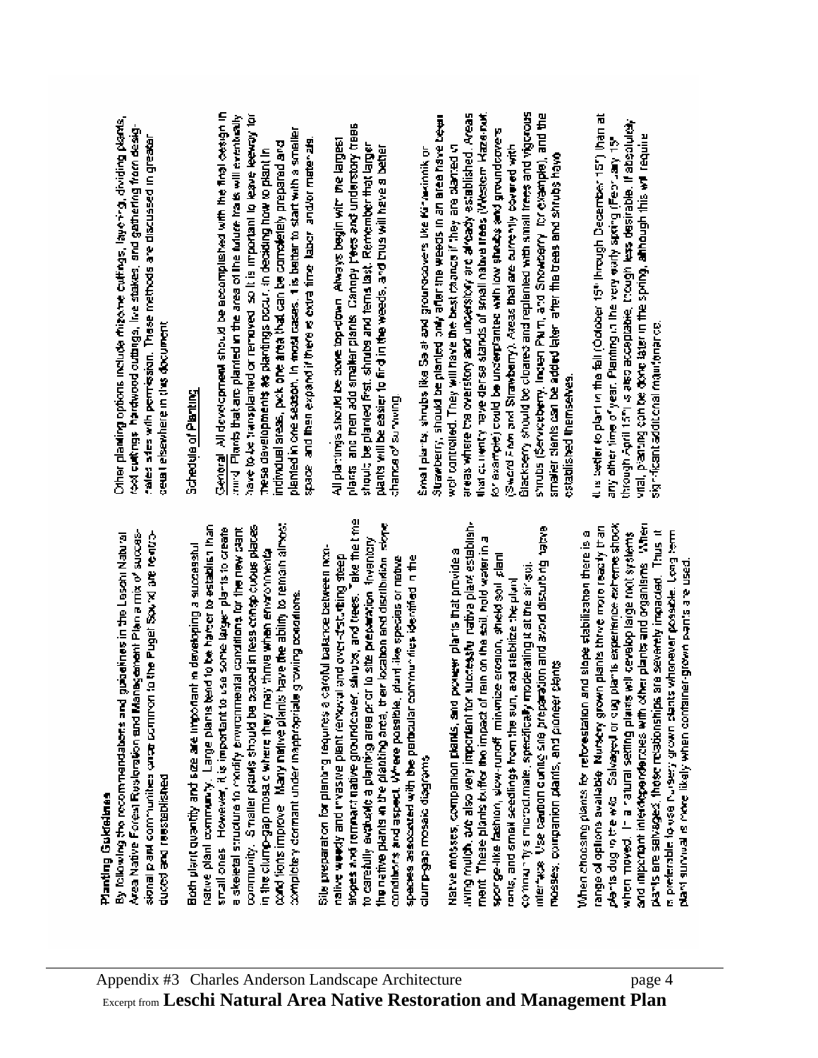**Planting Guidelines**

By following the recommendations and guidelines in the Leschi Natural Area Native Forest Restoration and Management Plan a mix of successional plant communities once common to the Puget Sound are reintroduced and reestablished.

Both plant quantity and size are important in developing a successful native plant community. Large plants tend to be harder to establish than small ones. However, it is important to use some larger plants to create a skeletal structure to modify environmental conditions for the new plant community. Smaller plants should be placed in less contiguous places in the clump-gap mosaic where they may thrive when environmental conditions improve. Many native plants have the ability to remain almost completely dormant under inappropriate growing conditions.

Site preparation for planting requires a careful balance between non-native weedy and invasive plant removal and over-disturbing steep slopes and remnant native groundcover, shrubs, and trees. Take the time to carefully evaluate a planting area prior to site preparation. Inventory the native plants in the planting area, their location and distribution, slope conditions and aspect. Where possible, plant like species or native species associated with the particular communities identified in the clump-gap mosaic diagrams.

Native mosses, companion plants, and pioneer plants that provide a living mulch, are also very important for successful native plant establishment. These plants buffer the impact of rain on the soil, hold water in a sponge-like fashion, slow runoff, minimize erosion, shield soil, plant roots, and small seedlings from the sun, and stabilize the plant community's microclimate, specifically moderating it at the air-soil interface. Use caution during site preparation and avoid disturbing native mosses, companion plants, and pioneer plants.

When choosing plants for reforestation and slope stabilization there is a range of options available. Nursery grown plants thrive more readily than plants dug in the wild. Salvaged or dug plants experience extreme shock when moved. In a natural setting plants will develop large root systems and important interdependencies with other plants and organisms. When plants are salvaged, these relationships are severely impacted. Thus it is preferable to use nursery grown plants whenever possible. Long term plant survival is more likely when container grown plants are used.

Other planting options include rhizome cuttings, layering, dividing plants, root cuttings, hardwood cuttings, live stakes, and gathering from designated sites with permission. These methods are discussed in greater detail elsewhere in this document.

**Schedule of Planting**

General: All development should be accomplished with the final design in mind. Plants that are planted in the area of the future trails will eventually have to be transplanted or removed, so it is important to leave leeway for these developments as plantings occur. In deciding how to plant in individual areas, pick one area that can be completely prepared and planted in one season. In most cases, it is better to start with a smaller space, and then expand if there is extra time, labor, and/or materials.

All plantings should be done top-down. Always begin with the largest plants, and then add smaller plants. Canopy trees and understory trees should be planted first, shrubs and ferns last. Remember that larger plants will be easier to find in the weeds, and thus will have a better chance of surviving.

Small plants, shrubs like Salal and groundcovers like Kinnikinnik or Strawberry, should be planted only after the weeds in an area have been well controlled. They will have the best chance if they are planted in areas where the overstory and understory are already established. Areas that currently have dense stands of small native trees (Western Hazelnut, for example) could be underplanted with low shrubs and groundcovers (Sword Fern and Strawberry). Areas that are currently covered with Blackberry should be cleared and replanted with small trees and vigorous shrubs (Serviceberry, Indian Plum, and Snowberry, for example), and the smaller plants can be added later, after the trees and shrubs have established themselves.

It is better to plant in the fall (October 15th through December 15th) than at any other time of year. Planting in the very early spring (February 15th through April 15th) is also acceptable, though less desirable. If absolutely vital, planting can be done later in the spring, although this will require significant additional maintenance.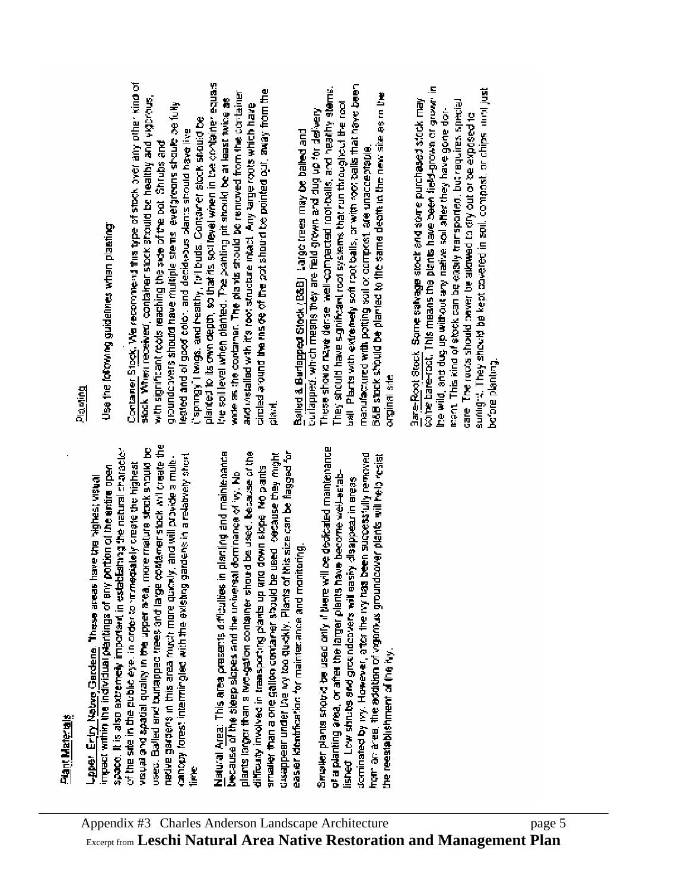## Plant Materials

Upper Entry Native Gardens. These areas have the highest visual impact within the individual plantings of any portion of the entire open space. It is also extremely important in establishing the natural character of the site in the public eye. In order to immediately create the highest visual and spatial quality in the upper area, more mature stock should be used. Balled and burlapped trees and large container stock will create the native gardens in this area much more quickly, and will provide a multi-canopy forest intermingled with the existing gardens in a relatively short time.

Natural Area. This area presents difficulties in planting and maintenance because of the steep slopes and the universal dominance of ivy. No plants larger than a two-gallon container should be used, because of the difficulty involved in transporting plants up and down slope. No plants smaller than a one gallon container should be used because they might disappear under the ivy too quickly. Plants of this size can be flagged for easier identification for maintenance and monitoring.

Smaller plants should be used only if there will be dedicated maintenance of a planting area, or after the larger plants have become well-established. Low shrubs and groundcovers will easily disappear in areas dominated by ivy. However, after the ivy has been successfully removed from an area, the addition of vigorous groundcover plants will help resist the reestablishment of the ivy.

## Planting

Use the following guidelines when planting:

Container Stock. We recommend this type of stock over any other kind of stock. When received, container stock should be healthy and vigorous, with significant roots reaching the side of the pot. Shrubs and groundcovers should have multiple stems, evergreens should be fully leafed and of good color, and deciduous plants should have live ("springy") twigs, and healthy, full buds. Container stock should be planted to its own depth, so that its soil level when in the container equals the soil level when planted. The planting pit should be at least twice as wide as the container. The plants should be removed from the container and installed with it's root structure intact. Any large roots which have circled around the inside of the pot should be pointed out, away from the plant.

Balled & Burlapped Stock (B&B). Large trees may be balled and burlapped, which means they are field grown and dug up for delivery. These should have dense, well-compacted root-balls, and healthy stems. They should have significant root systems that run throughout the root ball. Plants with extremely soft root balls, or with root balls that have been manufactured with potting soil or compost, are unacceptable. B&B stock should be planted to the same depth in the new site as in the original site.

Bare-Root Stock. Some salvage stock and some purchased stock may come bare-root. This means the plants have been field-grown or grown in the wild, and dug up without any native soil after they have gone dormant. This kind of stock can be easily transported, but requires special care. The roots should never be allowed to dry out or be exposed to sunlight. They should be kept covered in soil, compost, or chips, until just before planting.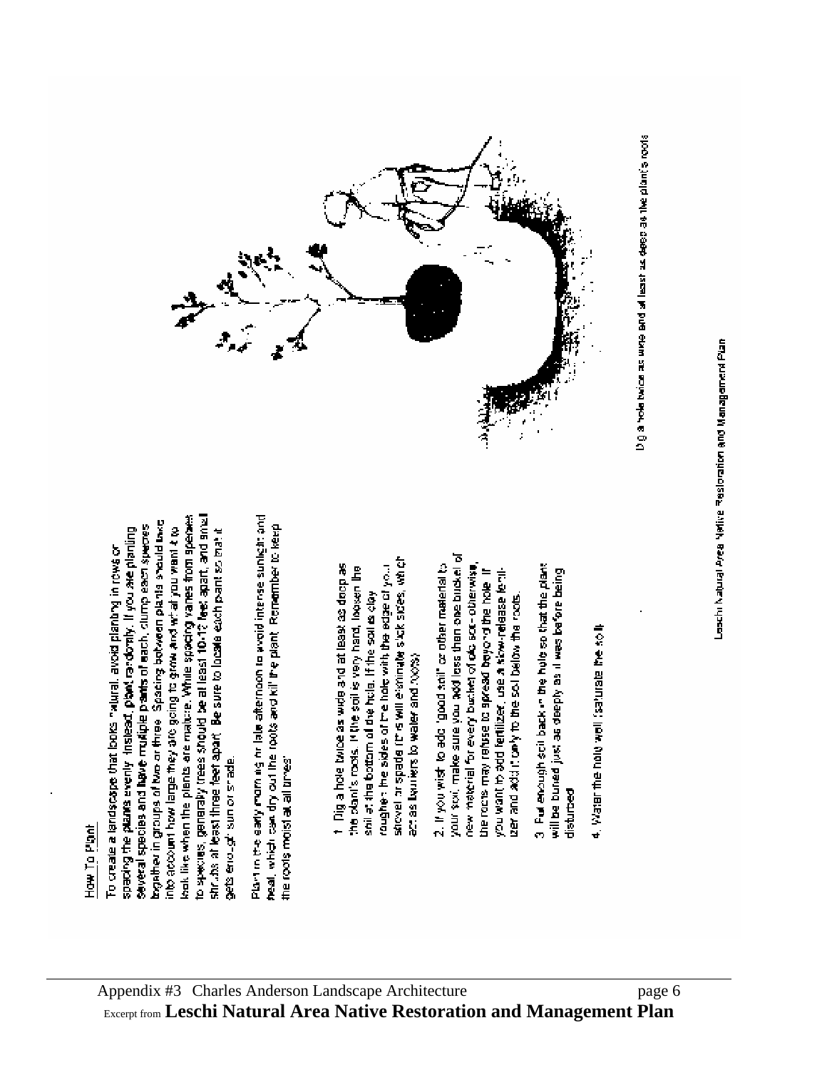## How To Plant

To create a landscape that looks natural, avoid planting in rows or spacing the plants evenly. Instead, plant randomly. If you are planting several species and have multiple plants of each, clump each species together in groups of two or three. Spacing between plants should take into account how large they are going to grow and what you want it to look like when the plants are mature. While spacing varies from species to species, generally trees should be at least 10-12 feet apart, and small shrubs at least three feet apart. Be sure to locate each plant so that it gets enough sun or shade.

Plant in the early morning or late afternoon to avoid intense sunlight and heat, which can dry out the roots and kill the plant. Remember to keep the roots moist at all times!

1. Dig a hole twice as wide and at least as deep as the plant's roots. If the soil is very hard, loosen the soil at the bottom of the hole. If the soil is clay roughen the sides of the hole with the edge of your shovel or spade (this will eliminate slick sides, which act as barriers to water and roots).

2. If you wish to add "good soil" or other material to your soil, make sure you add less than one bucket of new material for every bucket of old soil - otherwise, the roots may refuse to spread beyond the hole. If you want to add fertilizer, use a slow-release fertilizer and add it only to the soil below the roots.

3. Put enough soil back in the hole so that the plant will be buried just as deeply as it was before being disturbed.

4. Water the hole well (saturate the soil).

Dig a hole twice as wide and at least as deep as the plant's roots

Leschi Natural Area Native Restoration and Management Plan

Appendix #3 Charles Anderson Landscape Architecture

Excerpt from **Leschi Natural Area Native Restoration and Management Plan**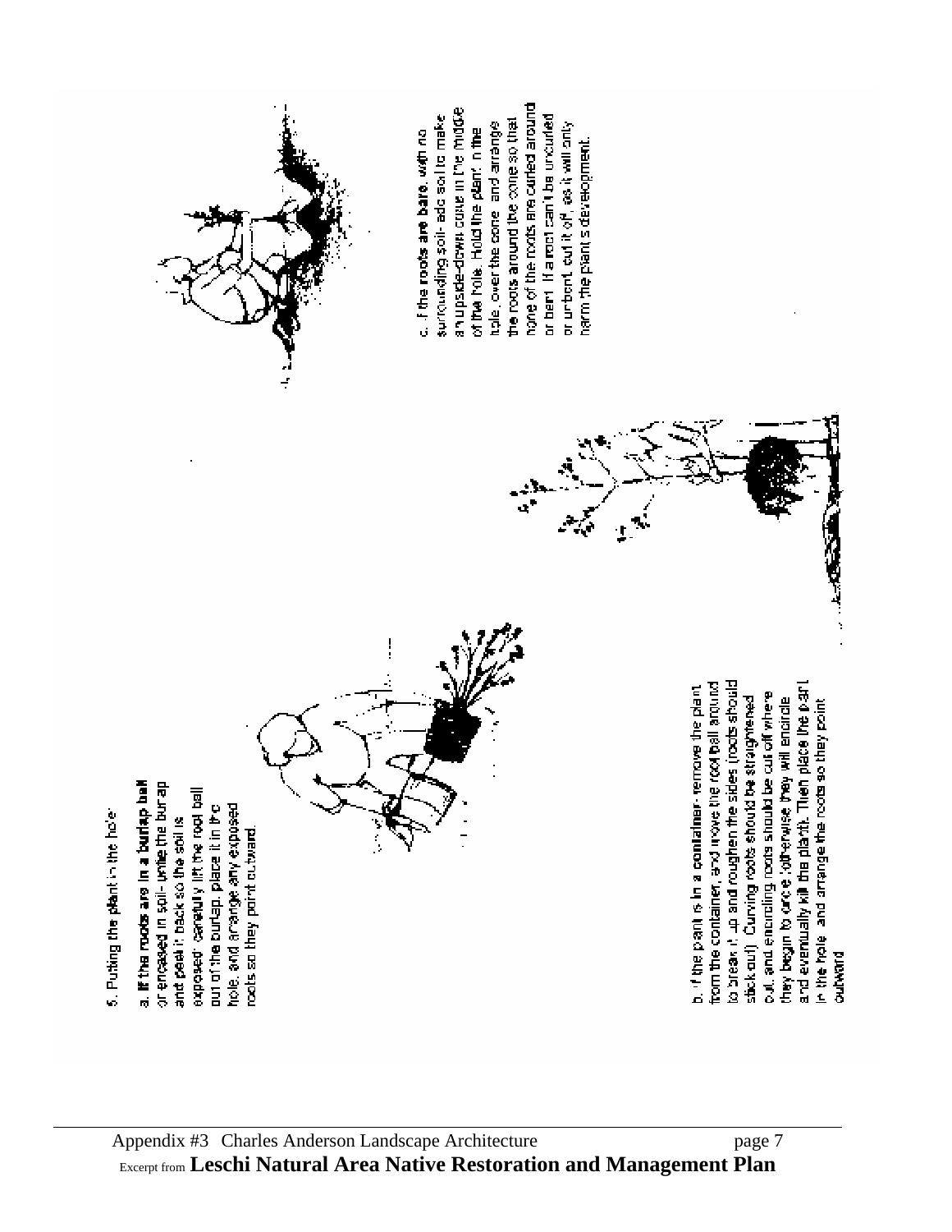5. Putting the plant in the hole:

a. **If the roots are in a burlap ball** or encased in soil- untie the burlap and peel it back so the soil is exposed; carefully lift the root ball out of the burlap, place it in the hole, and arrange any exposed roots so they point outward.

b. If the plant is in a container- remove the plant from the container, and move the root ball around to break it up and roughen the sides (roots should stick out). Curving roots should be straightened out, and encircling roots should be cut off where they begin to circle (otherwise they will encircle and eventually kill the plant). Then place the plant in the hole and arrange the roots so they point outward.

c. If the roots are bare, with no surrounding soil- add soil to make an upside-down cone in the middle of the hole. Hold the plant in the hole, over the cone, and arrange the roots around the cone so that none of the roots are curled around or bent. If a root can't be uncurled or unbent, cut it off, as it will only harm the plant's development.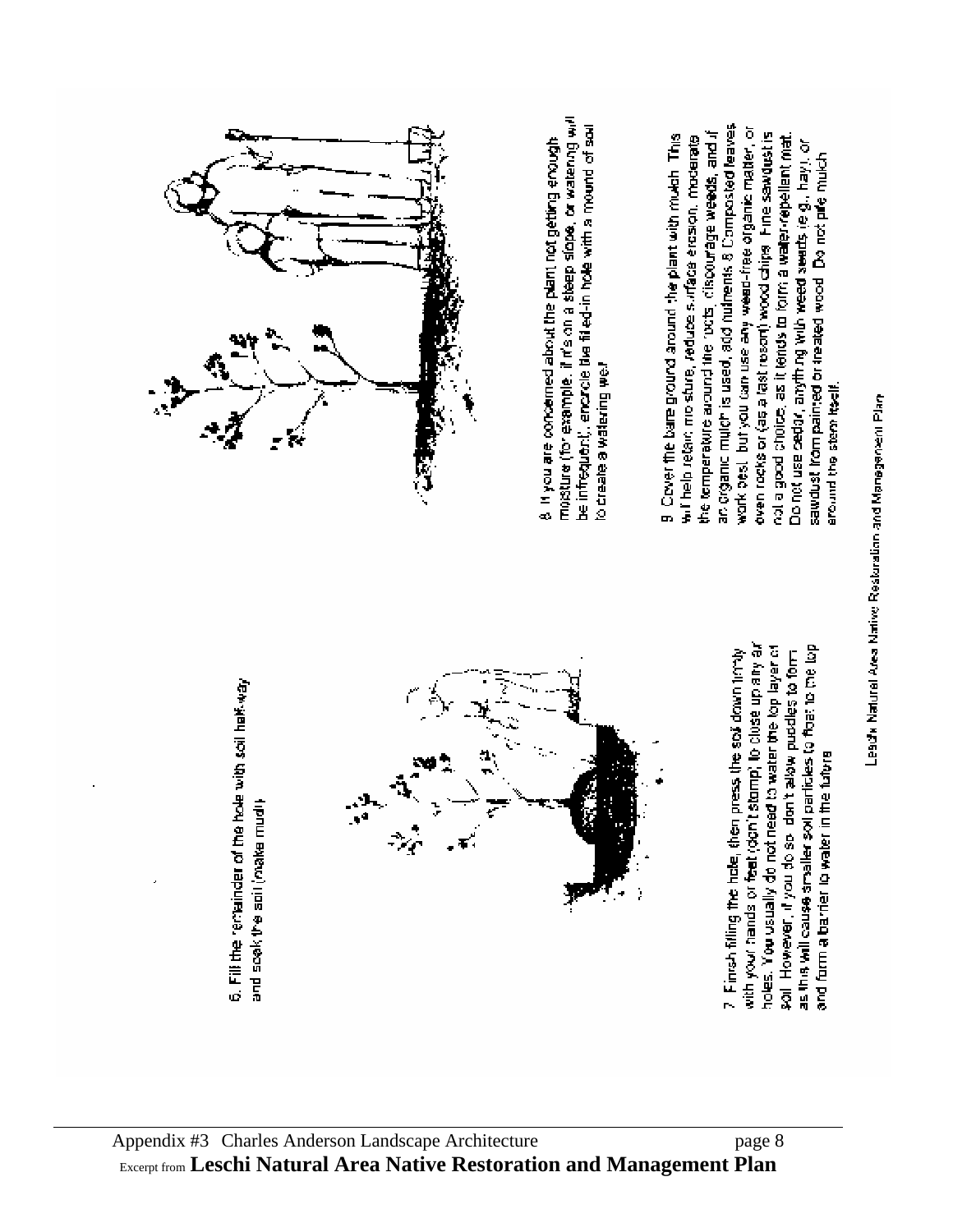6. Fill the remainder of the hole with soil half-way and soak the soil (make mud).

7. Finish filling the hole, then press the soil down firmly with your hands or feet (don't stamp), to close up any air holes. You usually do not need to water the top layer of soil. However, if you do so, don't allow puddles to form as this will cause smaller soil particles to float to the top and form a barrier to water in the future.

8. If you are concerned about the plant not getting enough moisture (for example, if it's on a steep slope, or watering will be infrequent), encircle the filled-in hole with a mound of soil to create a watering well.

9. Cover the bare ground around the plant with mulch. This will help retain moisture, reduce surface erosion, moderate the temperature around the roots, discourage weeds, and if an organic mulch is used, add nutrients. Composted leaves work best, but you can use any weed-free organic matter, or even rocks or (as a last resort) wood chips. Fine sawdust is not a good choice, as it tends to form a water-repellent mat. Do not use cedar, anything with weed seeds (e.g., hay), or sawdust from painted or treated wood. Do not pile mulch around the stem itself.

Leschi Natural Area Native Restoration and Management Plan

Appendix #3 Charles Anderson Landscape Architecture page 8

Excerpt from **Leschi Natural Area Native Restoration and Management Plan**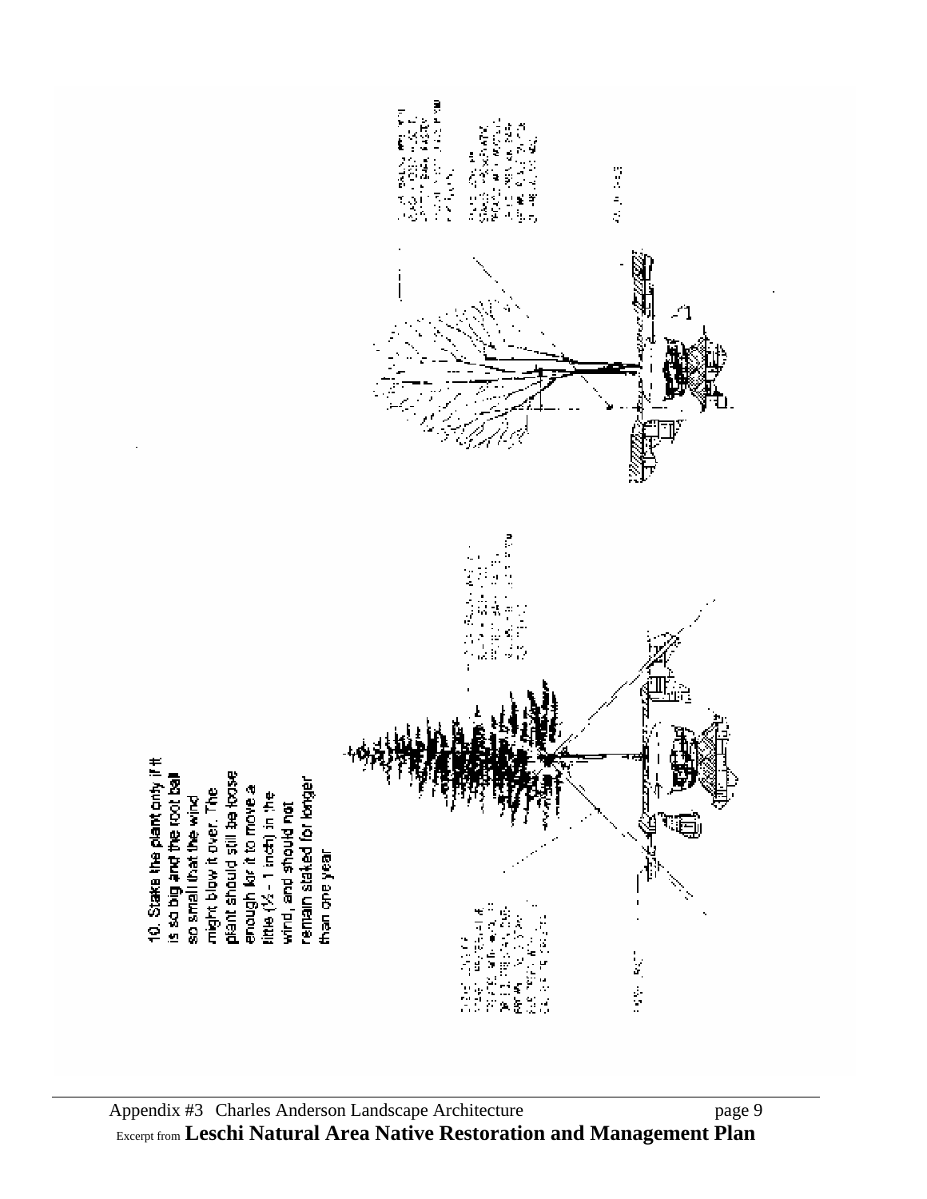10. Stake the plant only if it is so big and the root ball so small that the wind might blow it over. The plant should still be loose enough for it to move a little (½ - 1 inch) in the wind, and should not remain staked for longer than one year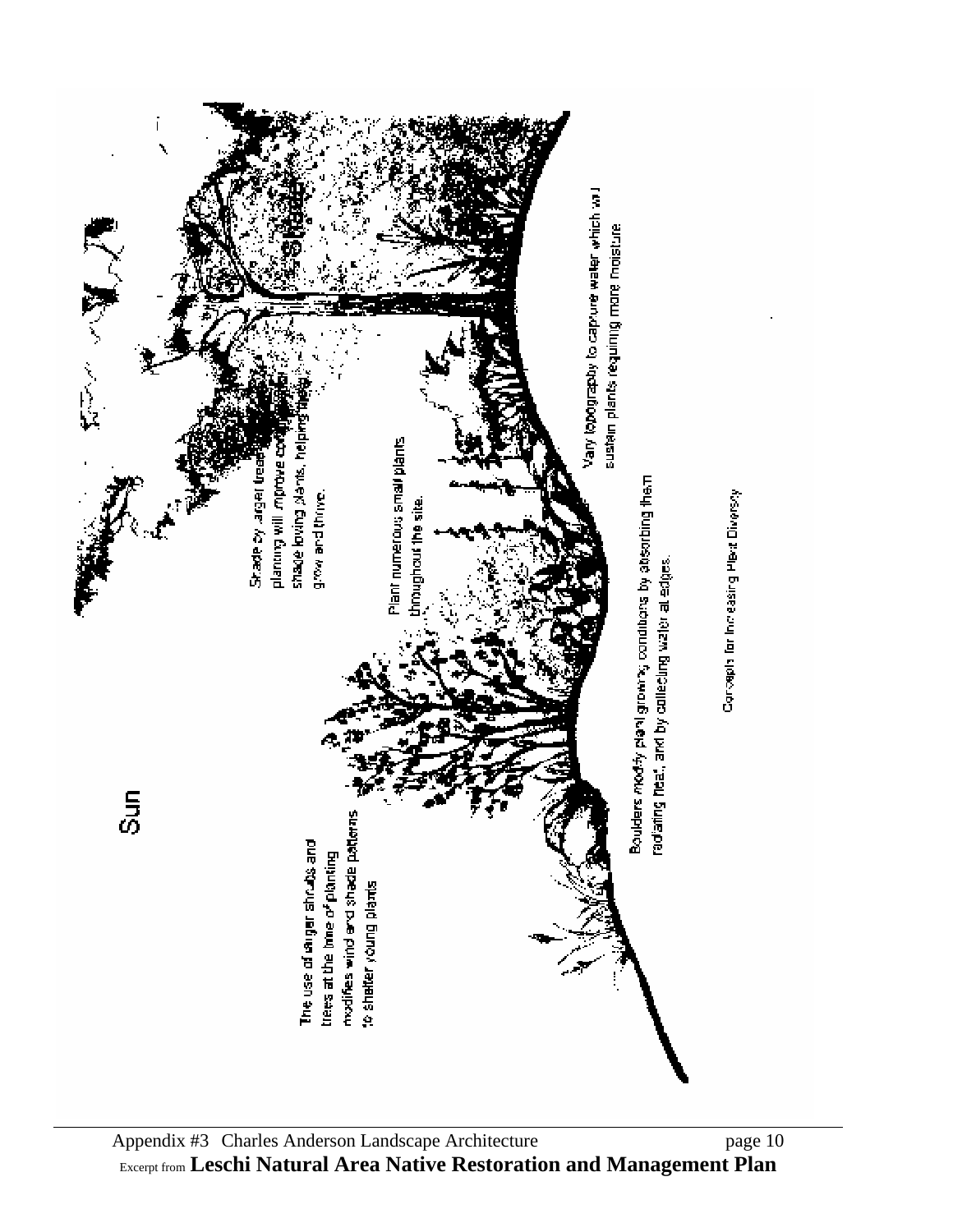Sun

The use of larger shrubs and trees at the time of planting modifies wind and shade patterns to shelter young plants

Shade by larger tree planting will improve conditions for shade loving plants, helping them grow and thrive.

Plant numerous small plants throughout the site.

Vary topography to capture water which will sustain plants requiring more moisture

Boulders modify plant growing conditions by absorbing them radiating heat, and by collecting water at edges.

Concepts for Increasing Plant Diversity

Appendix #3 Charles Anderson Landscape Architecture

Excerpt from **Leschi Natural Area Native Restoration and Management Plan**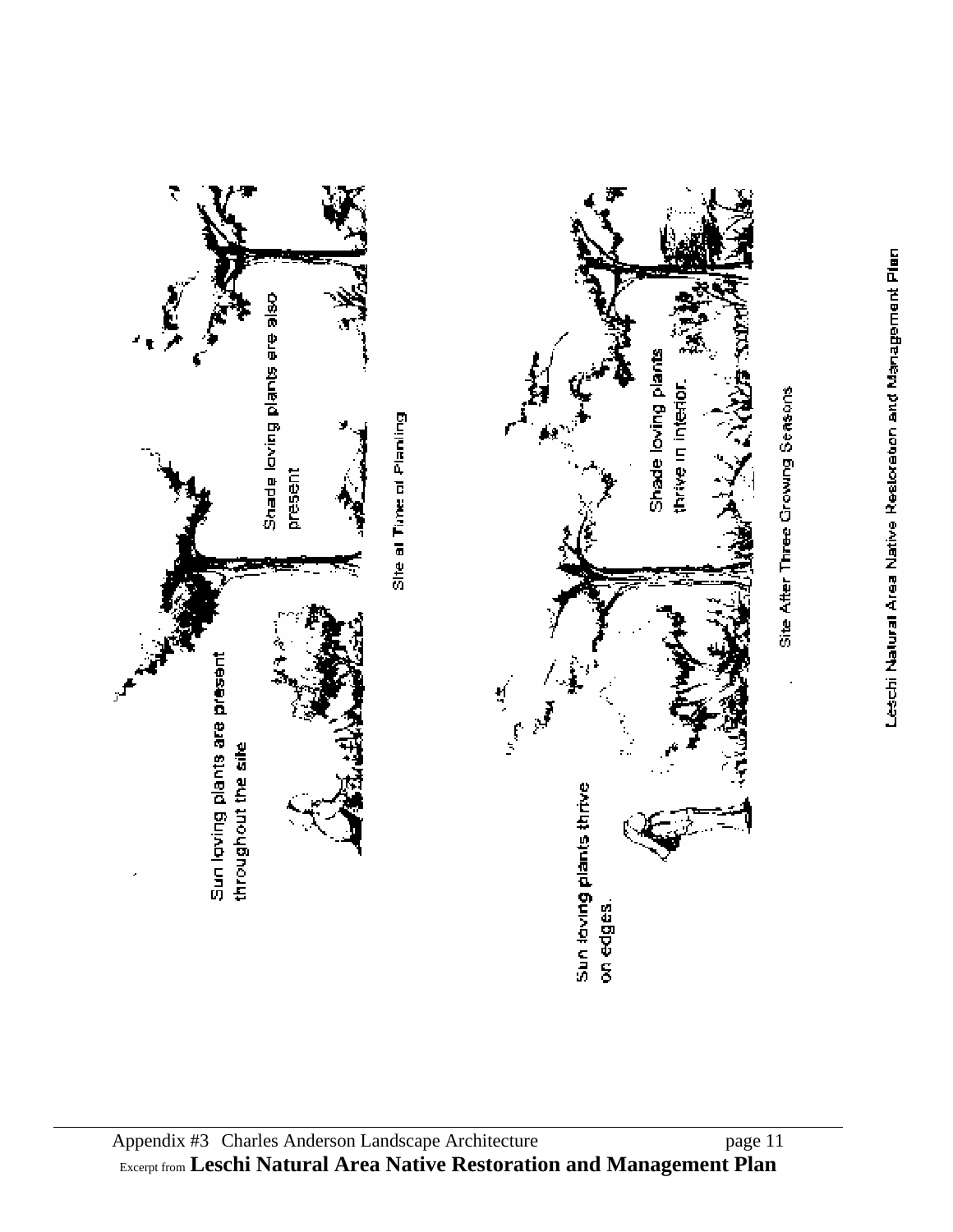Sun loving plants are present throughout the site

Shade loving plants are also present

Site at Time of Planting

Sun loving plants thrive on edges.

Shade loving plants thrive in interior.

Site After Three Growing Seasons

Leschi Natural Area Native Restoration and Management Plan

Appendix #3 Charles Anderson Landscape Architecture page 11

Excerpt from **Leschi Natural Area Native Restoration and Management Plan**